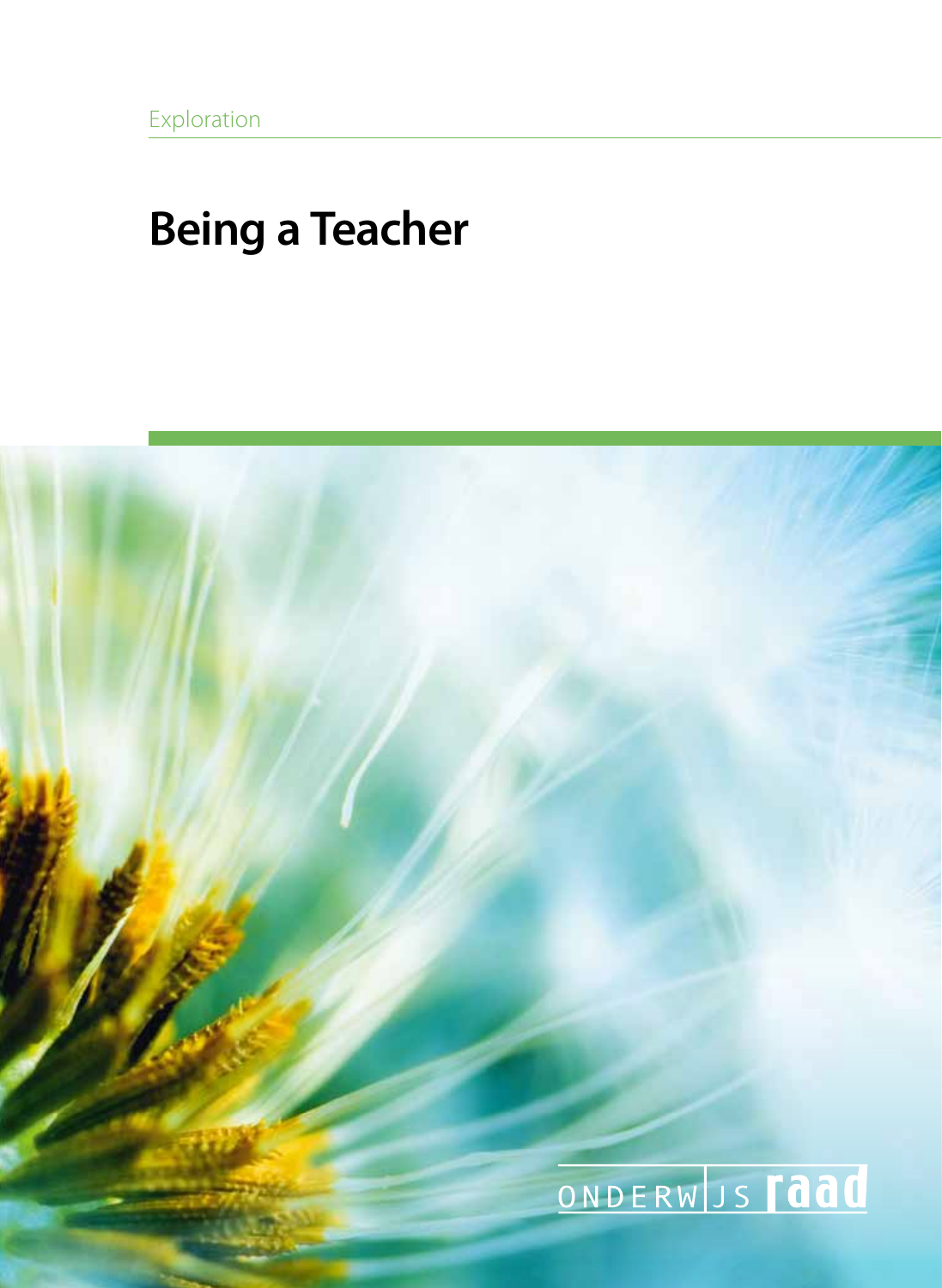Exploration

# Being a Teacher

ONDERWIJS raad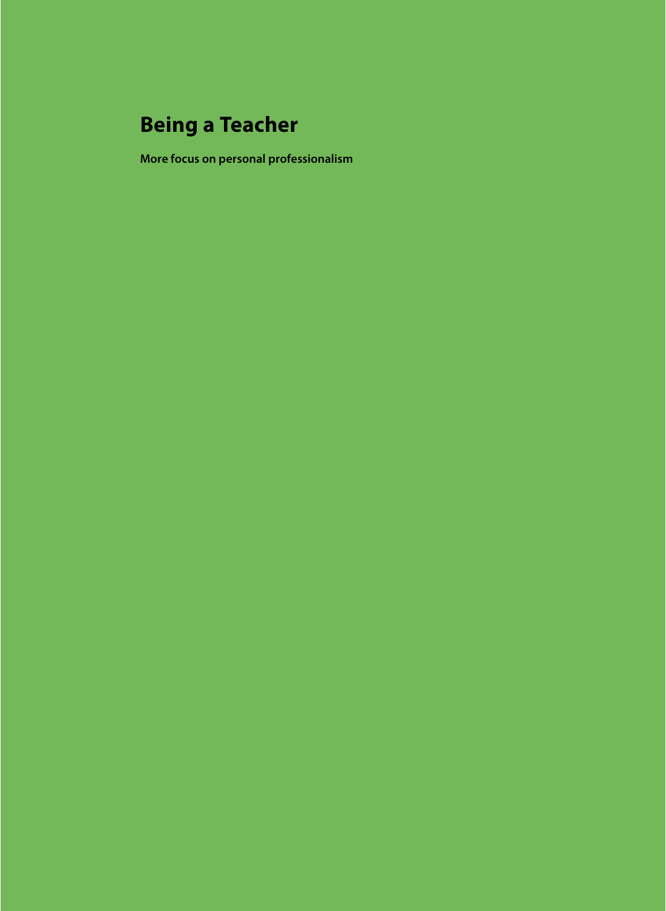# Being a Teacher

**More focus on personal professionalism**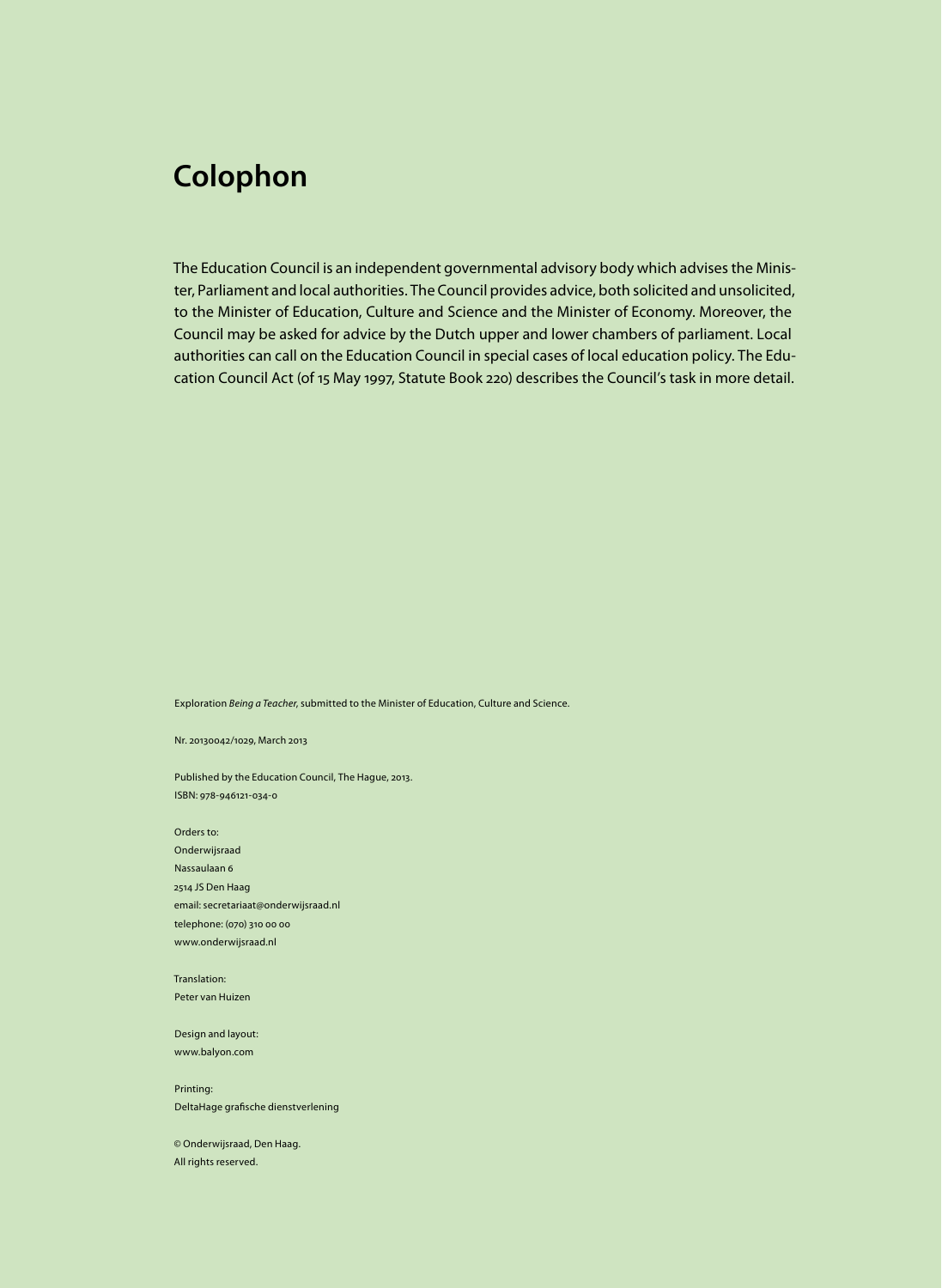# Colophon

The Education Council is an independent governmental advisory body which advises the Minister, Parliament and local authorities. The Council provides advice, both solicited and unsolicited, to the Minister of Education, Culture and Science and the Minister of Economy. Moreover, the Council may be asked for advice by the Dutch upper and lower chambers of parliament. Local authorities can call on the Education Council in special cases of local education policy. The Education Council Act (of 15 May 1997, Statute Book 220) describes the Council's task in more detail.

Exploration *Being a Teacher*, submitted to the Minister of Education, Culture and Science.

Nr. 20130042/1029, March 2013

Published by the Education Council, The Hague, 2013.
ISBN: 978-946121-034-0

Orders to:
Onderwijsraad
Nassaulaan 6
2514 JS Den Haag
email: secretariaat@onderwijsraad.nl
telephone: (070) 310 00 00
www.onderwijsraad.nl

Translation:
Peter van Huizen

Design and layout:
www.balyon.com

Printing:
DeltaHage grafische dienstverlening

© Onderwijsraad, Den Haag.
All rights reserved.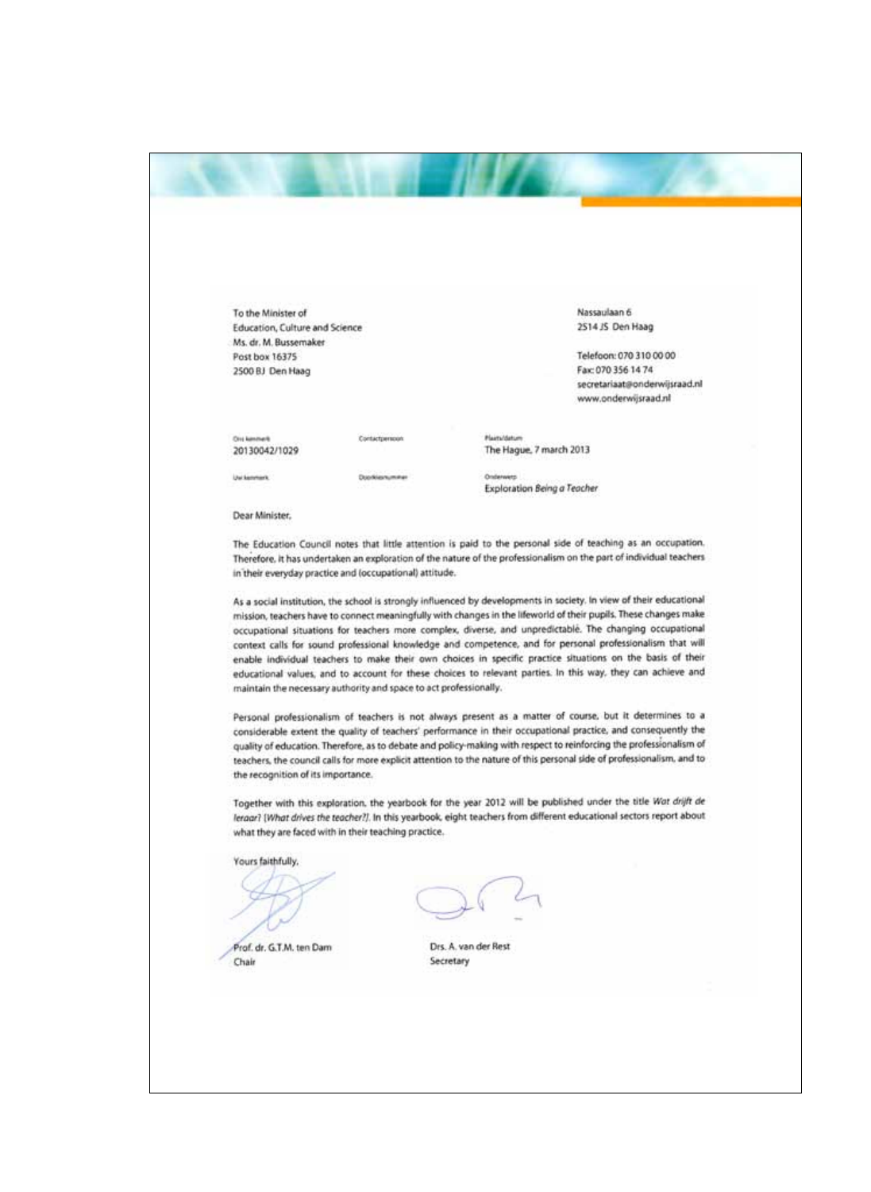To the Minister of
Education, Culture and Science
Ms. dr. M. Bussemaker
Post box 16375
2500 BJ Den Haag

Nassaulaan 6
2514 JS Den Haag

Telefoon: 070 310 00 00
Fax: 070 356 14 74
secretariaat@onderwijsraad.nl
www.onderwijsraad.nl

| Ons kenmerk | Contactpersoon | Plaats/datum |
|---|---|---|
| 20130042/1029 | | The Hague, 7 march 2013 |
| Uw kenmerk | Doorkiesnummer | Onderwerp |
| | | Exploration *Being a Teacher* |

Dear Minister,

The Education Council notes that little attention is paid to the personal side of teaching as an occupation. Therefore, it has undertaken an exploration of the nature of the professionalism on the part of individual teachers in their everyday practice and (occupational) attitude.

As a social institution, the school is strongly influenced by developments in society. In view of their educational mission, teachers have to connect meaningfully with changes in the lifeworld of their pupils. These changes make occupational situations for teachers more complex, diverse, and unpredictable. The changing occupational context calls for sound professional knowledge and competence, and for personal professionalism that will enable individual teachers to make their own choices in specific practice situations on the basis of their educational values, and to account for these choices to relevant parties. In this way, they can achieve and maintain the necessary authority and space to act professionally.

Personal professionalism of teachers is not always present as a matter of course, but it determines to a considerable extent the quality of teachers' performance in their occupational practice, and consequently the quality of education. Therefore, as to debate and policy-making with respect to reinforcing the professionalism of teachers, the council calls for more explicit attention to the nature of this personal side of professionalism, and to the recognition of its importance.

Together with this exploration, the yearbook for the year 2012 will be published under the title *Wat drijft de leraar? [What drives the teacher?]*. In this yearbook, eight teachers from different educational sectors report about what they are faced with in their teaching practice.

Yours faithfully,

Prof. dr. G.T.M. ten Dam
Chair

Drs. A. van der Rest
Secretary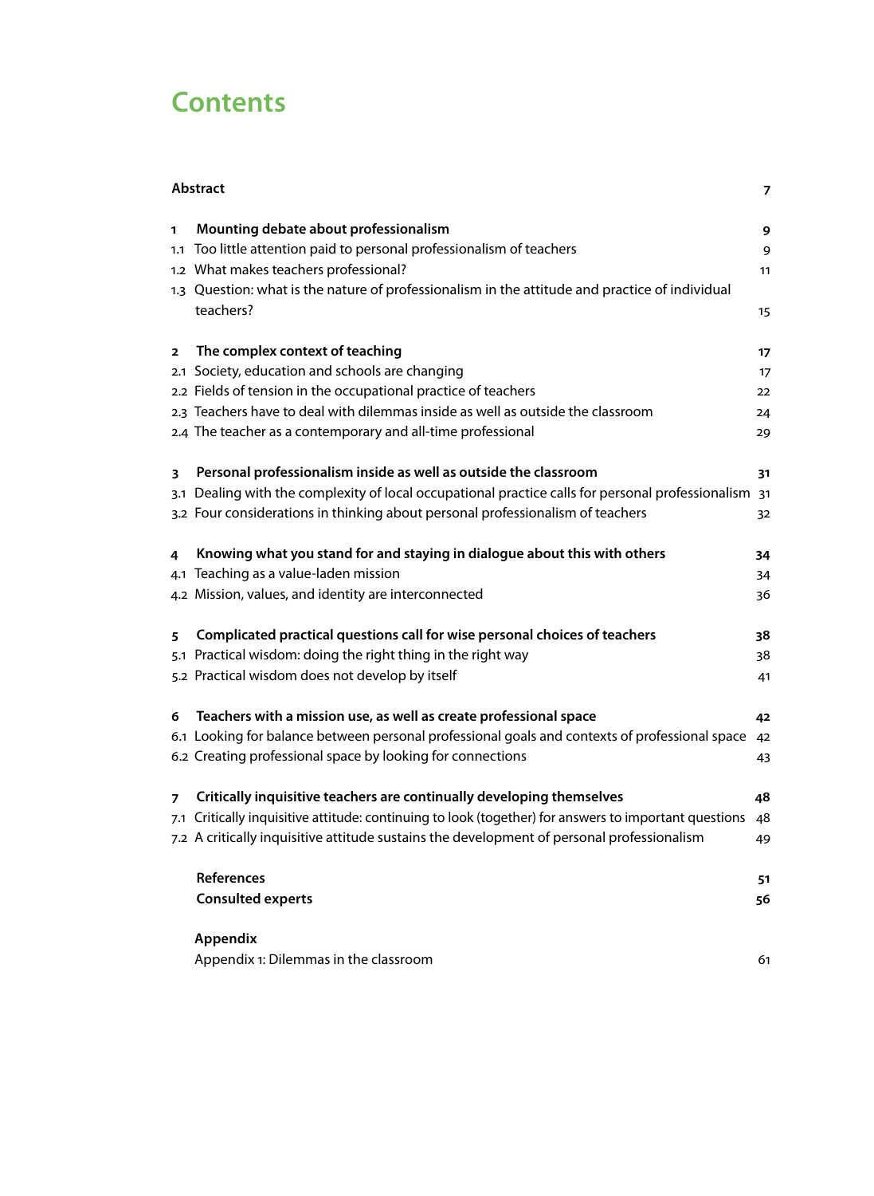# Contents

| | | |
|---|---|---|
| **Abstract** | | **7** |
| **1** | **Mounting debate about professionalism** | **9** |
| 1.1 | Too little attention paid to personal professionalism of teachers | 9 |
| 1.2 | What makes teachers professional? | 11 |
| 1.3 | Question: what is the nature of professionalism in the attitude and practice of individual teachers? | 15 |
| **2** | **The complex context of teaching** | **17** |
| 2.1 | Society, education and schools are changing | 17 |
| 2.2 | Fields of tension in the occupational practice of teachers | 22 |
| 2.3 | Teachers have to deal with dilemmas inside as well as outside the classroom | 24 |
| 2.4 | The teacher as a contemporary and all-time professional | 29 |
| **3** | **Personal professionalism inside as well as outside the classroom** | **31** |
| 3.1 | Dealing with the complexity of local occupational practice calls for personal professionalism | 31 |
| 3.2 | Four considerations in thinking about personal professionalism of teachers | 32 |
| **4** | **Knowing what you stand for and staying in dialogue about this with others** | **34** |
| 4.1 | Teaching as a value-laden mission | 34 |
| 4.2 | Mission, values, and identity are interconnected | 36 |
| **5** | **Complicated practical questions call for wise personal choices of teachers** | **38** |
| 5.1 | Practical wisdom: doing the right thing in the right way | 38 |
| 5.2 | Practical wisdom does not develop by itself | 41 |
| **6** | **Teachers with a mission use, as well as create professional space** | **42** |
| 6.1 | Looking for balance between personal professional goals and contexts of professional space | 42 |
| 6.2 | Creating professional space by looking for connections | 43 |
| **7** | **Critically inquisitive teachers are continually developing themselves** | **48** |
| 7.1 | Critically inquisitive attitude: continuing to look (together) for answers to important questions | 48 |
| 7.2 | A critically inquisitive attitude sustains the development of personal professionalism | 49 |
| | **References** | **51** |
| | **Consulted experts** | **56** |
| | **Appendix** | |
| | Appendix 1: Dilemmas in the classroom | 61 |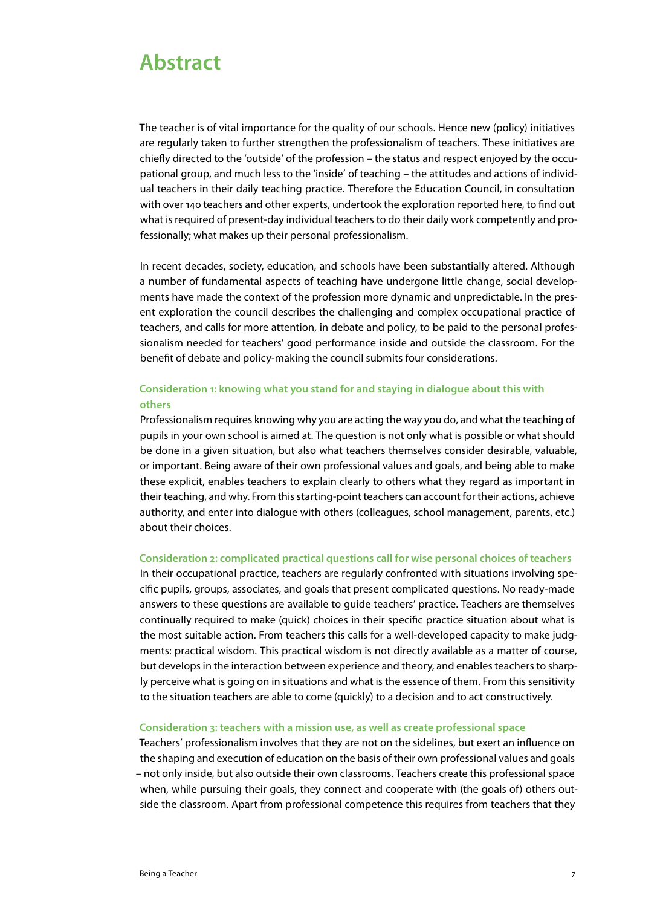# Abstract

The teacher is of vital importance for the quality of our schools. Hence new (policy) initiatives are regularly taken to further strengthen the professionalism of teachers. These initiatives are chiefly directed to the 'outside' of the profession – the status and respect enjoyed by the occupational group, and much less to the 'inside' of teaching – the attitudes and actions of individual teachers in their daily teaching practice. Therefore the Education Council, in consultation with over 140 teachers and other experts, undertook the exploration reported here, to find out what is required of present-day individual teachers to do their daily work competently and professionally; what makes up their personal professionalism.

In recent decades, society, education, and schools have been substantially altered. Although a number of fundamental aspects of teaching have undergone little change, social developments have made the context of the profession more dynamic and unpredictable. In the present exploration the council describes the challenging and complex occupational practice of teachers, and calls for more attention, in debate and policy, to be paid to the personal professionalism needed for teachers' good performance inside and outside the classroom. For the benefit of debate and policy-making the council submits four considerations.

### Consideration 1: knowing what you stand for and staying in dialogue about this with others

Professionalism requires knowing why you are acting the way you do, and what the teaching of pupils in your own school is aimed at. The question is not only what is possible or what should be done in a given situation, but also what teachers themselves consider desirable, valuable, or important. Being aware of their own professional values and goals, and being able to make these explicit, enables teachers to explain clearly to others what they regard as important in their teaching, and why. From this starting-point teachers can account for their actions, achieve authority, and enter into dialogue with others (colleagues, school management, parents, etc.) about their choices.

### Consideration 2: complicated practical questions call for wise personal choices of teachers

In their occupational practice, teachers are regularly confronted with situations involving specific pupils, groups, associates, and goals that present complicated questions. No ready-made answers to these questions are available to guide teachers' practice. Teachers are themselves continually required to make (quick) choices in their specific practice situation about what is the most suitable action. From teachers this calls for a well-developed capacity to make judgments: practical wisdom. This practical wisdom is not directly available as a matter of course, but develops in the interaction between experience and theory, and enables teachers to sharply perceive what is going on in situations and what is the essence of them. From this sensitivity to the situation teachers are able to come (quickly) to a decision and to act constructively.

### Consideration 3: teachers with a mission use, as well as create professional space

Teachers' professionalism involves that they are not on the sidelines, but exert an influence on the shaping and execution of education on the basis of their own professional values and goals – not only inside, but also outside their own classrooms. Teachers create this professional space when, while pursuing their goals, they connect and cooperate with (the goals of) others outside the classroom. Apart from professional competence this requires from teachers that they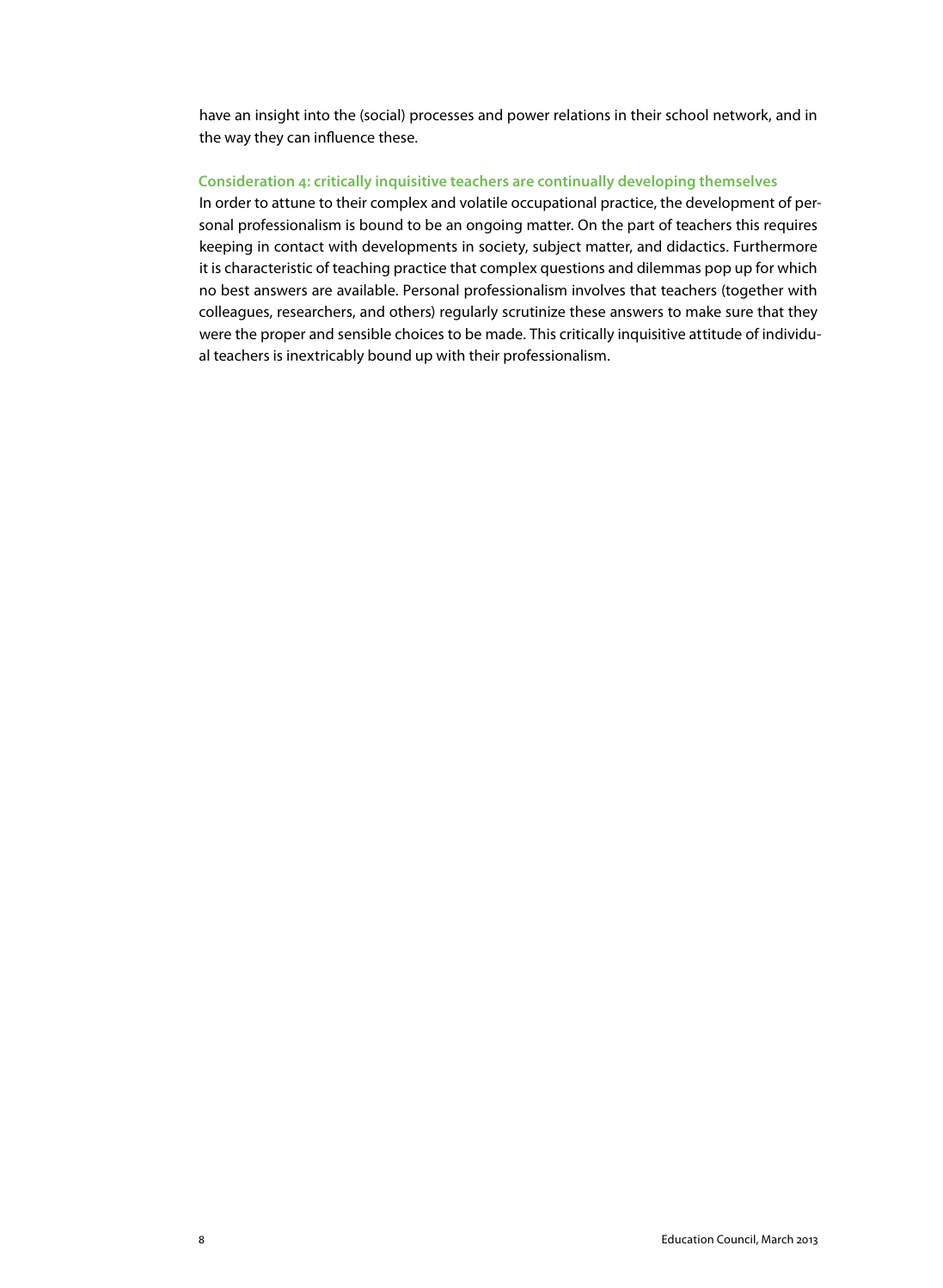have an insight into the (social) processes and power relations in their school network, and in the way they can influence these.

### Consideration 4: critically inquisitive teachers are continually developing themselves

In order to attune to their complex and volatile occupational practice, the development of personal professionalism is bound to be an ongoing matter. On the part of teachers this requires keeping in contact with developments in society, subject matter, and didactics. Furthermore it is characteristic of teaching practice that complex questions and dilemmas pop up for which no best answers are available. Personal professionalism involves that teachers (together with colleagues, researchers, and others) regularly scrutinize these answers to make sure that they were the proper and sensible choices to be made. This critically inquisitive attitude of individual teachers is inextricably bound up with their professionalism.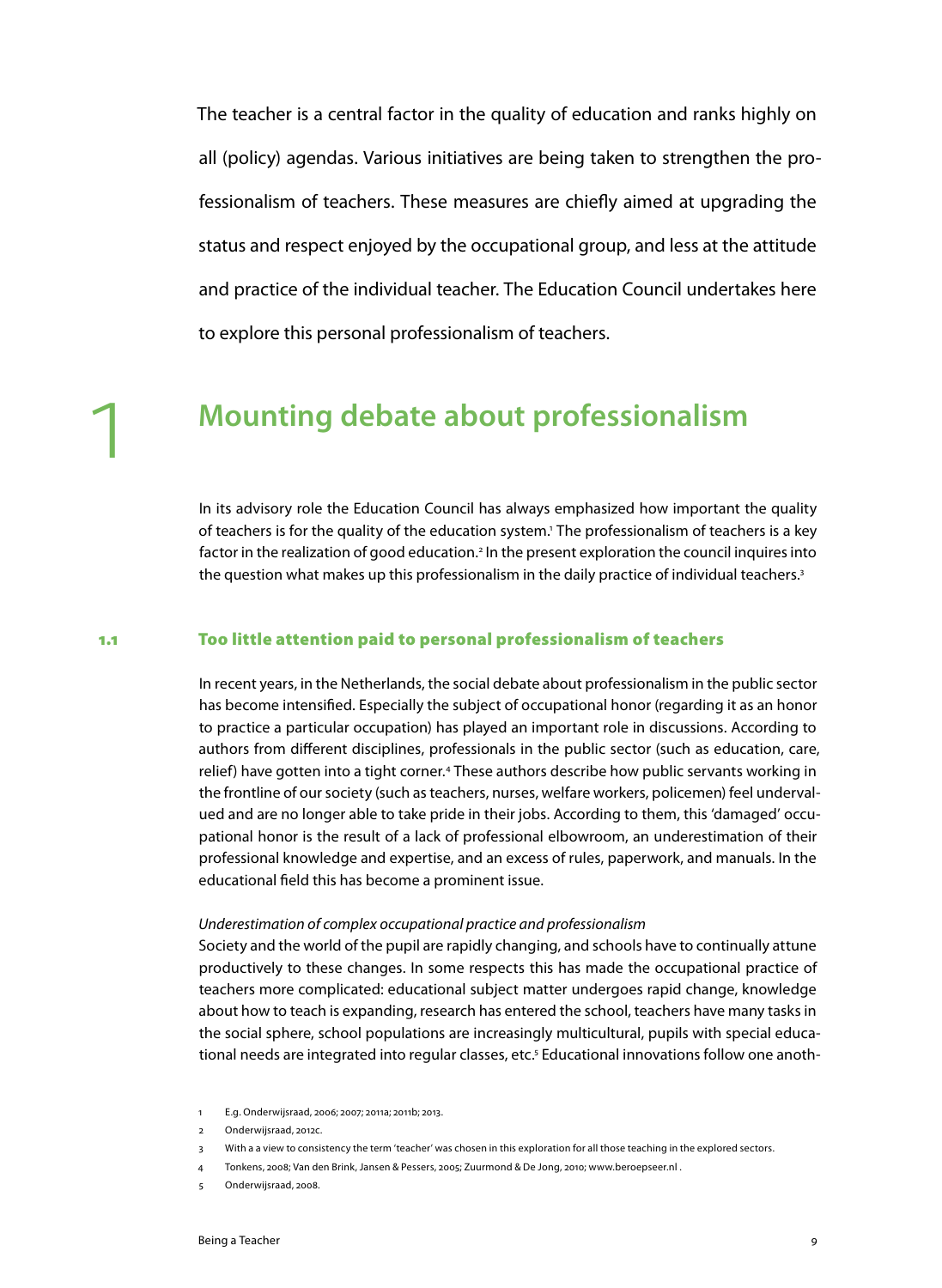The teacher is a central factor in the quality of education and ranks highly on all (policy) agendas. Various initiatives are being taken to strengthen the professionalism of teachers. These measures are chiefly aimed at upgrading the status and respect enjoyed by the occupational group, and less at the attitude and practice of the individual teacher. The Education Council undertakes here to explore this personal professionalism of teachers.

# 1 Mounting debate about professionalism

In its advisory role the Education Council has always emphasized how important the quality of teachers is for the quality of the education system.[1] The professionalism of teachers is a key factor in the realization of good education.[2] In the present exploration the council inquires into the question what makes up this professionalism in the daily practice of individual teachers.[3]

## 1.1 Too little attention paid to personal professionalism of teachers

In recent years, in the Netherlands, the social debate about professionalism in the public sector has become intensified. Especially the subject of occupational honor (regarding it as an honor to practice a particular occupation) has played an important role in discussions. According to authors from different disciplines, professionals in the public sector (such as education, care, relief) have gotten into a tight corner.[4] These authors describe how public servants working in the frontline of our society (such as teachers, nurses, welfare workers, policemen) feel undervalued and are no longer able to take pride in their jobs. According to them, this 'damaged' occupational honor is the result of a lack of professional elbowroom, an underestimation of their professional knowledge and expertise, and an excess of rules, paperwork, and manuals. In the educational field this has become a prominent issue.

*Underestimation of complex occupational practice and professionalism*

Society and the world of the pupil are rapidly changing, and schools have to continually attune productively to these changes. In some respects this has made the occupational practice of teachers more complicated: educational subject matter undergoes rapid change, knowledge about how to teach is expanding, research has entered the school, teachers have many tasks in the social sphere, school populations are increasingly multicultural, pupils with special educational needs are integrated into regular classes, etc.[5] Educational innovations follow one anoth-

1 E.g. Onderwijsraad, 2006; 2007; 2011a; 2011b; 2013.

2 Onderwijsraad, 2012c.

3 With a a view to consistency the term 'teacher' was chosen in this exploration for all those teaching in the explored sectors.

4 Tonkens, 2008; Van den Brink, Jansen & Pessers, 2005; Zuurmond & De Jong, 2010; www.beroepseer.nl .

5 Onderwijsraad, 2008.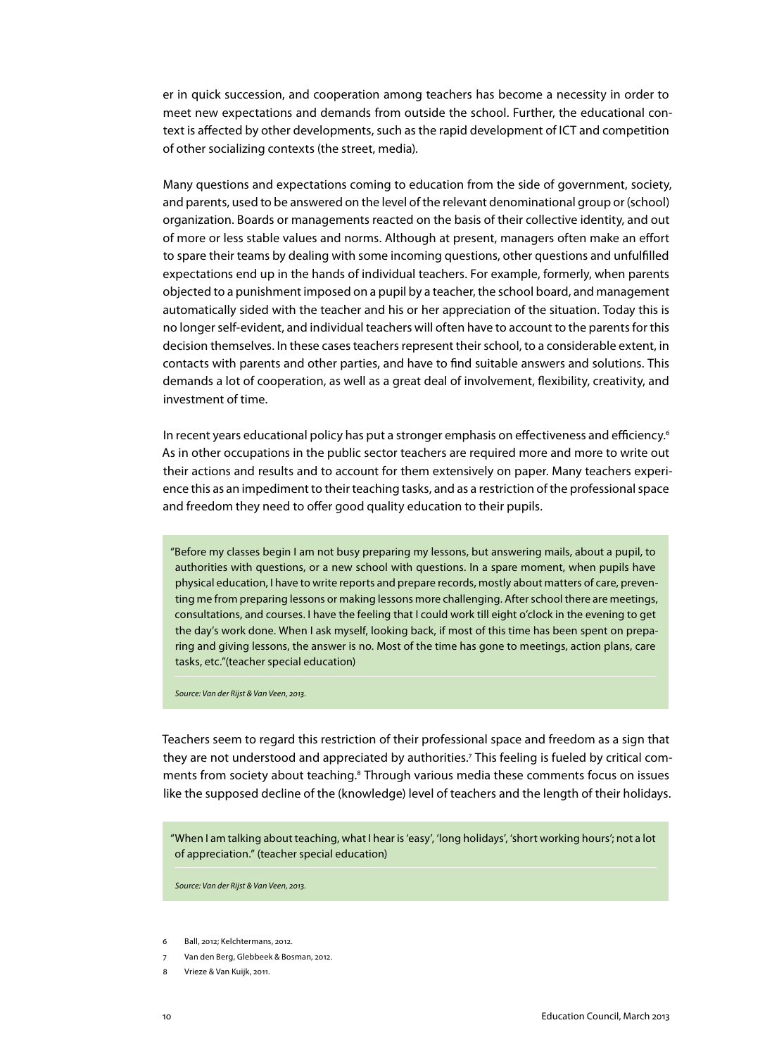er in quick succession, and cooperation among teachers has become a necessity in order to meet new expectations and demands from outside the school. Further, the educational context is affected by other developments, such as the rapid development of ICT and competition of other socializing contexts (the street, media).

Many questions and expectations coming to education from the side of government, society, and parents, used to be answered on the level of the relevant denominational group or (school) organization. Boards or managements reacted on the basis of their collective identity, and out of more or less stable values and norms. Although at present, managers often make an effort to spare their teams by dealing with some incoming questions, other questions and unfulfilled expectations end up in the hands of individual teachers. For example, formerly, when parents objected to a punishment imposed on a pupil by a teacher, the school board, and management automatically sided with the teacher and his or her appreciation of the situation. Today this is no longer self-evident, and individual teachers will often have to account to the parents for this decision themselves. In these cases teachers represent their school, to a considerable extent, in contacts with parents and other parties, and have to find suitable answers and solutions. This demands a lot of cooperation, as well as a great deal of involvement, flexibility, creativity, and investment of time.

In recent years educational policy has put a stronger emphasis on effectiveness and efficiency.[6] As in other occupations in the public sector teachers are required more and more to write out their actions and results and to account for them extensively on paper. Many teachers experience this as an impediment to their teaching tasks, and as a restriction of the professional space and freedom they need to offer good quality education to their pupils.

> "Before my classes begin I am not busy preparing my lessons, but answering mails, about a pupil, to authorities with questions, or a new school with questions. In a spare moment, when pupils have physical education, I have to write reports and prepare records, mostly about matters of care, preventing me from preparing lessons or making lessons more challenging. After school there are meetings, consultations, and courses. I have the feeling that I could work till eight o'clock in the evening to get the day's work done. When I ask myself, looking back, if most of this time has been spent on preparing and giving lessons, the answer is no. Most of the time has gone to meetings, action plans, care tasks, etc."(teacher special education)
>
> *Source: Van der Rijst & Van Veen, 2013.*

Teachers seem to regard this restriction of their professional space and freedom as a sign that they are not understood and appreciated by authorities.[7] This feeling is fueled by critical comments from society about teaching.[8] Through various media these comments focus on issues like the supposed decline of the (knowledge) level of teachers and the length of their holidays.

> "When I am talking about teaching, what I hear is 'easy', 'long holidays', 'short working hours'; not a lot of appreciation." (teacher special education)
>
> *Source: Van der Rijst & Van Veen, 2013.*

6 Ball, 2012; Kelchtermans, 2012.

7 Van den Berg, Glebbeek & Bosman, 2012.

8 Vrieze & Van Kuijk, 2011.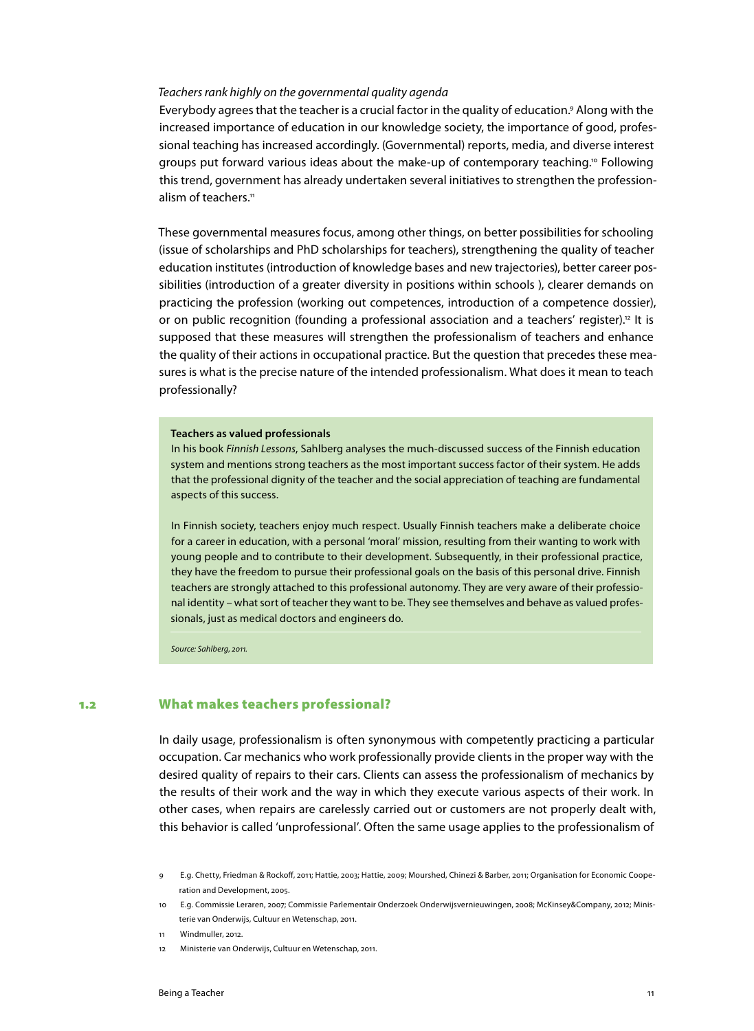*Teachers rank highly on the governmental quality agenda*

Everybody agrees that the teacher is a crucial factor in the quality of education.[9] Along with the increased importance of education in our knowledge society, the importance of good, professional teaching has increased accordingly. (Governmental) reports, media, and diverse interest groups put forward various ideas about the make-up of contemporary teaching.[10] Following this trend, government has already undertaken several initiatives to strengthen the professionalism of teachers.[11]

These governmental measures focus, among other things, on better possibilities for schooling (issue of scholarships and PhD scholarships for teachers), strengthening the quality of teacher education institutes (introduction of knowledge bases and new trajectories), better career possibilities (introduction of a greater diversity in positions within schools ), clearer demands on practicing the profession (working out competences, introduction of a competence dossier), or on public recognition (founding a professional association and a teachers' register).[12] It is supposed that these measures will strengthen the professionalism of teachers and enhance the quality of their actions in occupational practice. But the question that precedes these measures is what is the precise nature of the intended professionalism. What does it mean to teach professionally?

**Teachers as valued professionals**

In his book *Finnish Lessons*, Sahlberg analyses the much-discussed success of the Finnish education system and mentions strong teachers as the most important success factor of their system. He adds that the professional dignity of the teacher and the social appreciation of teaching are fundamental aspects of this success.

In Finnish society, teachers enjoy much respect. Usually Finnish teachers make a deliberate choice for a career in education, with a personal 'moral' mission, resulting from their wanting to work with young people and to contribute to their development. Subsequently, in their professional practice, they have the freedom to pursue their professional goals on the basis of this personal drive. Finnish teachers are strongly attached to this professional autonomy. They are very aware of their professional identity – what sort of teacher they want to be. They see themselves and behave as valued professionals, just as medical doctors and engineers do.

*Source: Sahlberg, 2011.*

## 1.2 What makes teachers professional?

In daily usage, professionalism is often synonymous with competently practicing a particular occupation. Car mechanics who work professionally provide clients in the proper way with the desired quality of repairs to their cars. Clients can assess the professionalism of mechanics by the results of their work and the way in which they execute various aspects of their work. In other cases, when repairs are carelessly carried out or customers are not properly dealt with, this behavior is called 'unprofessional'. Often the same usage applies to the professionalism of

---

9 E.g. Chetty, Friedman & Rockoff, 2011; Hattie, 2003; Hattie, 2009; Mourshed, Chinezi & Barber, 2011; Organisation for Economic Cooperation and Development, 2005.

10 E.g. Commissie Leraren, 2007; Commissie Parlementair Onderzoek Onderwijsvernieuwingen, 2008; McKinsey&Company, 2012; Ministerie van Onderwijs, Cultuur en Wetenschap, 2011.

11 Windmuller, 2012.

12 Ministerie van Onderwijs, Cultuur en Wetenschap, 2011.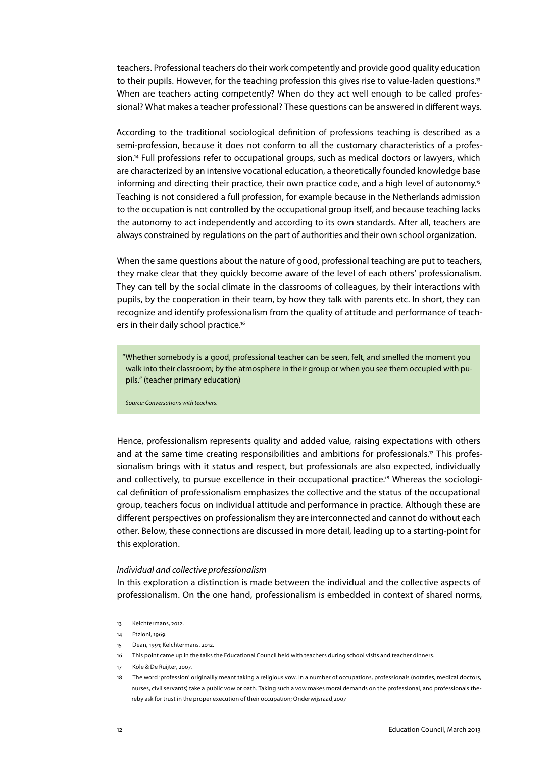teachers. Professional teachers do their work competently and provide good quality education to their pupils. However, for the teaching profession this gives rise to value-laden questions.[13] When are teachers acting competently? When do they act well enough to be called professional? What makes a teacher professional? These questions can be answered in different ways.

According to the traditional sociological definition of professions teaching is described as a semi-profession, because it does not conform to all the customary characteristics of a profession.[14] Full professions refer to occupational groups, such as medical doctors or lawyers, which are characterized by an intensive vocational education, a theoretically founded knowledge base informing and directing their practice, their own practice code, and a high level of autonomy.[15] Teaching is not considered a full profession, for example because in the Netherlands admission to the occupation is not controlled by the occupational group itself, and because teaching lacks the autonomy to act independently and according to its own standards. After all, teachers are always constrained by regulations on the part of authorities and their own school organization.

When the same questions about the nature of good, professional teaching are put to teachers, they make clear that they quickly become aware of the level of each others' professionalism. They can tell by the social climate in the classrooms of colleagues, by their interactions with pupils, by the cooperation in their team, by how they talk with parents etc. In short, they can recognize and identify professionalism from the quality of attitude and performance of teachers in their daily school practice.[16]

> "Whether somebody is a good, professional teacher can be seen, felt, and smelled the moment you walk into their classroom; by the atmosphere in their group or when you see them occupied with pupils." (teacher primary education)
>
> *Source: Conversations with teachers.*

Hence, professionalism represents quality and added value, raising expectations with others and at the same time creating responsibilities and ambitions for professionals.[17] This professionalism brings with it status and respect, but professionals are also expected, individually and collectively, to pursue excellence in their occupational practice.[18] Whereas the sociological definition of professionalism emphasizes the collective and the status of the occupational group, teachers focus on individual attitude and performance in practice. Although these are different perspectives on professionalism they are interconnected and cannot do without each other. Below, these connections are discussed in more detail, leading up to a starting-point for this exploration.

*Individual and collective professionalism*

In this exploration a distinction is made between the individual and the collective aspects of professionalism. On the one hand, professionalism is embedded in context of shared norms,

13 Kelchtermans, 2012.

14 Etzioni, 1969.

15 Dean, 1991; Kelchtermans, 2012.

16 This point came up in the talks the Educational Council held with teachers during school visits and teacher dinners.

17 Kole & De Ruijter, 2007.

18 The word 'profession' originallly meant taking a religious vow. In a number of occupations, professionals (notaries, medical doctors, nurses, civil servants) take a public vow or oath. Taking such a vow makes moral demands on the professional, and professionals thereby ask for trust in the proper execution of their occupation; Onderwijsraad,2007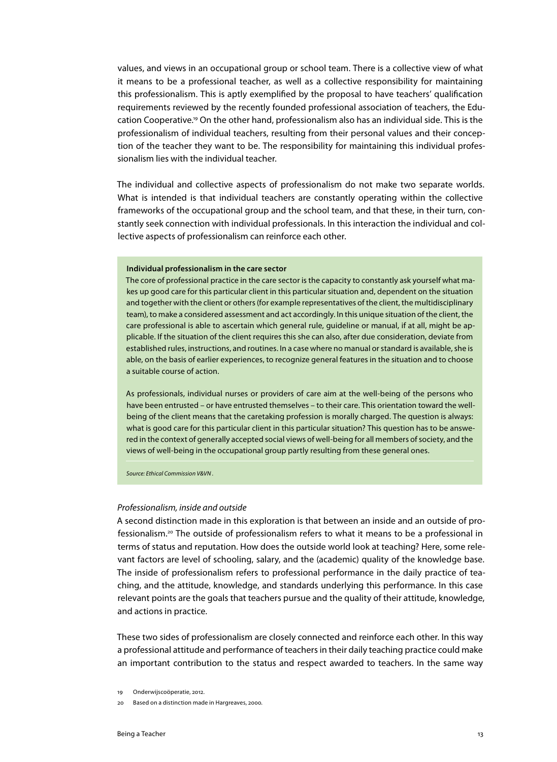values, and views in an occupational group or school team. There is a collective view of what it means to be a professional teacher, as well as a collective responsibility for maintaining this professionalism. This is aptly exemplified by the proposal to have teachers' qualification requirements reviewed by the recently founded professional association of teachers, the Education Cooperative.[19] On the other hand, professionalism also has an individual side. This is the professionalism of individual teachers, resulting from their personal values and their conception of the teacher they want to be. The responsibility for maintaining this individual professionalism lies with the individual teacher.

The individual and collective aspects of professionalism do not make two separate worlds. What is intended is that individual teachers are constantly operating within the collective frameworks of the occupational group and the school team, and that these, in their turn, constantly seek connection with individual professionals. In this interaction the individual and collective aspects of professionalism can reinforce each other.

**Individual professionalism in the care sector**

The core of professional practice in the care sector is the capacity to constantly ask yourself what makes up good care for this particular client in this particular situation and, dependent on the situation and together with the client or others (for example representatives of the client, the multidisciplinary team), to make a considered assessment and act accordingly. In this unique situation of the client, the care professional is able to ascertain which general rule, guideline or manual, if at all, might be applicable. If the situation of the client requires this she can also, after due consideration, deviate from established rules, instructions, and routines. In a case where no manual or standard is available, she is able, on the basis of earlier experiences, to recognize general features in the situation and to choose a suitable course of action.

As professionals, individual nurses or providers of care aim at the well-being of the persons who have been entrusted – or have entrusted themselves – to their care. This orientation toward the well-being of the client means that the caretaking profession is morally charged. The question is always: what is good care for this particular client in this particular situation? This question has to be answered in the context of generally accepted social views of well-being for all members of society, and the views of well-being in the occupational group partly resulting from these general ones.

*Source: Ethical Commission V&VN .*

*Professionalism, inside and outside*

A second distinction made in this exploration is that between an inside and an outside of professionalism.[20] The outside of professionalism refers to what it means to be a professional in terms of status and reputation. How does the outside world look at teaching? Here, some relevant factors are level of schooling, salary, and the (academic) quality of the knowledge base. The inside of professionalism refers to professional performance in the daily practice of teaching, and the attitude, knowledge, and standards underlying this performance. In this case relevant points are the goals that teachers pursue and the quality of their attitude, knowledge, and actions in practice.

These two sides of professionalism are closely connected and reinforce each other. In this way a professional attitude and performance of teachers in their daily teaching practice could make an important contribution to the status and respect awarded to teachers. In the same way

19 Onderwijscoöperatie, 2012.

20 Based on a distinction made in Hargreaves, 2000.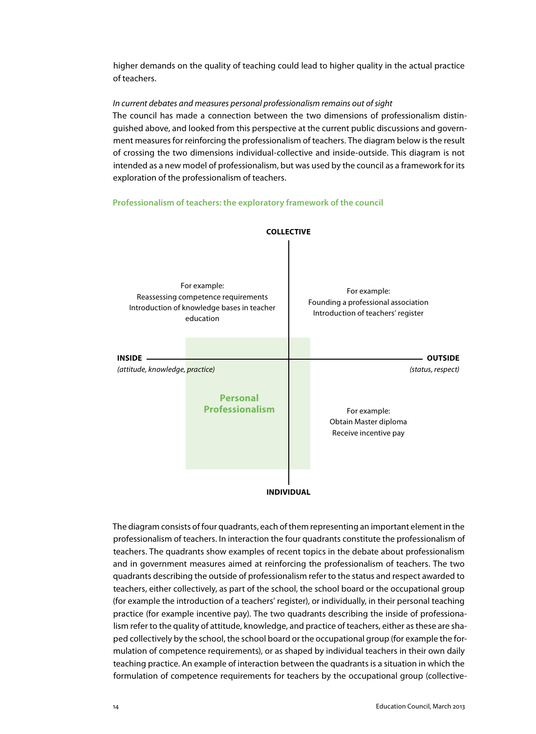higher demands on the quality of teaching could lead to higher quality in the actual practice of teachers.

*In current debates and measures personal professionalism remains out of sight*

The council has made a connection between the two dimensions of professionalism distinguished above, and looked from this perspective at the current public discussions and government measures for reinforcing the professionalism of teachers. The diagram below is the result of crossing the two dimensions individual-collective and inside-outside. This diagram is not intended as a new model of professionalism, but was used by the council as a framework for its exploration of the professionalism of teachers.

**Professionalism of teachers: the exploratory framework of the council**

COLLECTIVE

For example:
Reassessing competence requirements
Introduction of knowledge bases in teacher education

For example:
Founding a professional association
Introduction of teachers' register

INSIDE
(attitude, knowledge, practice)

OUTSIDE
(status, respect)

Personal Professionalism

For example:
Obtain Master diploma
Receive incentive pay

INDIVIDUAL

The diagram consists of four quadrants, each of them representing an important element in the professionalism of teachers. In interaction the four quadrants constitute the professionalism of teachers. The quadrants show examples of recent topics in the debate about professionalism and in government measures aimed at reinforcing the professionalism of teachers. The two quadrants describing the outside of professionalism refer to the status and respect awarded to teachers, either collectively, as part of the school, the school board or the occupational group (for example the introduction of a teachers' register), or individually, in their personal teaching practice (for example incentive pay). The two quadrants describing the inside of professionalism refer to the quality of attitude, knowledge, and practice of teachers, either as these are shaped collectively by the school, the school board or the occupational group (for example the formulation of competence requirements), or as shaped by individual teachers in their own daily teaching practice. An example of interaction between the quadrants is a situation in which the formulation of competence requirements for teachers by the occupational group (collective-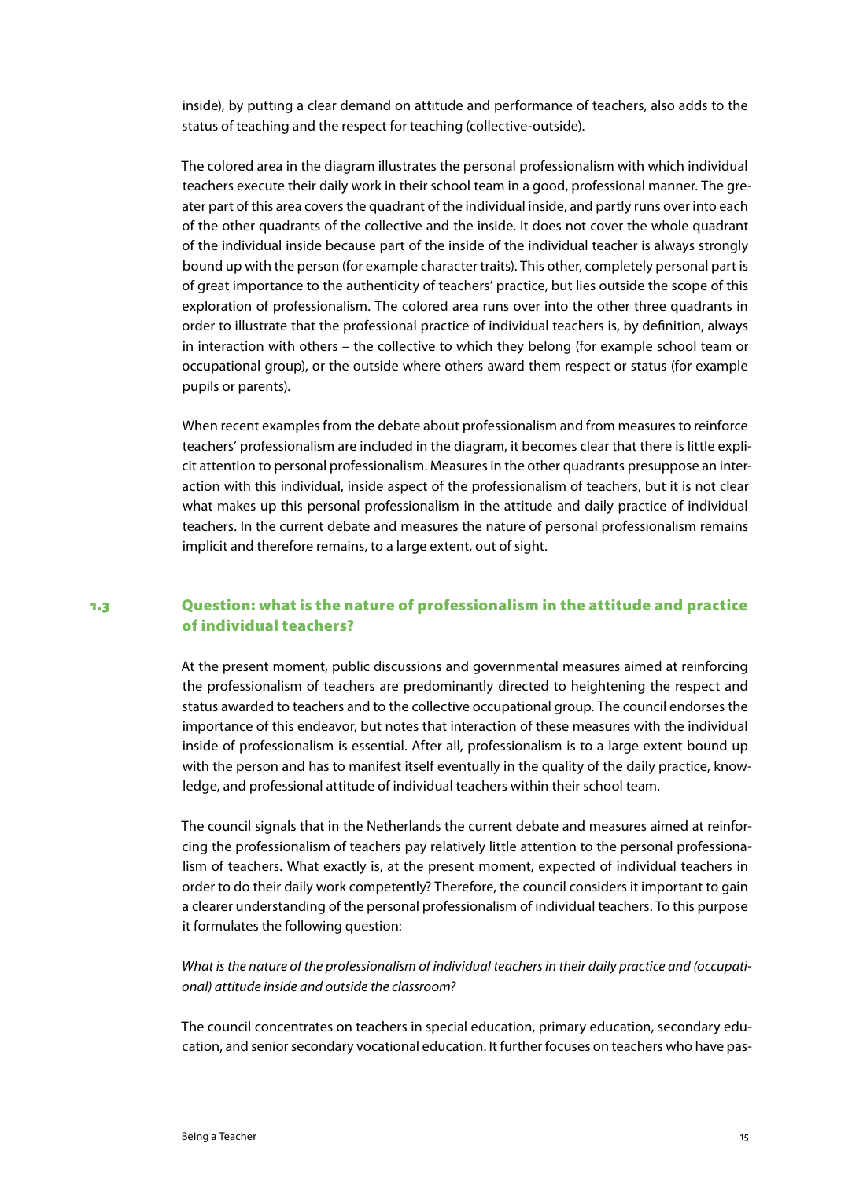inside), by putting a clear demand on attitude and performance of teachers, also adds to the status of teaching and the respect for teaching (collective-outside).

The colored area in the diagram illustrates the personal professionalism with which individual teachers execute their daily work in their school team in a good, professional manner. The greater part of this area covers the quadrant of the individual inside, and partly runs over into each of the other quadrants of the collective and the inside. It does not cover the whole quadrant of the individual inside because part of the inside of the individual teacher is always strongly bound up with the person (for example character traits). This other, completely personal part is of great importance to the authenticity of teachers' practice, but lies outside the scope of this exploration of professionalism. The colored area runs over into the other three quadrants in order to illustrate that the professional practice of individual teachers is, by definition, always in interaction with others – the collective to which they belong (for example school team or occupational group), or the outside where others award them respect or status (for example pupils or parents).

When recent examples from the debate about professionalism and from measures to reinforce teachers' professionalism are included in the diagram, it becomes clear that there is little explicit attention to personal professionalism. Measures in the other quadrants presuppose an interaction with this individual, inside aspect of the professionalism of teachers, but it is not clear what makes up this personal professionalism in the attitude and daily practice of individual teachers. In the current debate and measures the nature of personal professionalism remains implicit and therefore remains, to a large extent, out of sight.

## 1.3 Question: what is the nature of professionalism in the attitude and practice of individual teachers?

At the present moment, public discussions and governmental measures aimed at reinforcing the professionalism of teachers are predominantly directed to heightening the respect and status awarded to teachers and to the collective occupational group. The council endorses the importance of this endeavor, but notes that interaction of these measures with the individual inside of professionalism is essential. After all, professionalism is to a large extent bound up with the person and has to manifest itself eventually in the quality of the daily practice, knowledge, and professional attitude of individual teachers within their school team.

The council signals that in the Netherlands the current debate and measures aimed at reinforcing the professionalism of teachers pay relatively little attention to the personal professionalism of teachers. What exactly is, at the present moment, expected of individual teachers in order to do their daily work competently? Therefore, the council considers it important to gain a clearer understanding of the personal professionalism of individual teachers. To this purpose it formulates the following question:

*What is the nature of the professionalism of individual teachers in their daily practice and (occupational) attitude inside and outside the classroom?*

The council concentrates on teachers in special education, primary education, secondary education, and senior secondary vocational education. It further focuses on teachers who have pas-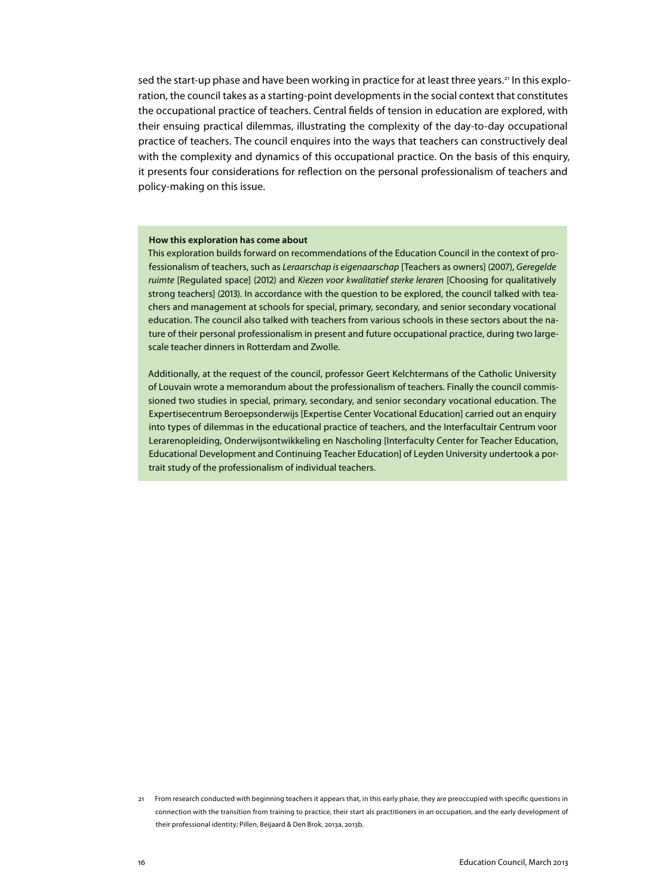sed the start-up phase and have been working in practice for at least three years.[21] In this exploration, the council takes as a starting-point developments in the social context that constitutes the occupational practice of teachers. Central fields of tension in education are explored, with their ensuing practical dilemmas, illustrating the complexity of the day-to-day occupational practice of teachers. The council enquires into the ways that teachers can constructively deal with the complexity and dynamics of this occupational practice. On the basis of this enquiry, it presents four considerations for reflection on the personal professionalism of teachers and policy-making on this issue.

**How this exploration has come about**

This exploration builds forward on recommendations of the Education Council in the context of professionalism of teachers, such as *Leraarschap is eigenaarschap* [Teachers as owners] (2007), *Geregelde ruimte* [Regulated space] (2012) and *Kiezen voor kwalitatief sterke leraren* [Choosing for qualitatively strong teachers] (2013). In accordance with the question to be explored, the council talked with teachers and management at schools for special, primary, secondary, and senior secondary vocational education. The council also talked with teachers from various schools in these sectors about the nature of their personal professionalism in present and future occupational practice, during two large-scale teacher dinners in Rotterdam and Zwolle.

Additionally, at the request of the council, professor Geert Kelchtermans of the Catholic University of Louvain wrote a memorandum about the professionalism of teachers. Finally the council commissioned two studies in special, primary, secondary, and senior secondary vocational education. The Expertisecentrum Beroepsonderwijs [Expertise Center Vocational Education] carried out an enquiry into types of dilemmas in the educational practice of teachers, and the Interfacultair Centrum voor Lerarenopleiding, Onderwijsontwikkeling en Nascholing [Interfaculty Center for Teacher Education, Educational Development and Continuing Teacher Education] of Leyden University undertook a portrait study of the professionalism of individual teachers.

21 From research conducted with beginning teachers it appears that, in this early phase, they are preoccupied with specific questions in connection with the transition from training to practice, their start als practitioners in an occupation, and the early development of their professional identity; Pillen, Beijaard & Den Brok, 2013a, 2013b.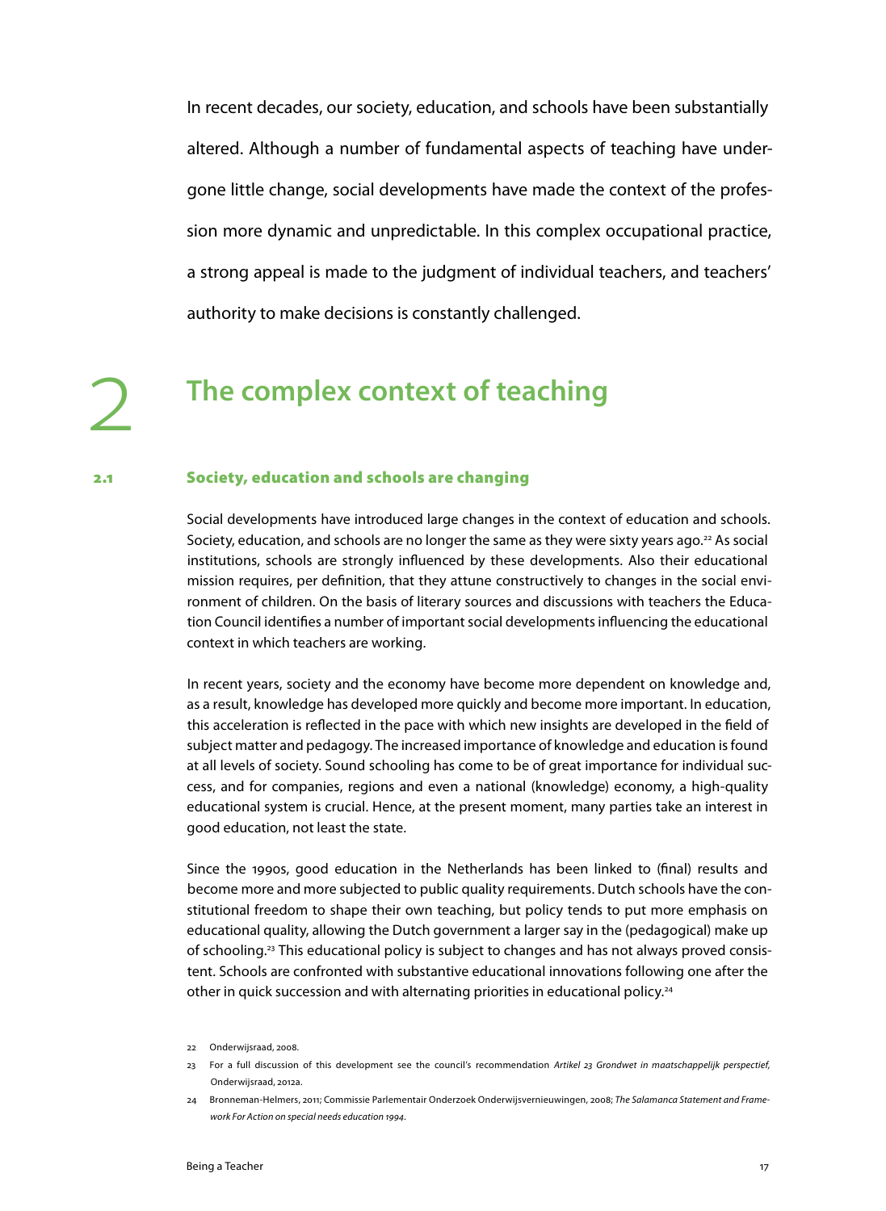In recent decades, our society, education, and schools have been substantially altered. Although a number of fundamental aspects of teaching have undergone little change, social developments have made the context of the profession more dynamic and unpredictable. In this complex occupational practice, a strong appeal is made to the judgment of individual teachers, and teachers' authority to make decisions is constantly challenged.

# 2 The complex context of teaching

## 2.1 Society, education and schools are changing

Social developments have introduced large changes in the context of education and schools. Society, education, and schools are no longer the same as they were sixty years ago.[22] As social institutions, schools are strongly influenced by these developments. Also their educational mission requires, per definition, that they attune constructively to changes in the social environment of children. On the basis of literary sources and discussions with teachers the Education Council identifies a number of important social developments influencing the educational context in which teachers are working.

In recent years, society and the economy have become more dependent on knowledge and, as a result, knowledge has developed more quickly and become more important. In education, this acceleration is reflected in the pace with which new insights are developed in the field of subject matter and pedagogy. The increased importance of knowledge and education is found at all levels of society. Sound schooling has come to be of great importance for individual success, and for companies, regions and even a national (knowledge) economy, a high-quality educational system is crucial. Hence, at the present moment, many parties take an interest in good education, not least the state.

Since the 1990s, good education in the Netherlands has been linked to (final) results and become more and more subjected to public quality requirements. Dutch schools have the constitutional freedom to shape their own teaching, but policy tends to put more emphasis on educational quality, allowing the Dutch government a larger say in the (pedagogical) make up of schooling.[23] This educational policy is subject to changes and has not always proved consistent. Schools are confronted with substantive educational innovations following one after the other in quick succession and with alternating priorities in educational policy.[24]

22 Onderwijsraad, 2008.

23 For a full discussion of this development see the council's recommendation *Artikel 23 Grondwet in maatschappelijk perspectief,* Onderwijsraad, 2012a.

24 Bronneman-Helmers, 2011; Commissie Parlementair Onderzoek Onderwijsvernieuwingen, 2008; *The Salamanca Statement and Framework For Action on special needs education 1994*.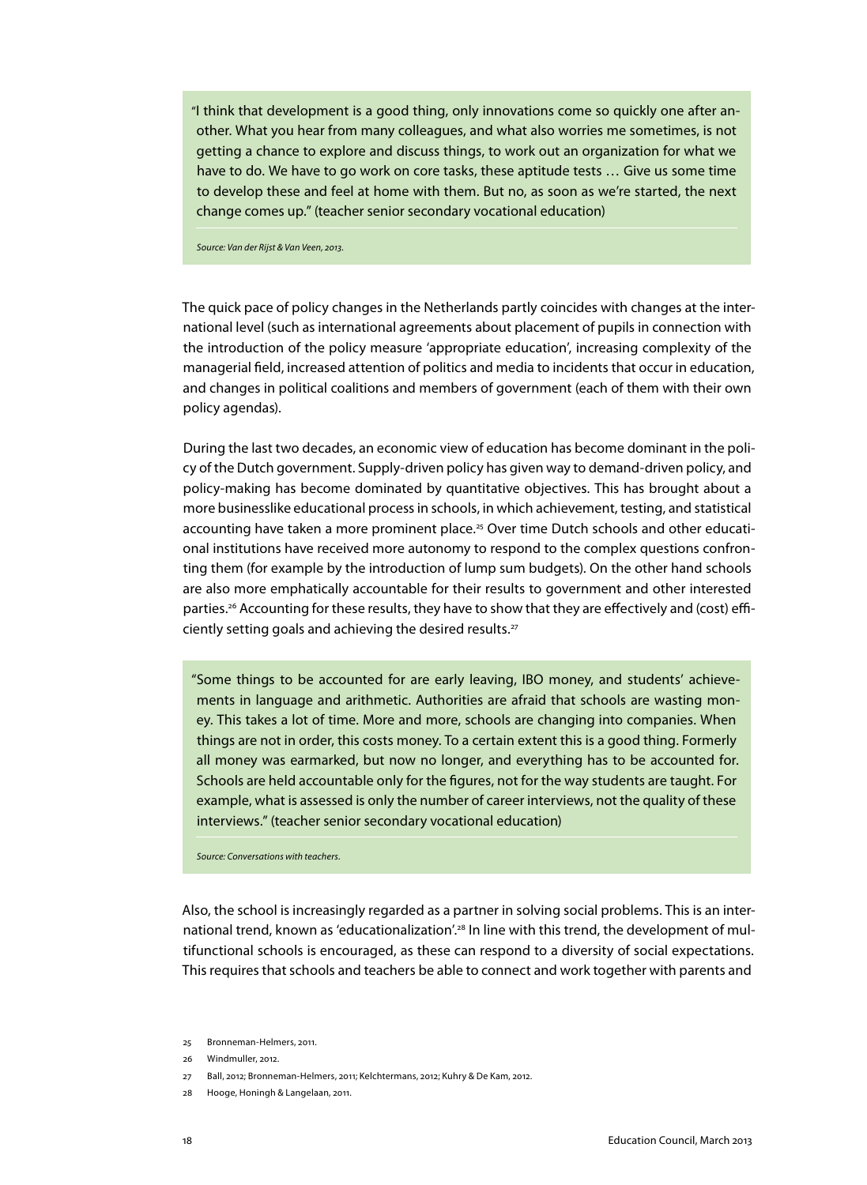> "I think that development is a good thing, only innovations come so quickly one after another. What you hear from many colleagues, and what also worries me sometimes, is not getting a chance to explore and discuss things, to work out an organization for what we have to do. We have to go work on core tasks, these aptitude tests … Give us some time to develop these and feel at home with them. But no, as soon as we're started, the next change comes up." (teacher senior secondary vocational education)
>
> *Source: Van der Rijst & Van Veen, 2013.*

The quick pace of policy changes in the Netherlands partly coincides with changes at the international level (such as international agreements about placement of pupils in connection with the introduction of the policy measure 'appropriate education', increasing complexity of the managerial field, increased attention of politics and media to incidents that occur in education, and changes in political coalitions and members of government (each of them with their own policy agendas).

During the last two decades, an economic view of education has become dominant in the policy of the Dutch government. Supply-driven policy has given way to demand-driven policy, and policy-making has become dominated by quantitative objectives. This has brought about a more businesslike educational process in schools, in which achievement, testing, and statistical accounting have taken a more prominent place.[25] Over time Dutch schools and other educational institutions have received more autonomy to respond to the complex questions confronting them (for example by the introduction of lump sum budgets). On the other hand schools are also more emphatically accountable for their results to government and other interested parties.[26] Accounting for these results, they have to show that they are effectively and (cost) efficiently setting goals and achieving the desired results.[27]

> "Some things to be accounted for are early leaving, IBO money, and students' achievements in language and arithmetic. Authorities are afraid that schools are wasting money. This takes a lot of time. More and more, schools are changing into companies. When things are not in order, this costs money. To a certain extent this is a good thing. Formerly all money was earmarked, but now no longer, and everything has to be accounted for. Schools are held accountable only for the figures, not for the way students are taught. For example, what is assessed is only the number of career interviews, not the quality of these interviews." (teacher senior secondary vocational education)
>
> *Source: Conversations with teachers.*

Also, the school is increasingly regarded as a partner in solving social problems. This is an international trend, known as 'educationalization'.[28] In line with this trend, the development of multifunctional schools is encouraged, as these can respond to a diversity of social expectations. This requires that schools and teachers be able to connect and work together with parents and

25 Bronneman-Helmers, 2011.

26 Windmuller, 2012.

27 Ball, 2012; Bronneman-Helmers, 2011; Kelchtermans, 2012; Kuhry & De Kam, 2012.

28 Hooge, Honingh & Langelaan, 2011.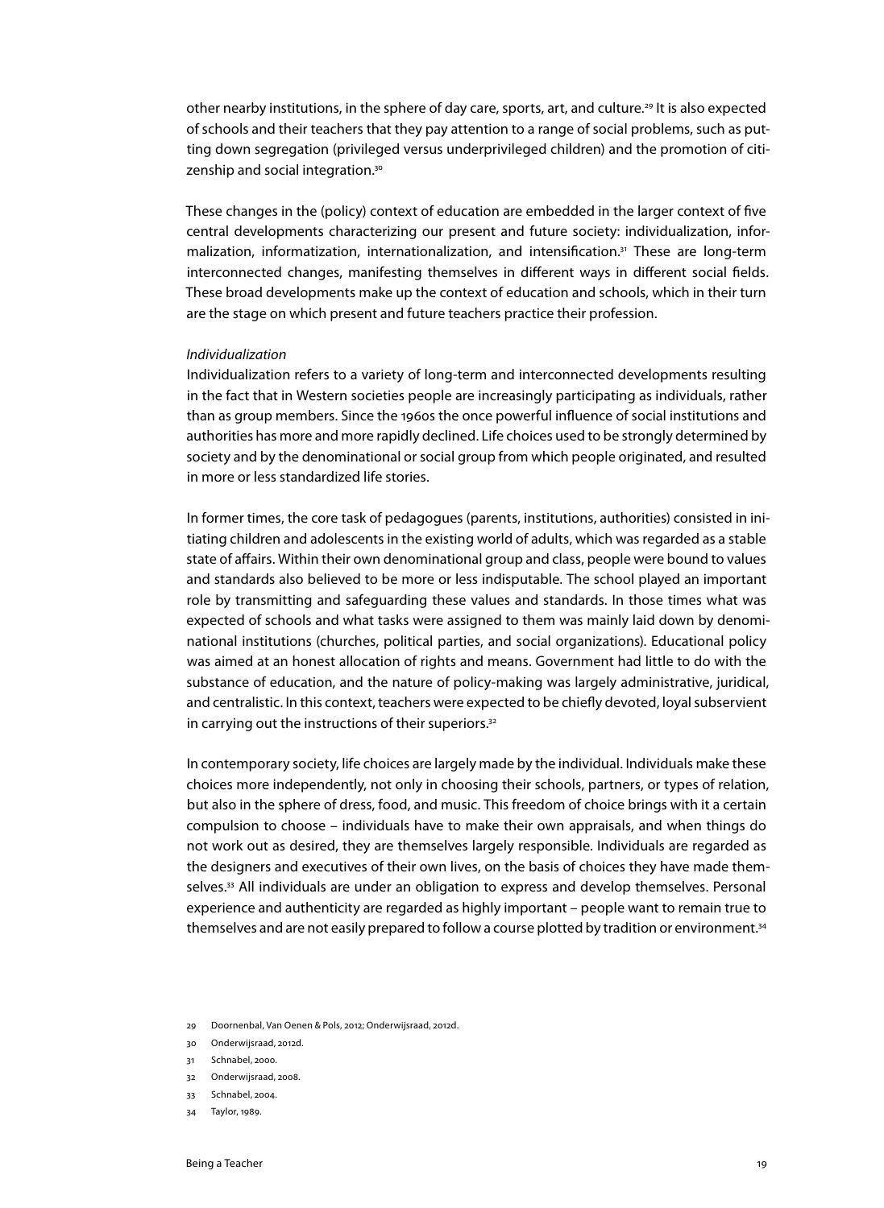other nearby institutions, in the sphere of day care, sports, art, and culture.[29] It is also expected of schools and their teachers that they pay attention to a range of social problems, such as putting down segregation (privileged versus underprivileged children) and the promotion of citizenship and social integration.[30]

These changes in the (policy) context of education are embedded in the larger context of five central developments characterizing our present and future society: individualization, informalization, informatization, internationalization, and intensification.[31] These are long-term interconnected changes, manifesting themselves in different ways in different social fields. These broad developments make up the context of education and schools, which in their turn are the stage on which present and future teachers practice their profession.

*Individualization*

Individualization refers to a variety of long-term and interconnected developments resulting in the fact that in Western societies people are increasingly participating as individuals, rather than as group members. Since the 1960s the once powerful influence of social institutions and authorities has more and more rapidly declined. Life choices used to be strongly determined by society and by the denominational or social group from which people originated, and resulted in more or less standardized life stories.

In former times, the core task of pedagogues (parents, institutions, authorities) consisted in initiating children and adolescents in the existing world of adults, which was regarded as a stable state of affairs. Within their own denominational group and class, people were bound to values and standards also believed to be more or less indisputable. The school played an important role by transmitting and safeguarding these values and standards. In those times what was expected of schools and what tasks were assigned to them was mainly laid down by denominational institutions (churches, political parties, and social organizations). Educational policy was aimed at an honest allocation of rights and means. Government had little to do with the substance of education, and the nature of policy-making was largely administrative, juridical, and centralistic. In this context, teachers were expected to be chiefly devoted, loyal subservient in carrying out the instructions of their superiors.[32]

In contemporary society, life choices are largely made by the individual. Individuals make these choices more independently, not only in choosing their schools, partners, or types of relation, but also in the sphere of dress, food, and music. This freedom of choice brings with it a certain compulsion to choose – individuals have to make their own appraisals, and when things do not work out as desired, they are themselves largely responsible. Individuals are regarded as the designers and executives of their own lives, on the basis of choices they have made themselves.[33] All individuals are under an obligation to express and develop themselves. Personal experience and authenticity are regarded as highly important – people want to remain true to themselves and are not easily prepared to follow a course plotted by tradition or environment.[34]

29 Doornenbal, Van Oenen & Pols, 2012; Onderwijsraad, 2012d.

30 Onderwijsraad, 2012d.

31 Schnabel, 2000.

32 Onderwijsraad, 2008.

33 Schnabel, 2004.

34 Taylor, 1989.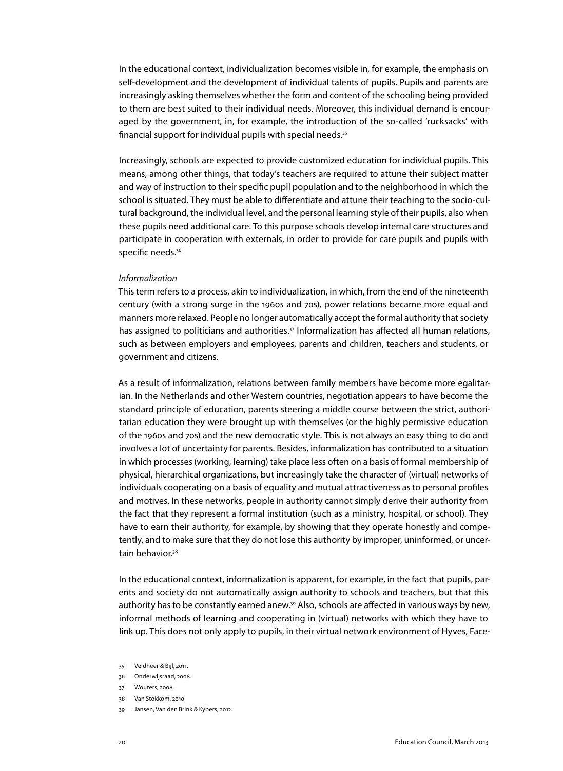In the educational context, individualization becomes visible in, for example, the emphasis on self-development and the development of individual talents of pupils. Pupils and parents are increasingly asking themselves whether the form and content of the schooling being provided to them are best suited to their individual needs. Moreover, this individual demand is encouraged by the government, in, for example, the introduction of the so-called 'rucksacks' with financial support for individual pupils with special needs.[35]

Increasingly, schools are expected to provide customized education for individual pupils. This means, among other things, that today's teachers are required to attune their subject matter and way of instruction to their specific pupil population and to the neighborhood in which the school is situated. They must be able to differentiate and attune their teaching to the socio-cultural background, the individual level, and the personal learning style of their pupils, also when these pupils need additional care. To this purpose schools develop internal care structures and participate in cooperation with externals, in order to provide for care pupils and pupils with specific needs.[36]

*Informalization*

This term refers to a process, akin to individualization, in which, from the end of the nineteenth century (with a strong surge in the 1960s and 70s), power relations became more equal and manners more relaxed. People no longer automatically accept the formal authority that society has assigned to politicians and authorities.[37] Informalization has affected all human relations, such as between employers and employees, parents and children, teachers and students, or government and citizens.

As a result of informalization, relations between family members have become more egalitarian. In the Netherlands and other Western countries, negotiation appears to have become the standard principle of education, parents steering a middle course between the strict, authoritarian education they were brought up with themselves (or the highly permissive education of the 1960s and 70s) and the new democratic style. This is not always an easy thing to do and involves a lot of uncertainty for parents. Besides, informalization has contributed to a situation in which processes (working, learning) take place less often on a basis of formal membership of physical, hierarchical organizations, but increasingly take the character of (virtual) networks of individuals cooperating on a basis of equality and mutual attractiveness as to personal profiles and motives. In these networks, people in authority cannot simply derive their authority from the fact that they represent a formal institution (such as a ministry, hospital, or school). They have to earn their authority, for example, by showing that they operate honestly and competently, and to make sure that they do not lose this authority by improper, uninformed, or uncertain behavior.[38]

In the educational context, informalization is apparent, for example, in the fact that pupils, parents and society do not automatically assign authority to schools and teachers, but that this authority has to be constantly earned anew.[39] Also, schools are affected in various ways by new, informal methods of learning and cooperating in (virtual) networks with which they have to link up. This does not only apply to pupils, in their virtual network environment of Hyves, Face-

35 Veldheer & Bijl, 2011.

36 Onderwijsraad, 2008.

37 Wouters, 2008.

38 Van Stokkom, 2010

39 Jansen, Van den Brink & Kybers, 2012.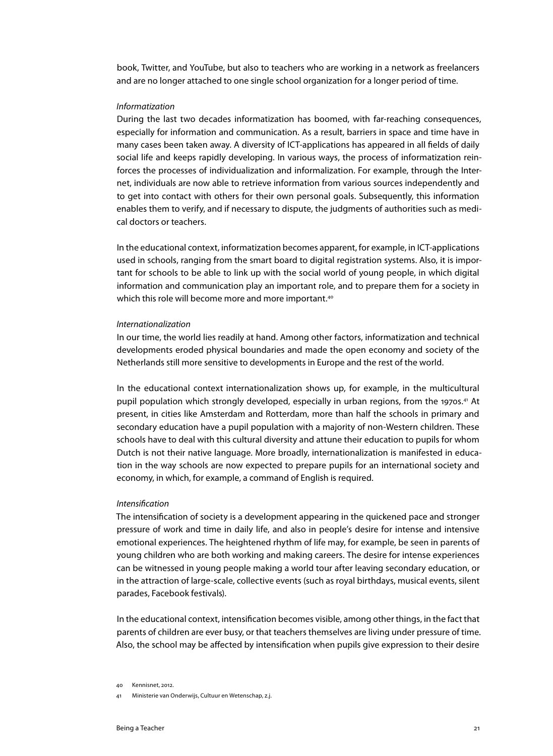book, Twitter, and YouTube, but also to teachers who are working in a network as freelancers and are no longer attached to one single school organization for a longer period of time.

*Informatization*

During the last two decades informatization has boomed, with far-reaching consequences, especially for information and communication. As a result, barriers in space and time have in many cases been taken away. A diversity of ICT-applications has appeared in all fields of daily social life and keeps rapidly developing. In various ways, the process of informatization reinforces the processes of individualization and informalization. For example, through the Internet, individuals are now able to retrieve information from various sources independently and to get into contact with others for their own personal goals. Subsequently, this information enables them to verify, and if necessary to dispute, the judgments of authorities such as medical doctors or teachers.

In the educational context, informatization becomes apparent, for example, in ICT-applications used in schools, ranging from the smart board to digital registration systems. Also, it is important for schools to be able to link up with the social world of young people, in which digital information and communication play an important role, and to prepare them for a society in which this role will become more and more important.[40]

*Internationalization*

In our time, the world lies readily at hand. Among other factors, informatization and technical developments eroded physical boundaries and made the open economy and society of the Netherlands still more sensitive to developments in Europe and the rest of the world.

In the educational context internationalization shows up, for example, in the multicultural pupil population which strongly developed, especially in urban regions, from the 1970s.[41] At present, in cities like Amsterdam and Rotterdam, more than half the schools in primary and secondary education have a pupil population with a majority of non-Western children. These schools have to deal with this cultural diversity and attune their education to pupils for whom Dutch is not their native language. More broadly, internationalization is manifested in education in the way schools are now expected to prepare pupils for an international society and economy, in which, for example, a command of English is required.

*Intensification*

The intensification of society is a development appearing in the quickened pace and stronger pressure of work and time in daily life, and also in people's desire for intense and intensive emotional experiences. The heightened rhythm of life may, for example, be seen in parents of young children who are both working and making careers. The desire for intense experiences can be witnessed in young people making a world tour after leaving secondary education, or in the attraction of large-scale, collective events (such as royal birthdays, musical events, silent parades, Facebook festivals).

In the educational context, intensification becomes visible, among other things, in the fact that parents of children are ever busy, or that teachers themselves are living under pressure of time. Also, the school may be affected by intensification when pupils give expression to their desire

40 Kennisnet, 2012.

41 Ministerie van Onderwijs, Cultuur en Wetenschap, z.j.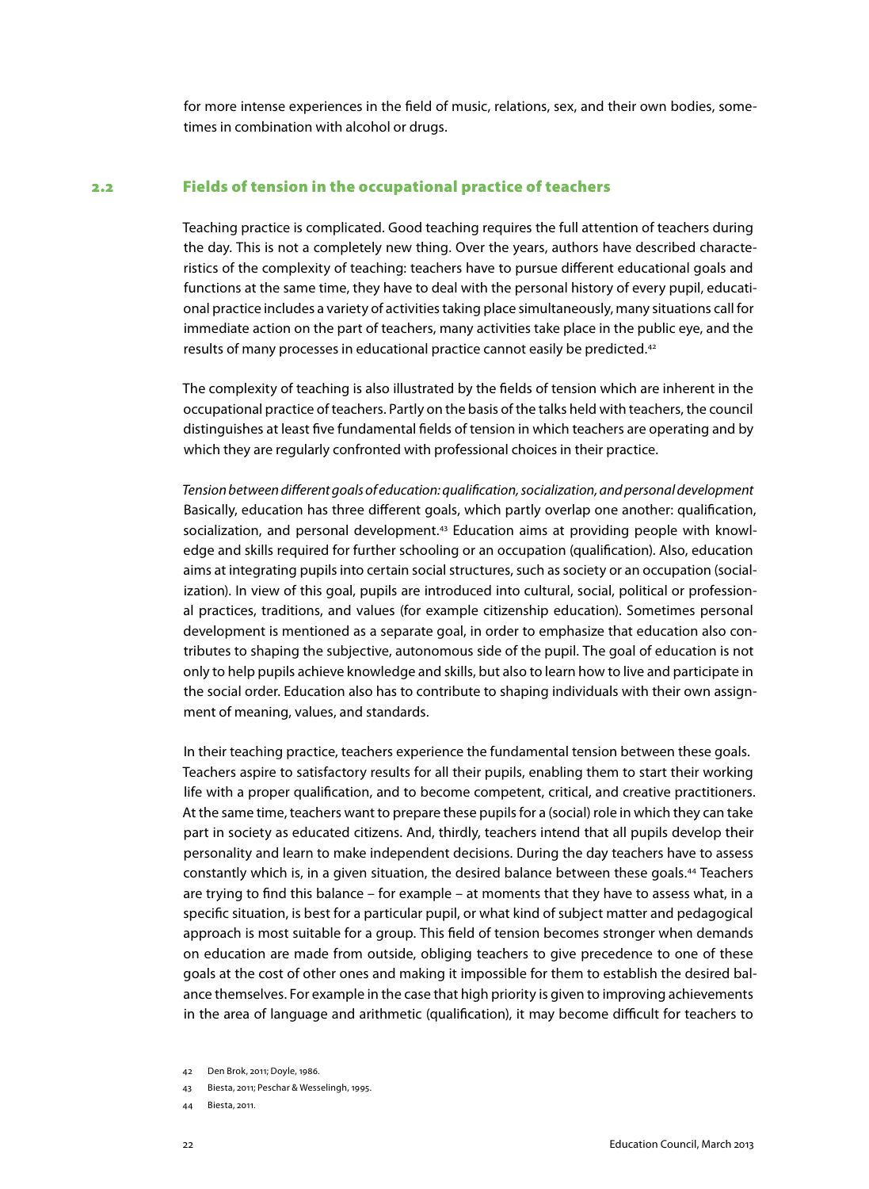for more intense experiences in the field of music, relations, sex, and their own bodies, sometimes in combination with alcohol or drugs.

## 2.2 Fields of tension in the occupational practice of teachers

Teaching practice is complicated. Good teaching requires the full attention of teachers during the day. This is not a completely new thing. Over the years, authors have described characteristics of the complexity of teaching: teachers have to pursue different educational goals and functions at the same time, they have to deal with the personal history of every pupil, educational practice includes a variety of activities taking place simultaneously, many situations call for immediate action on the part of teachers, many activities take place in the public eye, and the results of many processes in educational practice cannot easily be predicted.[42]

The complexity of teaching is also illustrated by the fields of tension which are inherent in the occupational practice of teachers. Partly on the basis of the talks held with teachers, the council distinguishes at least five fundamental fields of tension in which teachers are operating and by which they are regularly confronted with professional choices in their practice.

*Tension between different goals of education: qualification, socialization, and personal development*
Basically, education has three different goals, which partly overlap one another: qualification, socialization, and personal development.[43] Education aims at providing people with knowledge and skills required for further schooling or an occupation (qualification). Also, education aims at integrating pupils into certain social structures, such as society or an occupation (socialization). In view of this goal, pupils are introduced into cultural, social, political or professional practices, traditions, and values (for example citizenship education). Sometimes personal development is mentioned as a separate goal, in order to emphasize that education also contributes to shaping the subjective, autonomous side of the pupil. The goal of education is not only to help pupils achieve knowledge and skills, but also to learn how to live and participate in the social order. Education also has to contribute to shaping individuals with their own assignment of meaning, values, and standards.

In their teaching practice, teachers experience the fundamental tension between these goals. Teachers aspire to satisfactory results for all their pupils, enabling them to start their working life with a proper qualification, and to become competent, critical, and creative practitioners. At the same time, teachers want to prepare these pupils for a (social) role in which they can take part in society as educated citizens. And, thirdly, teachers intend that all pupils develop their personality and learn to make independent decisions. During the day teachers have to assess constantly which is, in a given situation, the desired balance between these goals.[44] Teachers are trying to find this balance – for example – at moments that they have to assess what, in a specific situation, is best for a particular pupil, or what kind of subject matter and pedagogical approach is most suitable for a group. This field of tension becomes stronger when demands on education are made from outside, obliging teachers to give precedence to one of these goals at the cost of other ones and making it impossible for them to establish the desired balance themselves. For example in the case that high priority is given to improving achievements in the area of language and arithmetic (qualification), it may become difficult for teachers to

42 Den Brok, 2011; Doyle, 1986.

43 Biesta, 2011; Peschar & Wesselingh, 1995.

44 Biesta, 2011.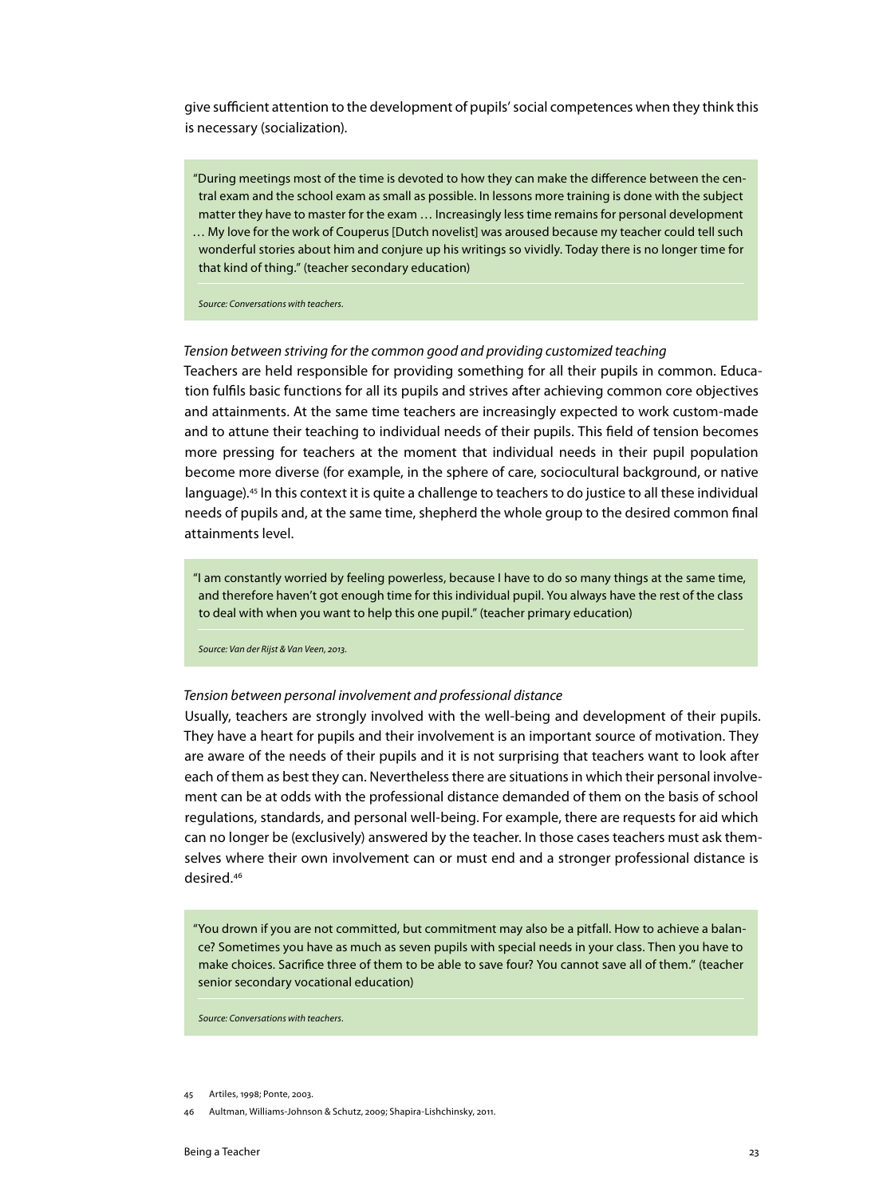give sufficient attention to the development of pupils' social competences when they think this is necessary (socialization).

> "During meetings most of the time is devoted to how they can make the difference between the central exam and the school exam as small as possible. In lessons more training is done with the subject matter they have to master for the exam … Increasingly less time remains for personal development … My love for the work of Couperus [Dutch novelist] was aroused because my teacher could tell such wonderful stories about him and conjure up his writings so vividly. Today there is no longer time for that kind of thing." (teacher secondary education)
>
> *Source: Conversations with teachers.*

*Tension between striving for the common good and providing customized teaching*

Teachers are held responsible for providing something for all their pupils in common. Education fulfils basic functions for all its pupils and strives after achieving common core objectives and attainments. At the same time teachers are increasingly expected to work custom-made and to attune their teaching to individual needs of their pupils. This field of tension becomes more pressing for teachers at the moment that individual needs in their pupil population become more diverse (for example, in the sphere of care, sociocultural background, or native language).[45] In this context it is quite a challenge to teachers to do justice to all these individual needs of pupils and, at the same time, shepherd the whole group to the desired common final attainments level.

> "I am constantly worried by feeling powerless, because I have to do so many things at the same time, and therefore haven't got enough time for this individual pupil. You always have the rest of the class to deal with when you want to help this one pupil." (teacher primary education)
>
> *Source: Van der Rijst & Van Veen, 2013.*

*Tension between personal involvement and professional distance*

Usually, teachers are strongly involved with the well-being and development of their pupils. They have a heart for pupils and their involvement is an important source of motivation. They are aware of the needs of their pupils and it is not surprising that teachers want to look after each of them as best they can. Nevertheless there are situations in which their personal involvement can be at odds with the professional distance demanded of them on the basis of school regulations, standards, and personal well-being. For example, there are requests for aid which can no longer be (exclusively) answered by the teacher. In those cases teachers must ask themselves where their own involvement can or must end and a stronger professional distance is desired.[46]

> "You drown if you are not committed, but commitment may also be a pitfall. How to achieve a balance? Sometimes you have as much as seven pupils with special needs in your class. Then you have to make choices. Sacrifice three of them to be able to save four? You cannot save all of them." (teacher senior secondary vocational education)
>
> *Source: Conversations with teachers.*

45 Artiles, 1998; Ponte, 2003.

46 Aultman, Williams-Johnson & Schutz, 2009; Shapira-Lishchinsky, 2011.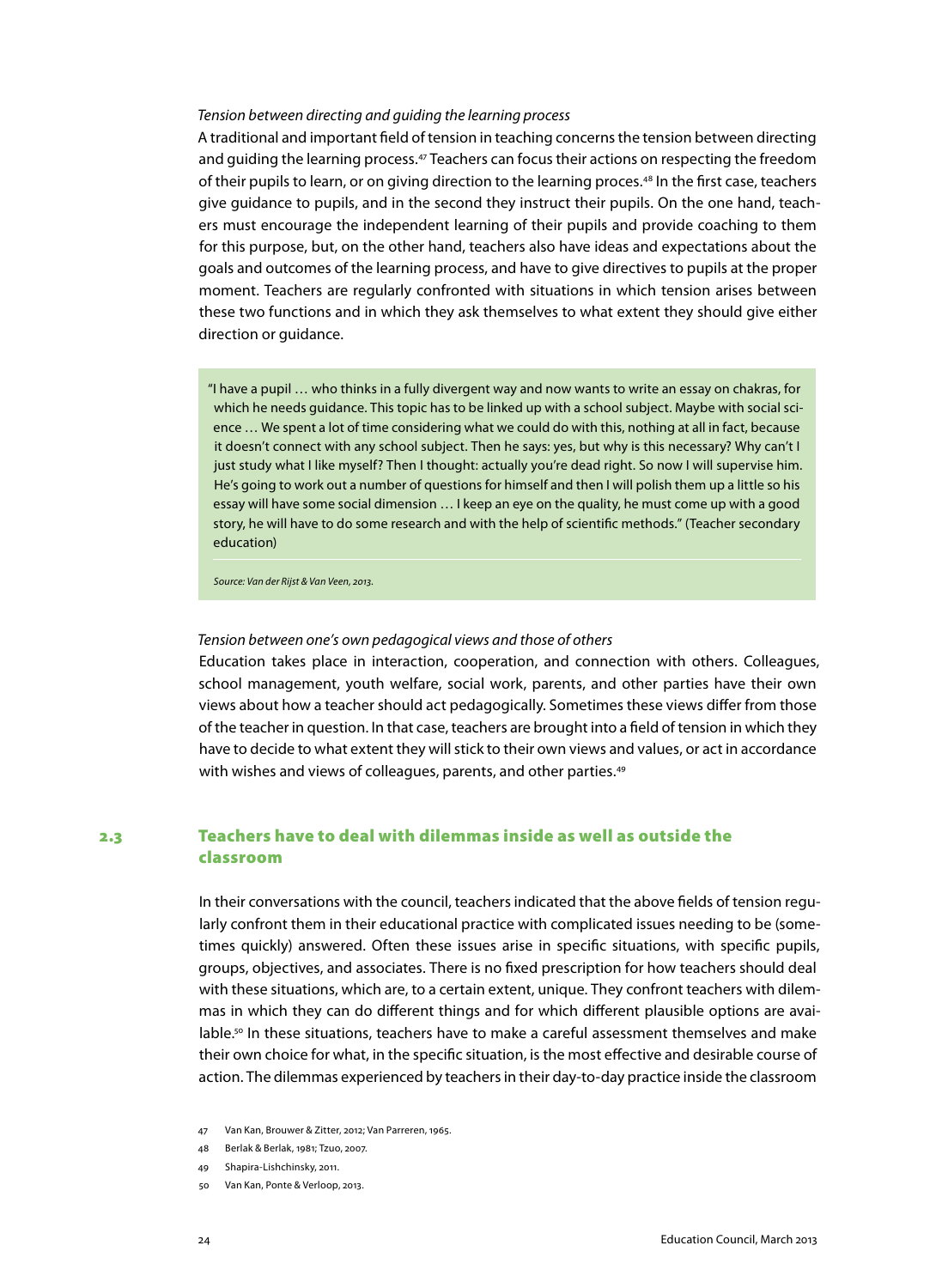*Tension between directing and guiding the learning process*

A traditional and important field of tension in teaching concerns the tension between directing and guiding the learning process.[47] Teachers can focus their actions on respecting the freedom of their pupils to learn, or on giving direction to the learning proces.[48] In the first case, teachers give guidance to pupils, and in the second they instruct their pupils. On the one hand, teachers must encourage the independent learning of their pupils and provide coaching to them for this purpose, but, on the other hand, teachers also have ideas and expectations about the goals and outcomes of the learning process, and have to give directives to pupils at the proper moment. Teachers are regularly confronted with situations in which tension arises between these two functions and in which they ask themselves to what extent they should give either direction or guidance.

> "I have a pupil … who thinks in a fully divergent way and now wants to write an essay on chakras, for which he needs guidance. This topic has to be linked up with a school subject. Maybe with social science … We spent a lot of time considering what we could do with this, nothing at all in fact, because it doesn't connect with any school subject. Then he says: yes, but why is this necessary? Why can't I just study what I like myself? Then I thought: actually you're dead right. So now I will supervise him. He's going to work out a number of questions for himself and then I will polish them up a little so his essay will have some social dimension … I keep an eye on the quality, he must come up with a good story, he will have to do some research and with the help of scientific methods." (Teacher secondary education)
>
> *Source: Van der Rijst & Van Veen, 2013.*

*Tension between one's own pedagogical views and those of others*

Education takes place in interaction, cooperation, and connection with others. Colleagues, school management, youth welfare, social work, parents, and other parties have their own views about how a teacher should act pedagogically. Sometimes these views differ from those of the teacher in question. In that case, teachers are brought into a field of tension in which they have to decide to what extent they will stick to their own views and values, or act in accordance with wishes and views of colleagues, parents, and other parties.[49]

## 2.3 Teachers have to deal with dilemmas inside as well as outside the classroom

In their conversations with the council, teachers indicated that the above fields of tension regularly confront them in their educational practice with complicated issues needing to be (sometimes quickly) answered. Often these issues arise in specific situations, with specific pupils, groups, objectives, and associates. There is no fixed prescription for how teachers should deal with these situations, which are, to a certain extent, unique. They confront teachers with dilemmas in which they can do different things and for which different plausible options are available.[50] In these situations, teachers have to make a careful assessment themselves and make their own choice for what, in the specific situation, is the most effective and desirable course of action. The dilemmas experienced by teachers in their day-to-day practice inside the classroom

47 Van Kan, Brouwer & Zitter, 2012; Van Parreren, 1965.

48 Berlak & Berlak, 1981; Tzuo, 2007.

49 Shapira-Lishchinsky, 2011.

50 Van Kan, Ponte & Verloop, 2013.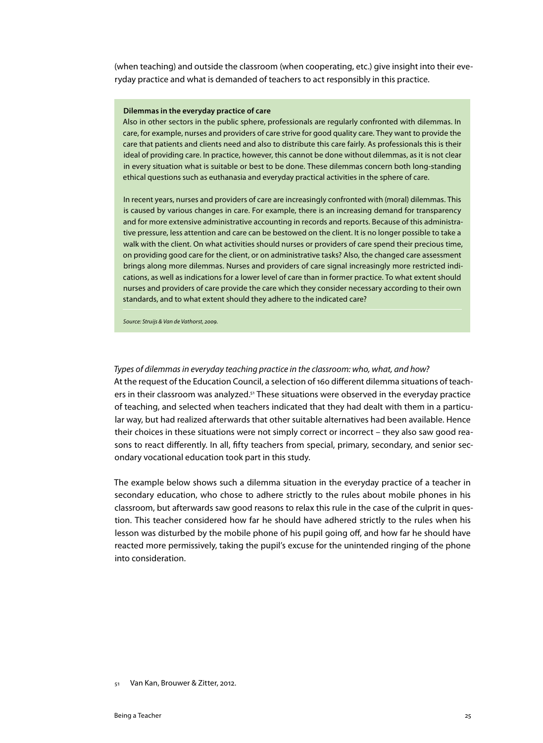(when teaching) and outside the classroom (when cooperating, etc.) give insight into their everyday practice and what is demanded of teachers to act responsibly in this practice.

**Dilemmas in the everyday practice of care**

Also in other sectors in the public sphere, professionals are regularly confronted with dilemmas. In care, for example, nurses and providers of care strive for good quality care. They want to provide the care that patients and clients need and also to distribute this care fairly. As professionals this is their ideal of providing care. In practice, however, this cannot be done without dilemmas, as it is not clear in every situation what is suitable or best to be done. These dilemmas concern both long-standing ethical questions such as euthanasia and everyday practical activities in the sphere of care.

In recent years, nurses and providers of care are increasingly confronted with (moral) dilemmas. This is caused by various changes in care. For example, there is an increasing demand for transparency and for more extensive administrative accounting in records and reports. Because of this administrative pressure, less attention and care can be bestowed on the client. It is no longer possible to take a walk with the client. On what activities should nurses or providers of care spend their precious time, on providing good care for the client, or on administrative tasks? Also, the changed care assessment brings along more dilemmas. Nurses and providers of care signal increasingly more restricted indications, as well as indications for a lower level of care than in former practice. To what extent should nurses and providers of care provide the care which they consider necessary according to their own standards, and to what extent should they adhere to the indicated care?

*Source: Struijs & Van de Vathorst, 2009.*

*Types of dilemmas in everyday teaching practice in the classroom: who, what, and how?*

At the request of the Education Council, a selection of 160 different dilemma situations of teachers in their classroom was analyzed.[51] These situations were observed in the everyday practice of teaching, and selected when teachers indicated that they had dealt with them in a particular way, but had realized afterwards that other suitable alternatives had been available. Hence their choices in these situations were not simply correct or incorrect – they also saw good reasons to react differently. In all, fifty teachers from special, primary, secondary, and senior secondary vocational education took part in this study.

The example below shows such a dilemma situation in the everyday practice of a teacher in secondary education, who chose to adhere strictly to the rules about mobile phones in his classroom, but afterwards saw good reasons to relax this rule in the case of the culprit in question. This teacher considered how far he should have adhered strictly to the rules when his lesson was disturbed by the mobile phone of his pupil going off, and how far he should have reacted more permissively, taking the pupil's excuse for the unintended ringing of the phone into consideration.

51 Van Kan, Brouwer & Zitter, 2012.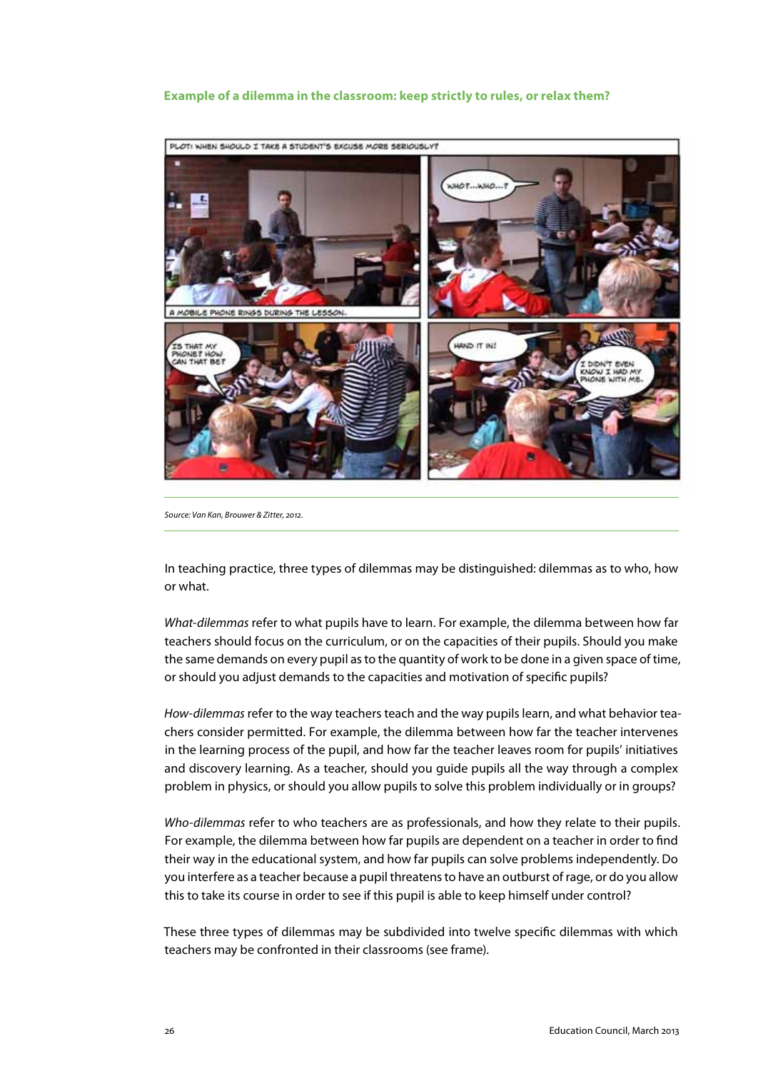**Example of a dilemma in the classroom: keep strictly to rules, or relax them?**

PLOT: WHEN SHOULD I TAKE A STUDENT'S EXCUSE MORE SERIOUSLY?

A MOBILE PHONE RINGS DURING THE LESSON.

WHOT...WHO...?

IS THAT MY PHONE? HOW CAN THAT BE?

HAND IT IN!

I DIDN'T EVEN KNOW I HAD MY PHONE WITH ME.

*Source: Van Kan, Brouwer & Zitter, 2012.*

In teaching practice, three types of dilemmas may be distinguished: dilemmas as to who, how or what.

*What-dilemmas* refer to what pupils have to learn. For example, the dilemma between how far teachers should focus on the curriculum, or on the capacities of their pupils. Should you make the same demands on every pupil as to the quantity of work to be done in a given space of time, or should you adjust demands to the capacities and motivation of specific pupils?

*How-dilemmas* refer to the way teachers teach and the way pupils learn, and what behavior teachers consider permitted. For example, the dilemma between how far the teacher intervenes in the learning process of the pupil, and how far the teacher leaves room for pupils' initiatives and discovery learning. As a teacher, should you guide pupils all the way through a complex problem in physics, or should you allow pupils to solve this problem individually or in groups?

*Who-dilemmas* refer to who teachers are as professionals, and how they relate to their pupils. For example, the dilemma between how far pupils are dependent on a teacher in order to find their way in the educational system, and how far pupils can solve problems independently. Do you interfere as a teacher because a pupil threatens to have an outburst of rage, or do you allow this to take its course in order to see if this pupil is able to keep himself under control?

These three types of dilemmas may be subdivided into twelve specific dilemmas with which teachers may be confronted in their classrooms (see frame).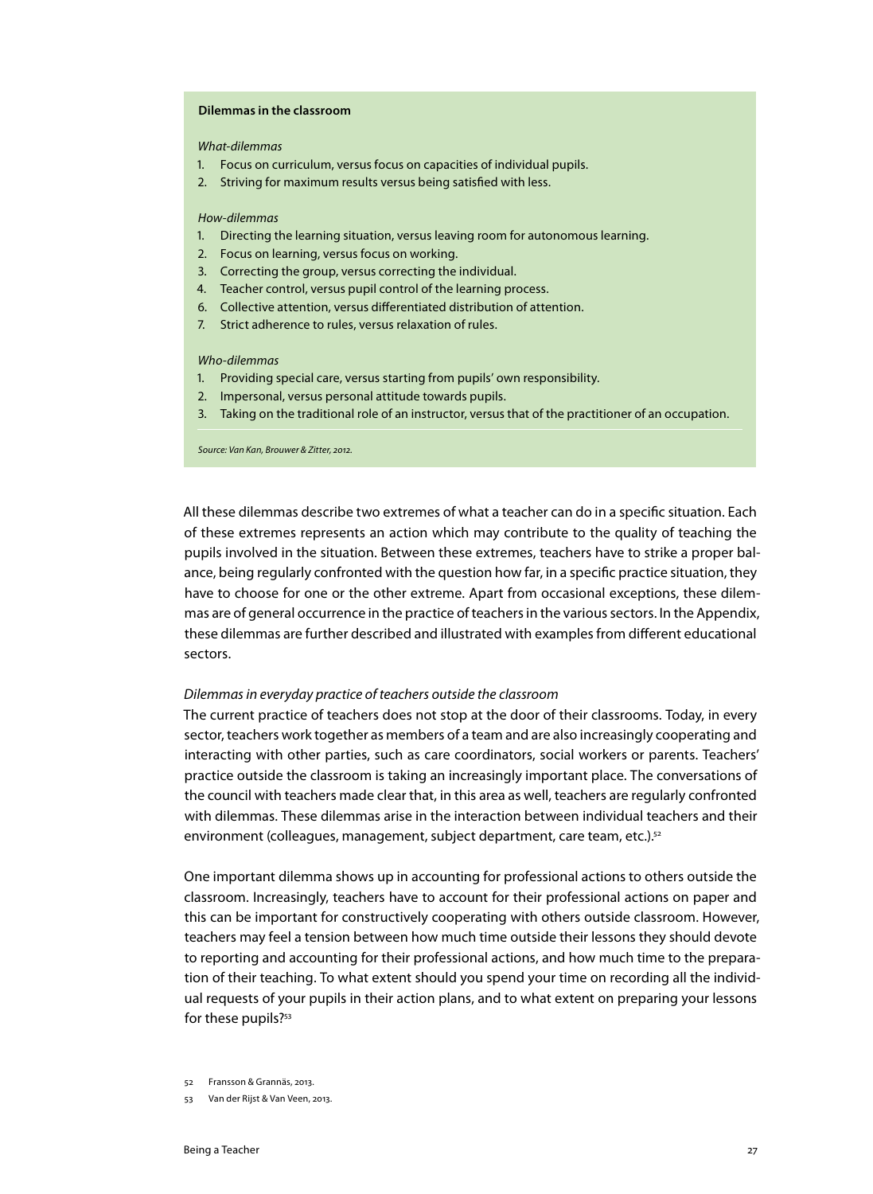**Dilemmas in the classroom**

*What-dilemmas*

1. Focus on curriculum, versus focus on capacities of individual pupils.
2. Striving for maximum results versus being satisfied with less.

*How-dilemmas*

1. Directing the learning situation, versus leaving room for autonomous learning.
2. Focus on learning, versus focus on working.
3. Correcting the group, versus correcting the individual.
4. Teacher control, versus pupil control of the learning process.
6. Collective attention, versus differentiated distribution of attention.
7. Strict adherence to rules, versus relaxation of rules.

*Who-dilemmas*

1. Providing special care, versus starting from pupils' own responsibility.
2. Impersonal, versus personal attitude towards pupils.
3. Taking on the traditional role of an instructor, versus that of the practitioner of an occupation.

*Source: Van Kan, Brouwer & Zitter, 2012.*

All these dilemmas describe two extremes of what a teacher can do in a specific situation. Each of these extremes represents an action which may contribute to the quality of teaching the pupils involved in the situation. Between these extremes, teachers have to strike a proper balance, being regularly confronted with the question how far, in a specific practice situation, they have to choose for one or the other extreme. Apart from occasional exceptions, these dilemmas are of general occurrence in the practice of teachers in the various sectors. In the Appendix, these dilemmas are further described and illustrated with examples from different educational sectors.

*Dilemmas in everyday practice of teachers outside the classroom*

The current practice of teachers does not stop at the door of their classrooms. Today, in every sector, teachers work together as members of a team and are also increasingly cooperating and interacting with other parties, such as care coordinators, social workers or parents. Teachers' practice outside the classroom is taking an increasingly important place. The conversations of the council with teachers made clear that, in this area as well, teachers are regularly confronted with dilemmas. These dilemmas arise in the interaction between individual teachers and their environment (colleagues, management, subject department, care team, etc.).[52]

One important dilemma shows up in accounting for professional actions to others outside the classroom. Increasingly, teachers have to account for their professional actions on paper and this can be important for constructively cooperating with others outside classroom. However, teachers may feel a tension between how much time outside their lessons they should devote to reporting and accounting for their professional actions, and how much time to the preparation of their teaching. To what extent should you spend your time on recording all the individual requests of your pupils in their action plans, and to what extent on preparing your lessons for these pupils?[53]

52 Fransson & Grannäs, 2013.

53 Van der Rijst & Van Veen, 2013.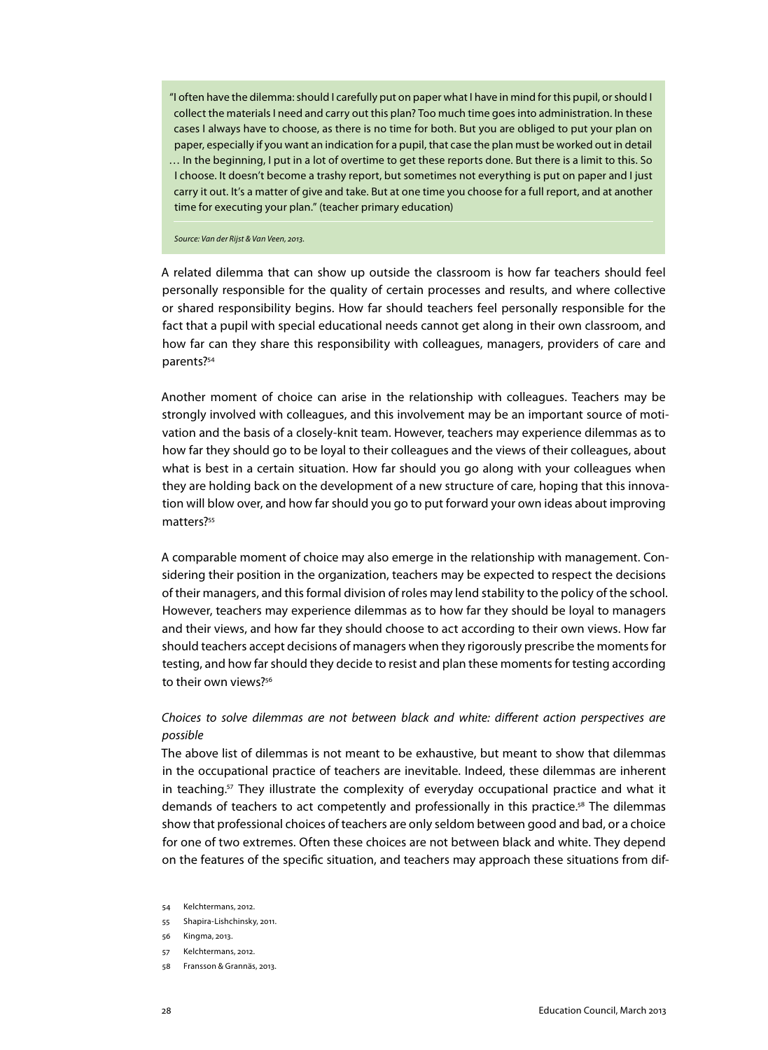> "I often have the dilemma: should I carefully put on paper what I have in mind for this pupil, or should I collect the materials I need and carry out this plan? Too much time goes into administration. In these cases I always have to choose, as there is no time for both. But you are obliged to put your plan on paper, especially if you want an indication for a pupil, that case the plan must be worked out in detail … In the beginning, I put in a lot of overtime to get these reports done. But there is a limit to this. So I choose. It doesn't become a trashy report, but sometimes not everything is put on paper and I just carry it out. It's a matter of give and take. But at one time you choose for a full report, and at another time for executing your plan." (teacher primary education)
>
> *Source: Van der Rijst & Van Veen, 2013.*

A related dilemma that can show up outside the classroom is how far teachers should feel personally responsible for the quality of certain processes and results, and where collective or shared responsibility begins. How far should teachers feel personally responsible for the fact that a pupil with special educational needs cannot get along in their own classroom, and how far can they share this responsibility with colleagues, managers, providers of care and parents?[54]

Another moment of choice can arise in the relationship with colleagues. Teachers may be strongly involved with colleagues, and this involvement may be an important source of motivation and the basis of a closely-knit team. However, teachers may experience dilemmas as to how far they should go to be loyal to their colleagues and the views of their colleagues, about what is best in a certain situation. How far should you go along with your colleagues when they are holding back on the development of a new structure of care, hoping that this innovation will blow over, and how far should you go to put forward your own ideas about improving matters?[55]

A comparable moment of choice may also emerge in the relationship with management. Considering their position in the organization, teachers may be expected to respect the decisions of their managers, and this formal division of roles may lend stability to the policy of the school. However, teachers may experience dilemmas as to how far they should be loyal to managers and their views, and how far they should choose to act according to their own views. How far should teachers accept decisions of managers when they rigorously prescribe the moments for testing, and how far should they decide to resist and plan these moments for testing according to their own views?[56]

*Choices to solve dilemmas are not between black and white: different action perspectives are possible*

The above list of dilemmas is not meant to be exhaustive, but meant to show that dilemmas in the occupational practice of teachers are inevitable. Indeed, these dilemmas are inherent in teaching.[57] They illustrate the complexity of everyday occupational practice and what it demands of teachers to act competently and professionally in this practice.[58] The dilemmas show that professional choices of teachers are only seldom between good and bad, or a choice for one of two extremes. Often these choices are not between black and white. They depend on the features of the specific situation, and teachers may approach these situations from dif-

54 Kelchtermans, 2012.

55 Shapira-Lishchinsky, 2011.

56 Kingma, 2013.

57 Kelchtermans, 2012.

58 Fransson & Grannäs, 2013.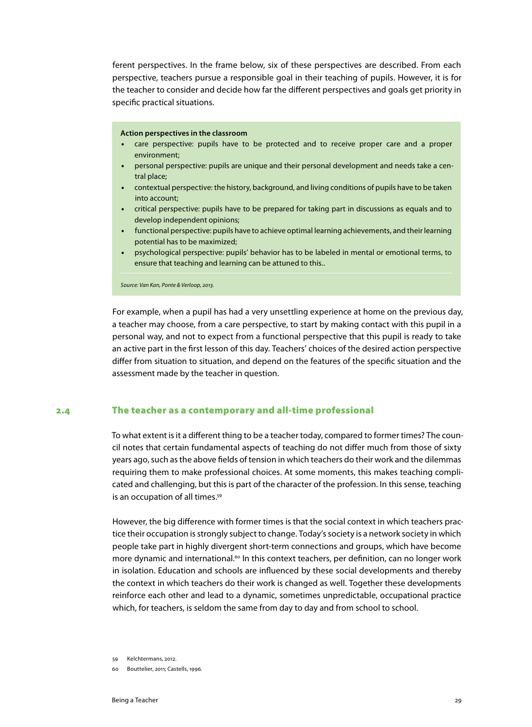ferent perspectives. In the frame below, six of these perspectives are described. From each perspective, teachers pursue a responsible goal in their teaching of pupils. However, it is for the teacher to consider and decide how far the different perspectives and goals get priority in specific practical situations.

**Action perspectives in the classroom**

- care perspective: pupils have to be protected and to receive proper care and a proper environment;
- personal perspective: pupils are unique and their personal development and needs take a central place;
- contextual perspective: the history, background, and living conditions of pupils have to be taken into account;
- critical perspective: pupils have to be prepared for taking part in discussions as equals and to develop independent opinions;
- functional perspective: pupils have to achieve optimal learning achievements, and their learning potential has to be maximized;
- psychological perspective: pupils' behavior has to be labeled in mental or emotional terms, to ensure that teaching and learning can be attuned to this..

*Source: Van Kan, Ponte & Verloop, 2013.*

For example, when a pupil has had a very unsettling experience at home on the previous day, a teacher may choose, from a care perspective, to start by making contact with this pupil in a personal way, and not to expect from a functional perspective that this pupil is ready to take an active part in the first lesson of this day. Teachers' choices of the desired action perspective differ from situation to situation, and depend on the features of the specific situation and the assessment made by the teacher in question.

## 2.4 The teacher as a contemporary and all-time professional

To what extent is it a different thing to be a teacher today, compared to former times? The council notes that certain fundamental aspects of teaching do not differ much from those of sixty years ago, such as the above fields of tension in which teachers do their work and the dilemmas requiring them to make professional choices. At some moments, this makes teaching complicated and challenging, but this is part of the character of the profession. In this sense, teaching is an occupation of all times.[59]

However, the big difference with former times is that the social context in which teachers practice their occupation is strongly subject to change. Today's society is a network society in which people take part in highly divergent short-term connections and groups, which have become more dynamic and international.[60] In this context teachers, per definition, can no longer work in isolation. Education and schools are influenced by these social developments and thereby the context in which teachers do their work is changed as well. Together these developments reinforce each other and lead to a dynamic, sometimes unpredictable, occupational practice which, for teachers, is seldom the same from day to day and from school to school.

59 Kelchtermans, 2012.

60 Bouttelier, 2011; Castells, 1996.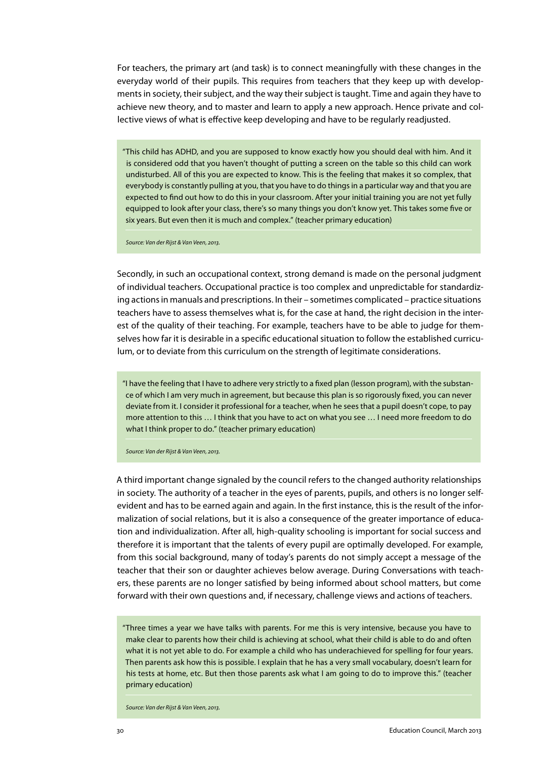For teachers, the primary art (and task) is to connect meaningfully with these changes in the everyday world of their pupils. This requires from teachers that they keep up with developments in society, their subject, and the way their subject is taught. Time and again they have to achieve new theory, and to master and learn to apply a new approach. Hence private and collective views of what is effective keep developing and have to be regularly readjusted.

> "This child has ADHD, and you are supposed to know exactly how you should deal with him. And it is considered odd that you haven't thought of putting a screen on the table so this child can work undisturbed. All of this you are expected to know. This is the feeling that makes it so complex, that everybody is constantly pulling at you, that you have to do things in a particular way and that you are expected to find out how to do this in your classroom. After your initial training you are not yet fully equipped to look after your class, there's so many things you don't know yet. This takes some five or six years. But even then it is much and complex." (teacher primary education)
>
> *Source: Van der Rijst & Van Veen, 2013.*

Secondly, in such an occupational context, strong demand is made on the personal judgment of individual teachers. Occupational practice is too complex and unpredictable for standardizing actions in manuals and prescriptions. In their – sometimes complicated – practice situations teachers have to assess themselves what is, for the case at hand, the right decision in the interest of the quality of their teaching. For example, teachers have to be able to judge for themselves how far it is desirable in a specific educational situation to follow the established curriculum, or to deviate from this curriculum on the strength of legitimate considerations.

> "I have the feeling that I have to adhere very strictly to a fixed plan (lesson program), with the substance of which I am very much in agreement, but because this plan is so rigorously fixed, you can never deviate from it. I consider it professional for a teacher, when he sees that a pupil doesn't cope, to pay more attention to this … I think that you have to act on what you see … I need more freedom to do what I think proper to do." (teacher primary education)
>
> *Source: Van der Rijst & Van Veen, 2013.*

A third important change signaled by the council refers to the changed authority relationships in society. The authority of a teacher in the eyes of parents, pupils, and others is no longer self-evident and has to be earned again and again. In the first instance, this is the result of the informalization of social relations, but it is also a consequence of the greater importance of education and individualization. After all, high-quality schooling is important for social success and therefore it is important that the talents of every pupil are optimally developed. For example, from this social background, many of today's parents do not simply accept a message of the teacher that their son or daughter achieves below average. During Conversations with teachers, these parents are no longer satisfied by being informed about school matters, but come forward with their own questions and, if necessary, challenge views and actions of teachers.

> "Three times a year we have talks with parents. For me this is very intensive, because you have to make clear to parents how their child is achieving at school, what their child is able to do and often what it is not yet able to do. For example a child who has underachieved for spelling for four years. Then parents ask how this is possible. I explain that he has a very small vocabulary, doesn't learn for his tests at home, etc. But then those parents ask what I am going to do to improve this." (teacher primary education)
>
> *Source: Van der Rijst & Van Veen, 2013.*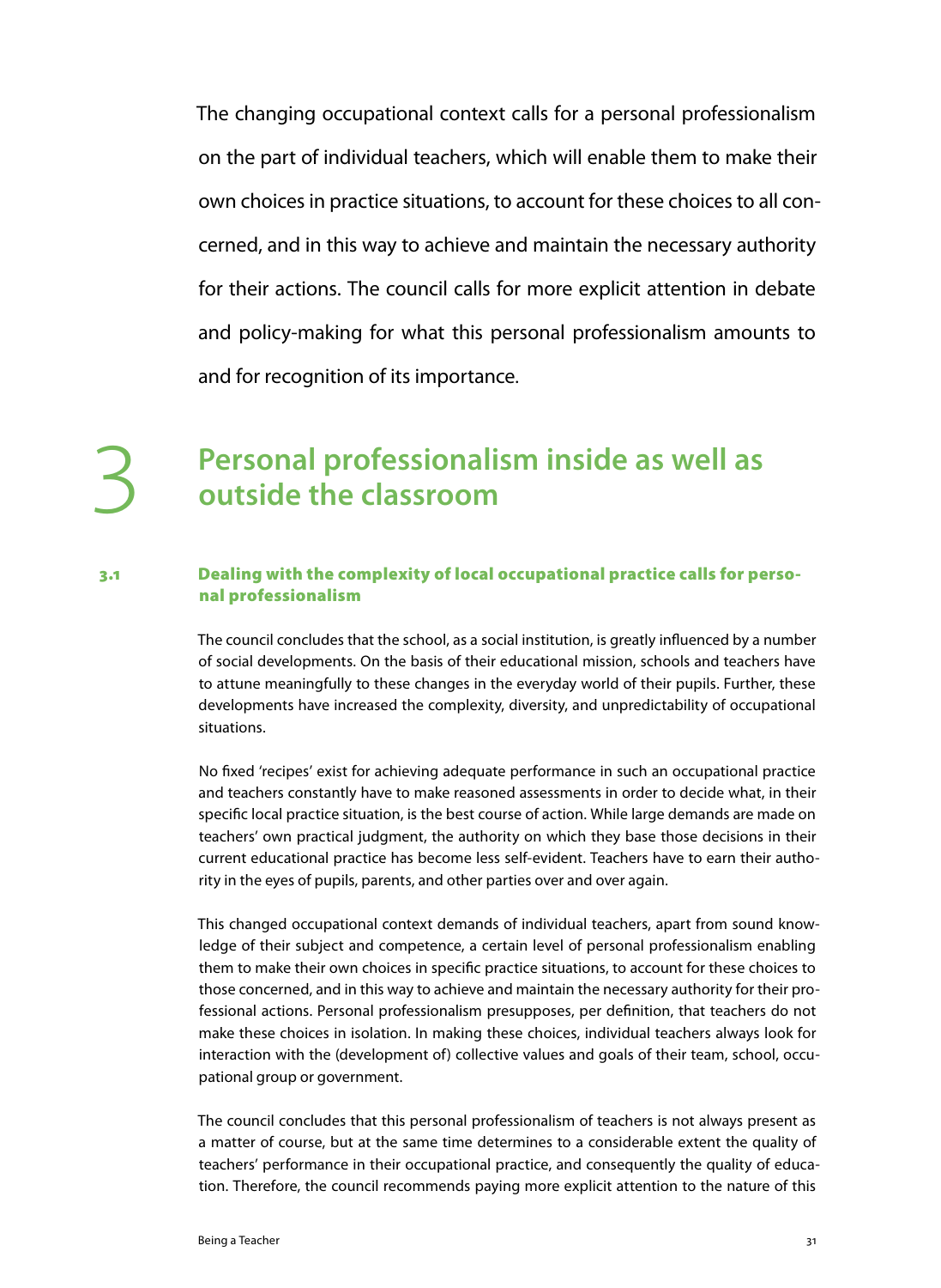The changing occupational context calls for a personal professionalism on the part of individual teachers, which will enable them to make their own choices in practice situations, to account for these choices to all concerned, and in this way to achieve and maintain the necessary authority for their actions. The council calls for more explicit attention in debate and policy-making for what this personal professionalism amounts to and for recognition of its importance.

# 3 Personal professionalism inside as well as outside the classroom

## 3.1 Dealing with the complexity of local occupational practice calls for personal professionalism

The council concludes that the school, as a social institution, is greatly influenced by a number of social developments. On the basis of their educational mission, schools and teachers have to attune meaningfully to these changes in the everyday world of their pupils. Further, these developments have increased the complexity, diversity, and unpredictability of occupational situations.

No fixed 'recipes' exist for achieving adequate performance in such an occupational practice and teachers constantly have to make reasoned assessments in order to decide what, in their specific local practice situation, is the best course of action. While large demands are made on teachers' own practical judgment, the authority on which they base those decisions in their current educational practice has become less self-evident. Teachers have to earn their authority in the eyes of pupils, parents, and other parties over and over again.

This changed occupational context demands of individual teachers, apart from sound knowledge of their subject and competence, a certain level of personal professionalism enabling them to make their own choices in specific practice situations, to account for these choices to those concerned, and in this way to achieve and maintain the necessary authority for their professional actions. Personal professionalism presupposes, per definition, that teachers do not make these choices in isolation. In making these choices, individual teachers always look for interaction with the (development of) collective values and goals of their team, school, occupational group or government.

The council concludes that this personal professionalism of teachers is not always present as a matter of course, but at the same time determines to a considerable extent the quality of teachers' performance in their occupational practice, and consequently the quality of education. Therefore, the council recommends paying more explicit attention to the nature of this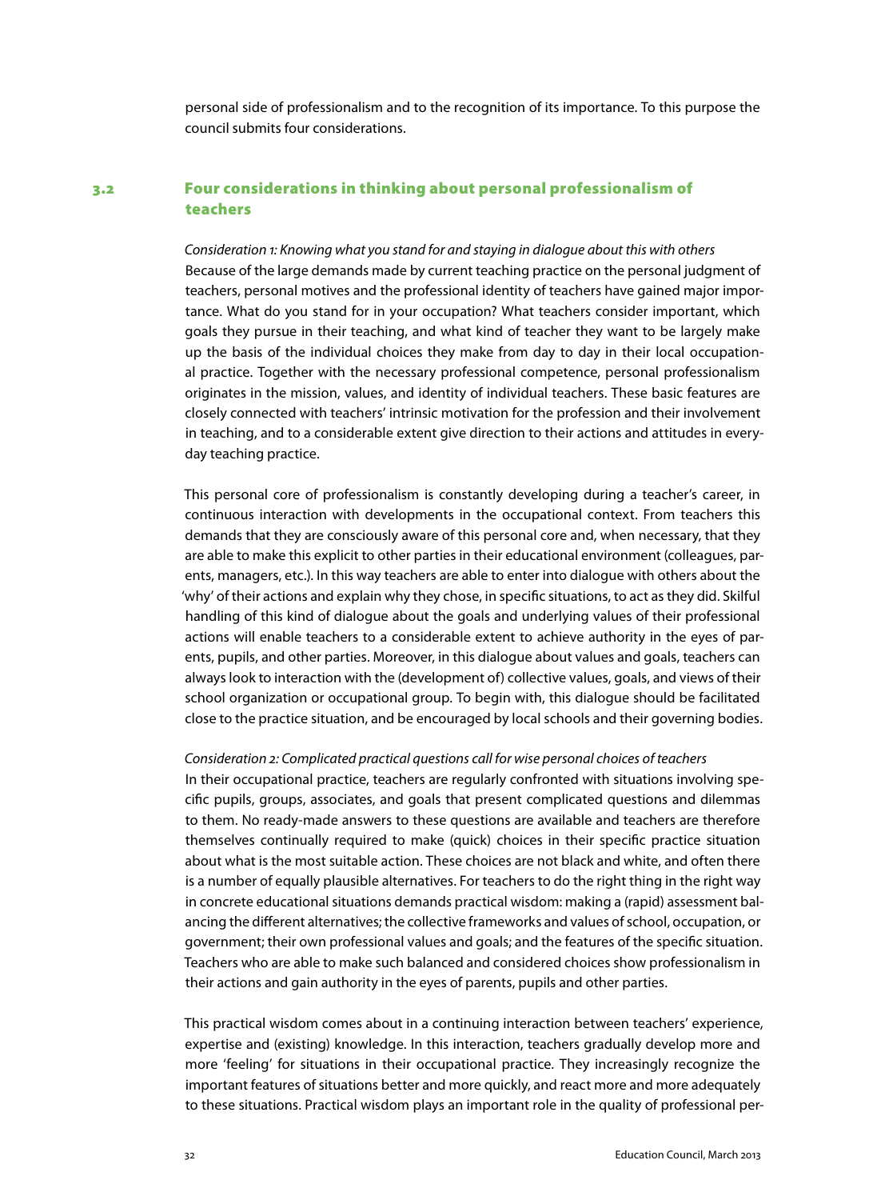personal side of professionalism and to the recognition of its importance. To this purpose the council submits four considerations.

## 3.2 Four considerations in thinking about personal professionalism of teachers

*Consideration 1: Knowing what you stand for and staying in dialogue about this with others*

Because of the large demands made by current teaching practice on the personal judgment of teachers, personal motives and the professional identity of teachers have gained major importance. What do you stand for in your occupation? What teachers consider important, which goals they pursue in their teaching, and what kind of teacher they want to be largely make up the basis of the individual choices they make from day to day in their local occupational practice. Together with the necessary professional competence, personal professionalism originates in the mission, values, and identity of individual teachers. These basic features are closely connected with teachers' intrinsic motivation for the profession and their involvement in teaching, and to a considerable extent give direction to their actions and attitudes in everyday teaching practice.

This personal core of professionalism is constantly developing during a teacher's career, in continuous interaction with developments in the occupational context. From teachers this demands that they are consciously aware of this personal core and, when necessary, that they are able to make this explicit to other parties in their educational environment (colleagues, parents, managers, etc.). In this way teachers are able to enter into dialogue with others about the 'why' of their actions and explain why they chose, in specific situations, to act as they did. Skilful handling of this kind of dialogue about the goals and underlying values of their professional actions will enable teachers to a considerable extent to achieve authority in the eyes of parents, pupils, and other parties. Moreover, in this dialogue about values and goals, teachers can always look to interaction with the (development of) collective values, goals, and views of their school organization or occupational group. To begin with, this dialogue should be facilitated close to the practice situation, and be encouraged by local schools and their governing bodies.

*Consideration 2: Complicated practical questions call for wise personal choices of teachers*

In their occupational practice, teachers are regularly confronted with situations involving specific pupils, groups, associates, and goals that present complicated questions and dilemmas to them. No ready-made answers to these questions are available and teachers are therefore themselves continually required to make (quick) choices in their specific practice situation about what is the most suitable action. These choices are not black and white, and often there is a number of equally plausible alternatives. For teachers to do the right thing in the right way in concrete educational situations demands practical wisdom: making a (rapid) assessment balancing the different alternatives; the collective frameworks and values of school, occupation, or government; their own professional values and goals; and the features of the specific situation. Teachers who are able to make such balanced and considered choices show professionalism in their actions and gain authority in the eyes of parents, pupils and other parties.

This practical wisdom comes about in a continuing interaction between teachers' experience, expertise and (existing) knowledge. In this interaction, teachers gradually develop more and more 'feeling' for situations in their occupational practice. They increasingly recognize the important features of situations better and more quickly, and react more and more adequately to these situations. Practical wisdom plays an important role in the quality of professional per-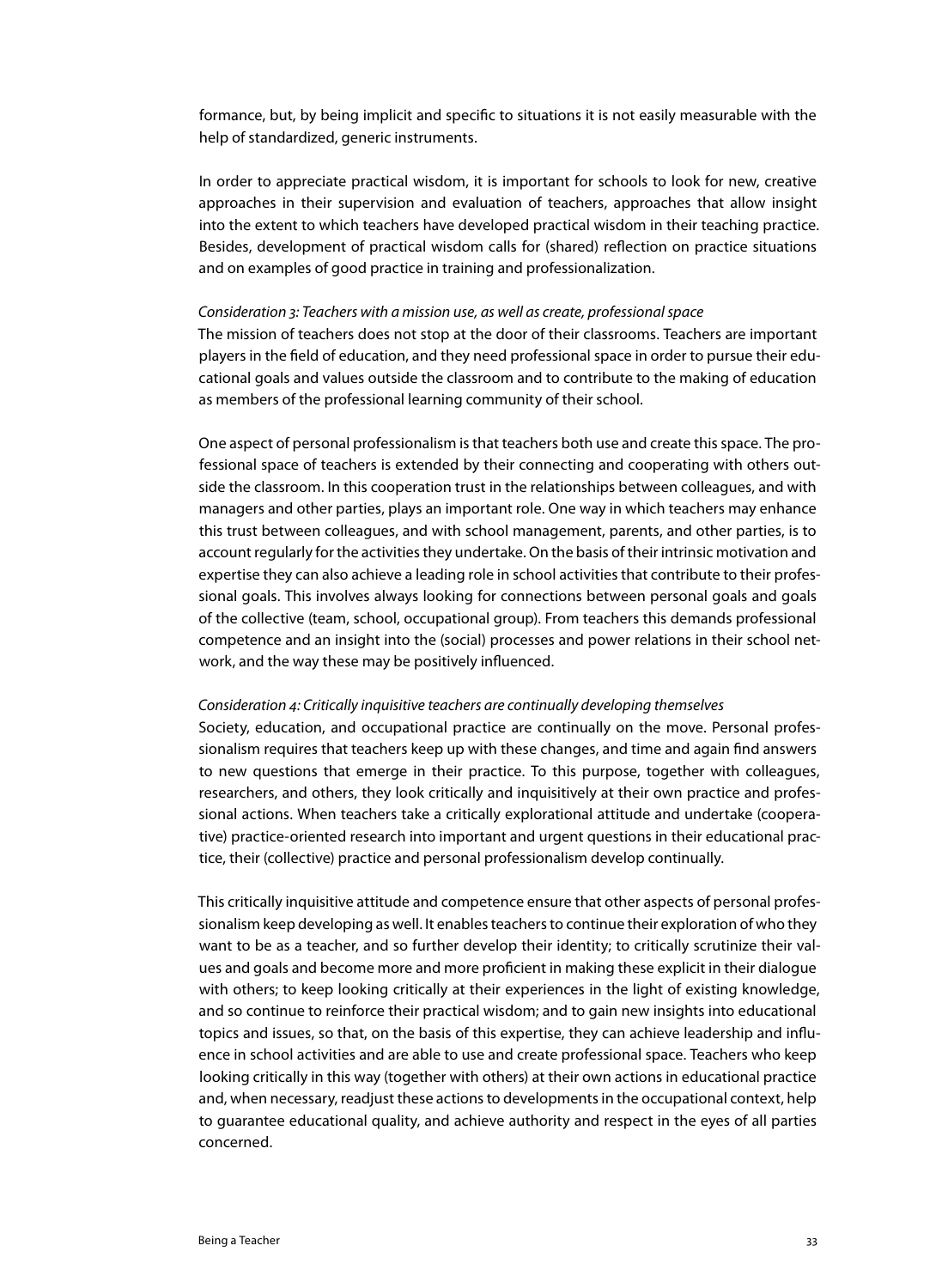formance, but, by being implicit and specific to situations it is not easily measurable with the help of standardized, generic instruments.

In order to appreciate practical wisdom, it is important for schools to look for new, creative approaches in their supervision and evaluation of teachers, approaches that allow insight into the extent to which teachers have developed practical wisdom in their teaching practice. Besides, development of practical wisdom calls for (shared) reflection on practice situations and on examples of good practice in training and professionalization.

*Consideration 3: Teachers with a mission use, as well as create, professional space*

The mission of teachers does not stop at the door of their classrooms. Teachers are important players in the field of education, and they need professional space in order to pursue their educational goals and values outside the classroom and to contribute to the making of education as members of the professional learning community of their school.

One aspect of personal professionalism is that teachers both use and create this space. The professional space of teachers is extended by their connecting and cooperating with others outside the classroom. In this cooperation trust in the relationships between colleagues, and with managers and other parties, plays an important role. One way in which teachers may enhance this trust between colleagues, and with school management, parents, and other parties, is to account regularly for the activities they undertake. On the basis of their intrinsic motivation and expertise they can also achieve a leading role in school activities that contribute to their professional goals. This involves always looking for connections between personal goals and goals of the collective (team, school, occupational group). From teachers this demands professional competence and an insight into the (social) processes and power relations in their school network, and the way these may be positively influenced.

*Consideration 4: Critically inquisitive teachers are continually developing themselves*

Society, education, and occupational practice are continually on the move. Personal professionalism requires that teachers keep up with these changes, and time and again find answers to new questions that emerge in their practice. To this purpose, together with colleagues, researchers, and others, they look critically and inquisitively at their own practice and professional actions. When teachers take a critically explorational attitude and undertake (cooperative) practice-oriented research into important and urgent questions in their educational practice, their (collective) practice and personal professionalism develop continually.

This critically inquisitive attitude and competence ensure that other aspects of personal professionalism keep developing as well. It enables teachers to continue their exploration of who they want to be as a teacher, and so further develop their identity; to critically scrutinize their values and goals and become more and more proficient in making these explicit in their dialogue with others; to keep looking critically at their experiences in the light of existing knowledge, and so continue to reinforce their practical wisdom; and to gain new insights into educational topics and issues, so that, on the basis of this expertise, they can achieve leadership and influence in school activities and are able to use and create professional space. Teachers who keep looking critically in this way (together with others) at their own actions in educational practice and, when necessary, readjust these actions to developments in the occupational context, help to guarantee educational quality, and achieve authority and respect in the eyes of all parties concerned.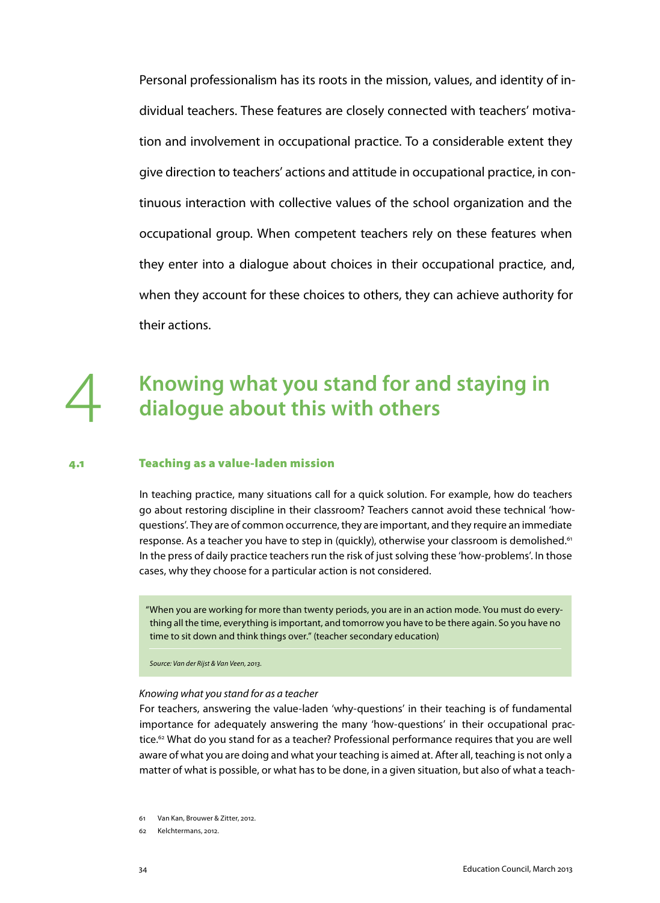Personal professionalism has its roots in the mission, values, and identity of individual teachers. These features are closely connected with teachers' motivation and involvement in occupational practice. To a considerable extent they give direction to teachers' actions and attitude in occupational practice, in continuous interaction with collective values of the school organization and the occupational group. When competent teachers rely on these features when they enter into a dialogue about choices in their occupational practice, and, when they account for these choices to others, they can achieve authority for their actions.

# 4 Knowing what you stand for and staying in dialogue about this with others

## 4.1 Teaching as a value-laden mission

In teaching practice, many situations call for a quick solution. For example, how do teachers go about restoring discipline in their classroom? Teachers cannot avoid these technical 'how-questions'. They are of common occurrence, they are important, and they require an immediate response. As a teacher you have to step in (quickly), otherwise your classroom is demolished.[61] In the press of daily practice teachers run the risk of just solving these 'how-problems'. In those cases, why they choose for a particular action is not considered.

> "When you are working for more than twenty periods, you are in an action mode. You must do everything all the time, everything is important, and tomorrow you have to be there again. So you have no time to sit down and think things over." (teacher secondary education)
>
> *Source: Van der Rijst & Van Veen, 2013.*

*Knowing what you stand for as a teacher*

For teachers, answering the value-laden 'why-questions' in their teaching is of fundamental importance for adequately answering the many 'how-questions' in their occupational practice.[62] What do you stand for as a teacher? Professional performance requires that you are well aware of what you are doing and what your teaching is aimed at. After all, teaching is not only a matter of what is possible, or what has to be done, in a given situation, but also of what a teach-

61 Van Kan, Brouwer & Zitter, 2012.

62 Kelchtermans, 2012.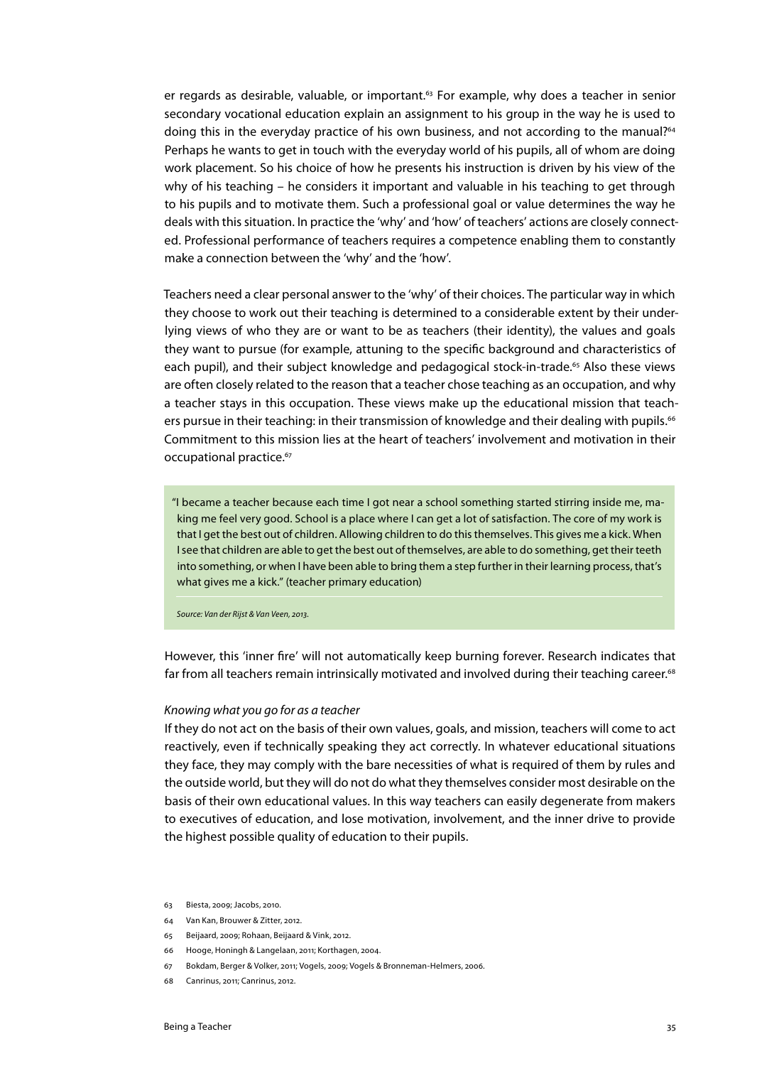er regards as desirable, valuable, or important.[63] For example, why does a teacher in senior secondary vocational education explain an assignment to his group in the way he is used to doing this in the everyday practice of his own business, and not according to the manual?[64] Perhaps he wants to get in touch with the everyday world of his pupils, all of whom are doing work placement. So his choice of how he presents his instruction is driven by his view of the why of his teaching – he considers it important and valuable in his teaching to get through to his pupils and to motivate them. Such a professional goal or value determines the way he deals with this situation. In practice the 'why' and 'how' of teachers' actions are closely connected. Professional performance of teachers requires a competence enabling them to constantly make a connection between the 'why' and the 'how'.

Teachers need a clear personal answer to the 'why' of their choices. The particular way in which they choose to work out their teaching is determined to a considerable extent by their underlying views of who they are or want to be as teachers (their identity), the values and goals they want to pursue (for example, attuning to the specific background and characteristics of each pupil), and their subject knowledge and pedagogical stock-in-trade.[65] Also these views are often closely related to the reason that a teacher chose teaching as an occupation, and why a teacher stays in this occupation. These views make up the educational mission that teachers pursue in their teaching: in their transmission of knowledge and their dealing with pupils.[66] Commitment to this mission lies at the heart of teachers' involvement and motivation in their occupational practice.[67]

> "I became a teacher because each time I got near a school something started stirring inside me, making me feel very good. School is a place where I can get a lot of satisfaction. The core of my work is that I get the best out of children. Allowing children to do this themselves. This gives me a kick. When I see that children are able to get the best out of themselves, are able to do something, get their teeth into something, or when I have been able to bring them a step further in their learning process, that's what gives me a kick." (teacher primary education)
>
> *Source: Van der Rijst & Van Veen, 2013.*

However, this 'inner fire' will not automatically keep burning forever. Research indicates that far from all teachers remain intrinsically motivated and involved during their teaching career.[68]

*Knowing what you go for as a teacher*

If they do not act on the basis of their own values, goals, and mission, teachers will come to act reactively, even if technically speaking they act correctly. In whatever educational situations they face, they may comply with the bare necessities of what is required of them by rules and the outside world, but they will do not do what they themselves consider most desirable on the basis of their own educational values. In this way teachers can easily degenerate from makers to executives of education, and lose motivation, involvement, and the inner drive to provide the highest possible quality of education to their pupils.

63 Biesta, 2009; Jacobs, 2010.

64 Van Kan, Brouwer & Zitter, 2012.

65 Beijaard, 2009; Rohaan, Beijaard & Vink, 2012.

66 Hooge, Honingh & Langelaan, 2011; Korthagen, 2004.

67 Bokdam, Berger & Volker, 2011; Vogels, 2009; Vogels & Bronneman-Helmers, 2006.

68 Canrinus, 2011; Canrinus, 2012.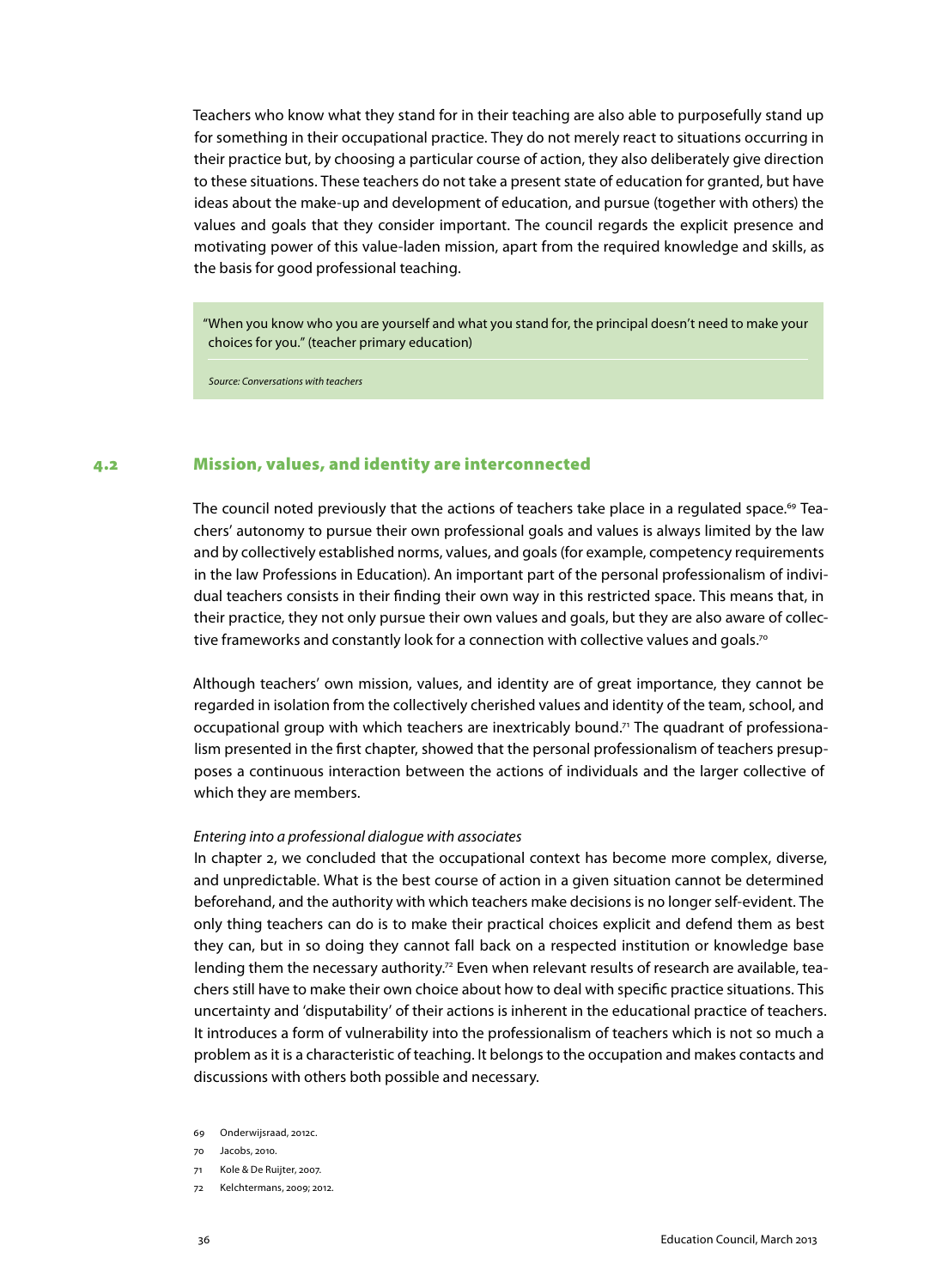Teachers who know what they stand for in their teaching are also able to purposefully stand up for something in their occupational practice. They do not merely react to situations occurring in their practice but, by choosing a particular course of action, they also deliberately give direction to these situations. These teachers do not take a present state of education for granted, but have ideas about the make-up and development of education, and pursue (together with others) the values and goals that they consider important. The council regards the explicit presence and motivating power of this value-laden mission, apart from the required knowledge and skills, as the basis for good professional teaching.

> "When you know who you are yourself and what you stand for, the principal doesn't need to make your choices for you." (teacher primary education)
>
> *Source: Conversations with teachers*

## 4.2 Mission, values, and identity are interconnected

The council noted previously that the actions of teachers take place in a regulated space.[69] Teachers' autonomy to pursue their own professional goals and values is always limited by the law and by collectively established norms, values, and goals (for example, competency requirements in the law Professions in Education). An important part of the personal professionalism of individual teachers consists in their finding their own way in this restricted space. This means that, in their practice, they not only pursue their own values and goals, but they are also aware of collective frameworks and constantly look for a connection with collective values and goals.[70]

Although teachers' own mission, values, and identity are of great importance, they cannot be regarded in isolation from the collectively cherished values and identity of the team, school, and occupational group with which teachers are inextricably bound.[71] The quadrant of professionalism presented in the first chapter, showed that the personal professionalism of teachers presupposes a continuous interaction between the actions of individuals and the larger collective of which they are members.

*Entering into a professional dialogue with associates*

In chapter 2, we concluded that the occupational context has become more complex, diverse, and unpredictable. What is the best course of action in a given situation cannot be determined beforehand, and the authority with which teachers make decisions is no longer self-evident. The only thing teachers can do is to make their practical choices explicit and defend them as best they can, but in so doing they cannot fall back on a respected institution or knowledge base lending them the necessary authority.[72] Even when relevant results of research are available, teachers still have to make their own choice about how to deal with specific practice situations. This uncertainty and 'disputability' of their actions is inherent in the educational practice of teachers. It introduces a form of vulnerability into the professionalism of teachers which is not so much a problem as it is a characteristic of teaching. It belongs to the occupation and makes contacts and discussions with others both possible and necessary.

69 Onderwijsraad, 2012c.

70 Jacobs, 2010.

71 Kole & De Ruijter, 2007.

72 Kelchtermans, 2009; 2012.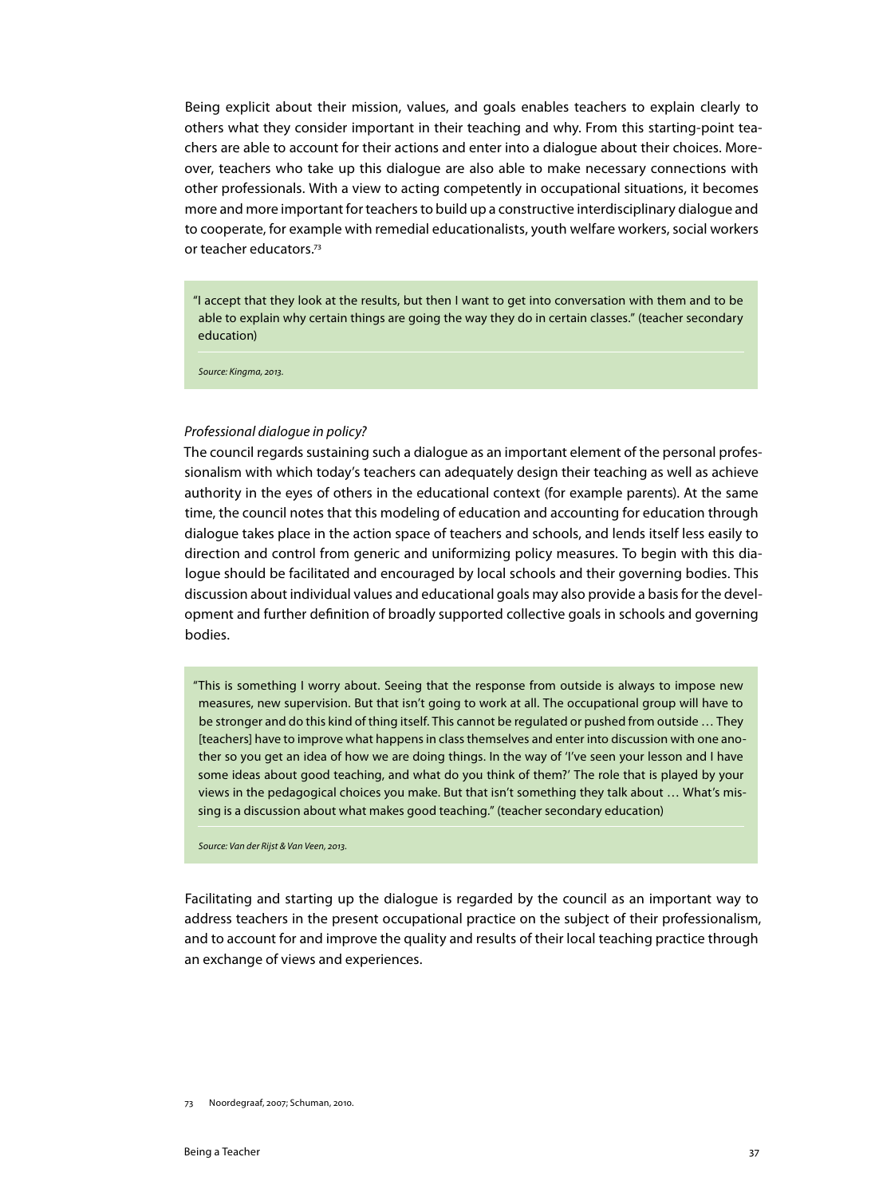Being explicit about their mission, values, and goals enables teachers to explain clearly to others what they consider important in their teaching and why. From this starting-point teachers are able to account for their actions and enter into a dialogue about their choices. Moreover, teachers who take up this dialogue are also able to make necessary connections with other professionals. With a view to acting competently in occupational situations, it becomes more and more important for teachers to build up a constructive interdisciplinary dialogue and to cooperate, for example with remedial educationalists, youth welfare workers, social workers or teacher educators.[73]

> "I accept that they look at the results, but then I want to get into conversation with them and to be able to explain why certain things are going the way they do in certain classes." (teacher secondary education)
>
> *Source: Kingma, 2013.*

*Professional dialogue in policy?*

The council regards sustaining such a dialogue as an important element of the personal professionalism with which today's teachers can adequately design their teaching as well as achieve authority in the eyes of others in the educational context (for example parents). At the same time, the council notes that this modeling of education and accounting for education through dialogue takes place in the action space of teachers and schools, and lends itself less easily to direction and control from generic and uniformizing policy measures. To begin with this dialogue should be facilitated and encouraged by local schools and their governing bodies. This discussion about individual values and educational goals may also provide a basis for the development and further definition of broadly supported collective goals in schools and governing bodies.

> "This is something I worry about. Seeing that the response from outside is always to impose new measures, new supervision. But that isn't going to work at all. The occupational group will have to be stronger and do this kind of thing itself. This cannot be regulated or pushed from outside … They [teachers] have to improve what happens in class themselves and enter into discussion with one another so you get an idea of how we are doing things. In the way of 'I've seen your lesson and I have some ideas about good teaching, and what do you think of them?' The role that is played by your views in the pedagogical choices you make. But that isn't something they talk about … What's missing is a discussion about what makes good teaching." (teacher secondary education)
>
> *Source: Van der Rijst & Van Veen, 2013.*

Facilitating and starting up the dialogue is regarded by the council as an important way to address teachers in the present occupational practice on the subject of their professionalism, and to account for and improve the quality and results of their local teaching practice through an exchange of views and experiences.

73 Noordegraaf, 2007; Schuman, 2010.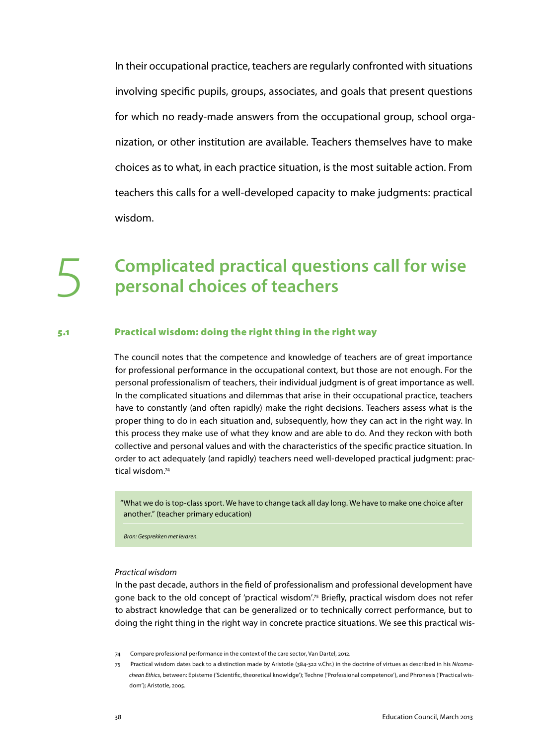In their occupational practice, teachers are regularly confronted with situations involving specific pupils, groups, associates, and goals that present questions for which no ready-made answers from the occupational group, school organization, or other institution are available. Teachers themselves have to make choices as to what, in each practice situation, is the most suitable action. From teachers this calls for a well-developed capacity to make judgments: practical wisdom.

# 5 Complicated practical questions call for wise personal choices of teachers

## 5.1 Practical wisdom: doing the right thing in the right way

The council notes that the competence and knowledge of teachers are of great importance for professional performance in the occupational context, but those are not enough. For the personal professionalism of teachers, their individual judgment is of great importance as well. In the complicated situations and dilemmas that arise in their occupational practice, teachers have to constantly (and often rapidly) make the right decisions. Teachers assess what is the proper thing to do in each situation and, subsequently, how they can act in the right way. In this process they make use of what they know and are able to do. And they reckon with both collective and personal values and with the characteristics of the specific practice situation. In order to act adequately (and rapidly) teachers need well-developed practical judgment: practical wisdom.[74]

> "What we do is top-class sport. We have to change tack all day long. We have to make one choice after another." (teacher primary education)
>
> *Bron: Gesprekken met leraren.*

*Practical wisdom*

In the past decade, authors in the field of professionalism and professional development have gone back to the old concept of 'practical wisdom'.[75] Briefly, practical wisdom does not refer to abstract knowledge that can be generalized or to technically correct performance, but to doing the right thing in the right way in concrete practice situations. We see this practical wis-

74 Compare professional performance in the context of the care sector, Van Dartel, 2012.

75 Practical wisdom dates back to a distinction made by Aristotle (384-322 v.Chr.) in the doctrine of virtues as described in his *Nicomachean Ethics*, between: Episteme ('Scientific, theoretical knowldge'); Techne ('Professional competence'), and Phronesis ('Practical wisdom'); Aristotle, 2005.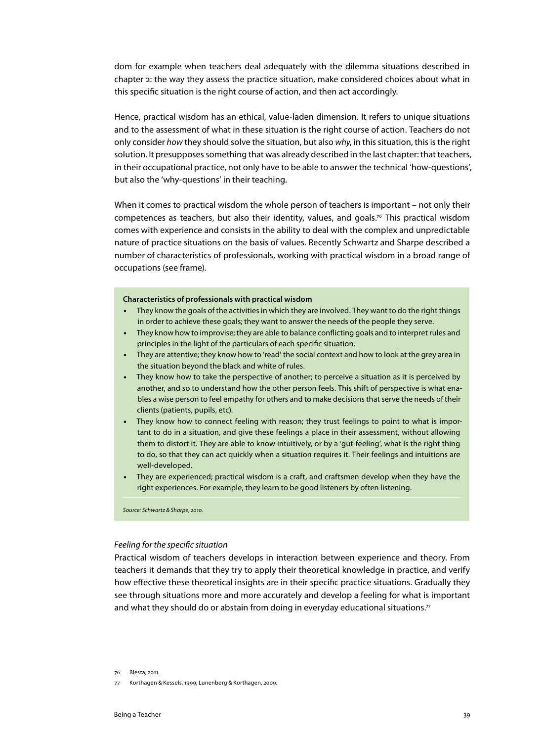dom for example when teachers deal adequately with the dilemma situations described in chapter 2: the way they assess the practice situation, make considered choices about what in this specific situation is the right course of action, and then act accordingly.

Hence, practical wisdom has an ethical, value-laden dimension. It refers to unique situations and to the assessment of what in these situation is the right course of action. Teachers do not only consider *how* they should solve the situation, but also *why*, in this situation, this is the right solution. It presupposes something that was already described in the last chapter: that teachers, in their occupational practice, not only have to be able to answer the technical 'how-questions', but also the 'why-questions' in their teaching.

When it comes to practical wisdom the whole person of teachers is important – not only their competences as teachers, but also their identity, values, and goals.[76] This practical wisdom comes with experience and consists in the ability to deal with the complex and unpredictable nature of practice situations on the basis of values. Recently Schwartz and Sharpe described a number of characteristics of professionals, working with practical wisdom in a broad range of occupations (see frame).

**Characteristics of professionals with practical wisdom**

- They know the goals of the activities in which they are involved. They want to do the right things in order to achieve these goals; they want to answer the needs of the people they serve.
- They know how to improvise; they are able to balance conflicting goals and to interpret rules and principles in the light of the particulars of each specific situation.
- They are attentive; they know how to 'read' the social context and how to look at the grey area in the situation beyond the black and white of rules.
- They know how to take the perspective of another; to perceive a situation as it is perceived by another, and so to understand how the other person feels. This shift of perspective is what enables a wise person to feel empathy for others and to make decisions that serve the needs of their clients (patients, pupils, etc).
- They know how to connect feeling with reason; they trust feelings to point to what is important to do in a situation, and give these feelings a place in their assessment, without allowing them to distort it. They are able to know intuitively, or by a 'gut-feeling', what is the right thing to do, so that they can act quickly when a situation requires it. Their feelings and intuitions are well-developed.
- They are experienced; practical wisdom is a craft, and craftsmen develop when they have the right experiences. For example, they learn to be good listeners by often listening.

*Source: Schwartz & Sharpe, 2010.*

*Feeling for the specific situation*

Practical wisdom of teachers develops in interaction between experience and theory. From teachers it demands that they try to apply their theoretical knowledge in practice, and verify how effective these theoretical insights are in their specific practice situations. Gradually they see through situations more and more accurately and develop a feeling for what is important and what they should do or abstain from doing in everyday educational situations.[77]

76 Biesta, 2011.

77 Korthagen & Kessels, 1999; Lunenberg & Korthagen, 2009.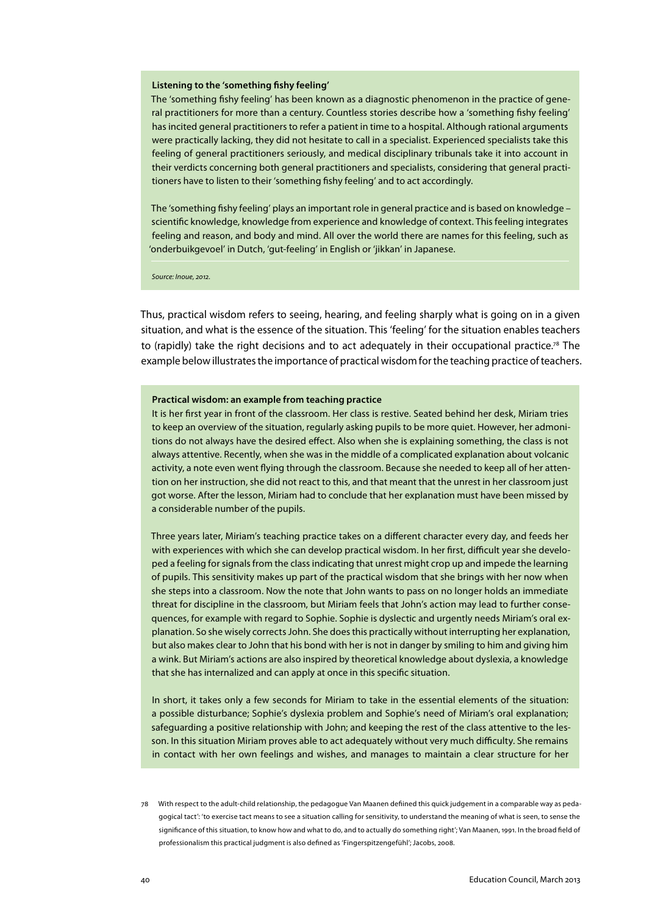**Listening to the 'something fishy feeling'**

The 'something fishy feeling' has been known as a diagnostic phenomenon in the practice of general practitioners for more than a century. Countless stories describe how a 'something fishy feeling' has incited general practitioners to refer a patient in time to a hospital. Although rational arguments were practically lacking, they did not hesitate to call in a specialist. Experienced specialists take this feeling of general practitioners seriously, and medical disciplinary tribunals take it into account in their verdicts concerning both general practitioners and specialists, considering that general practitioners have to listen to their 'something fishy feeling' and to act accordingly.

The 'something fishy feeling' plays an important role in general practice and is based on knowledge – scientific knowledge, knowledge from experience and knowledge of context. This feeling integrates feeling and reason, and body and mind. All over the world there are names for this feeling, such as 'onderbuikgevoel' in Dutch, 'gut-feeling' in English or 'jikkan' in Japanese.

*Source: Inoue, 2012.*

Thus, practical wisdom refers to seeing, hearing, and feeling sharply what is going on in a given situation, and what is the essence of the situation. This 'feeling' for the situation enables teachers to (rapidly) take the right decisions and to act adequately in their occupational practice.[78] The example below illustrates the importance of practical wisdom for the teaching practice of teachers.

**Practical wisdom: an example from teaching practice**

It is her first year in front of the classroom. Her class is restive. Seated behind her desk, Miriam tries to keep an overview of the situation, regularly asking pupils to be more quiet. However, her admonitions do not always have the desired effect. Also when she is explaining something, the class is not always attentive. Recently, when she was in the middle of a complicated explanation about volcanic activity, a note even went flying through the classroom. Because she needed to keep all of her attention on her instruction, she did not react to this, and that meant that the unrest in her classroom just got worse. After the lesson, Miriam had to conclude that her explanation must have been missed by a considerable number of the pupils.

Three years later, Miriam's teaching practice takes on a different character every day, and feeds her with experiences with which she can develop practical wisdom. In her first, difficult year she developed a feeling for signals from the class indicating that unrest might crop up and impede the learning of pupils. This sensitivity makes up part of the practical wisdom that she brings with her now when she steps into a classroom. Now the note that John wants to pass on no longer holds an immediate threat for discipline in the classroom, but Miriam feels that John's action may lead to further consequences, for example with regard to Sophie. Sophie is dyslectic and urgently needs Miriam's oral explanation. So she wisely corrects John. She does this practically without interrupting her explanation, but also makes clear to John that his bond with her is not in danger by smiling to him and giving him a wink. But Miriam's actions are also inspired by theoretical knowledge about dyslexia, a knowledge that she has internalized and can apply at once in this specific situation.

In short, it takes only a few seconds for Miriam to take in the essential elements of the situation: a possible disturbance; Sophie's dyslexia problem and Sophie's need of Miriam's oral explanation; safeguarding a positive relationship with John; and keeping the rest of the class attentive to the lesson. In this situation Miriam proves able to act adequately without very much difficulty. She remains in contact with her own feelings and wishes, and manages to maintain a clear structure for her

78 With respect to the adult-child relationship, the pedagogue Van Maanen defined this quick judgement in a comparable way as pedagogical tact': 'to exercise tact means to see a situation calling for sensitivity, to understand the meaning of what is seen, to sense the significance of this situation, to know how and what to do, and to actually do something right'; Van Maanen, 1991. In the broad field of professionalism this practical judgment is also defined as 'Fingerspitzengefühl'; Jacobs, 2008.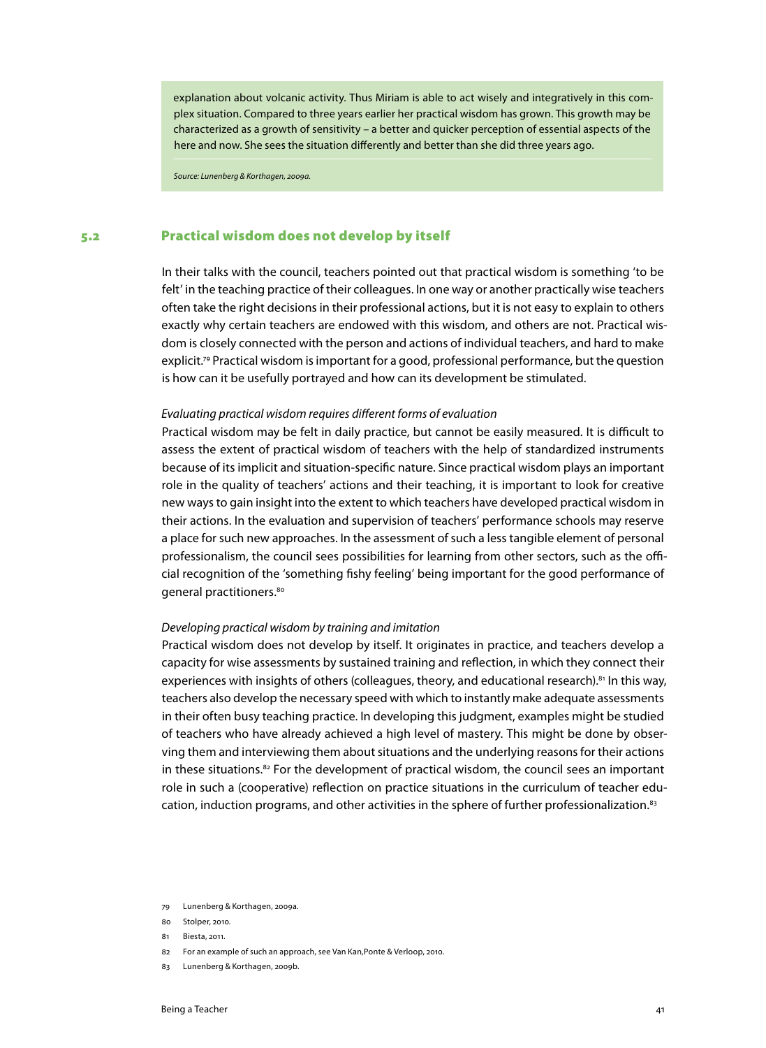explanation about volcanic activity. Thus Miriam is able to act wisely and integratively in this complex situation. Compared to three years earlier her practical wisdom has grown. This growth may be characterized as a growth of sensitivity – a better and quicker perception of essential aspects of the here and now. She sees the situation differently and better than she did three years ago.

*Source: Lunenberg & Korthagen, 2009a.*

## 5.2 Practical wisdom does not develop by itself

In their talks with the council, teachers pointed out that practical wisdom is something 'to be felt' in the teaching practice of their colleagues. In one way or another practically wise teachers often take the right decisions in their professional actions, but it is not easy to explain to others exactly why certain teachers are endowed with this wisdom, and others are not. Practical wisdom is closely connected with the person and actions of individual teachers, and hard to make explicit.[79] Practical wisdom is important for a good, professional performance, but the question is how can it be usefully portrayed and how can its development be stimulated.

*Evaluating practical wisdom requires different forms of evaluation*

Practical wisdom may be felt in daily practice, but cannot be easily measured. It is difficult to assess the extent of practical wisdom of teachers with the help of standardized instruments because of its implicit and situation-specific nature. Since practical wisdom plays an important role in the quality of teachers' actions and their teaching, it is important to look for creative new ways to gain insight into the extent to which teachers have developed practical wisdom in their actions. In the evaluation and supervision of teachers' performance schools may reserve a place for such new approaches. In the assessment of such a less tangible element of personal professionalism, the council sees possibilities for learning from other sectors, such as the official recognition of the 'something fishy feeling' being important for the good performance of general practitioners.[80]

*Developing practical wisdom by training and imitation*

Practical wisdom does not develop by itself. It originates in practice, and teachers develop a capacity for wise assessments by sustained training and reflection, in which they connect their experiences with insights of others (colleagues, theory, and educational research).[81] In this way, teachers also develop the necessary speed with which to instantly make adequate assessments in their often busy teaching practice. In developing this judgment, examples might be studied of teachers who have already achieved a high level of mastery. This might be done by observing them and interviewing them about situations and the underlying reasons for their actions in these situations.[82] For the development of practical wisdom, the council sees an important role in such a (cooperative) reflection on practice situations in the curriculum of teacher education, induction programs, and other activities in the sphere of further professionalization.[83]

79 Lunenberg & Korthagen, 2009a.

80 Stolper, 2010.

81 Biesta, 2011.

82 For an example of such an approach, see Van Kan,Ponte & Verloop, 2010.

83 Lunenberg & Korthagen, 2009b.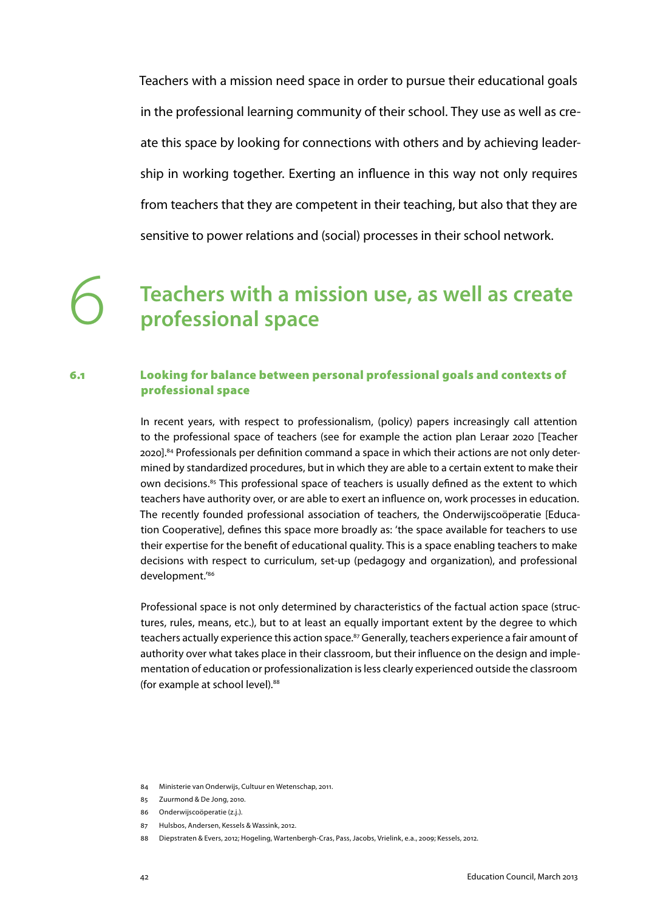Teachers with a mission need space in order to pursue their educational goals in the professional learning community of their school. They use as well as create this space by looking for connections with others and by achieving leadership in working together. Exerting an influence in this way not only requires from teachers that they are competent in their teaching, but also that they are sensitive to power relations and (social) processes in their school network.

# 6 Teachers with a mission use, as well as create professional space

## 6.1 Looking for balance between personal professional goals and contexts of professional space

In recent years, with respect to professionalism, (policy) papers increasingly call attention to the professional space of teachers (see for example the action plan Leraar 2020 [Teacher 2020].[84] Professionals per definition command a space in which their actions are not only determined by standardized procedures, but in which they are able to a certain extent to make their own decisions.[85] This professional space of teachers is usually defined as the extent to which teachers have authority over, or are able to exert an influence on, work processes in education. The recently founded professional association of teachers, the Onderwijscoöperatie [Education Cooperative], defines this space more broadly as: 'the space available for teachers to use their expertise for the benefit of educational quality. This is a space enabling teachers to make decisions with respect to curriculum, set-up (pedagogy and organization), and professional development.'[86]

Professional space is not only determined by characteristics of the factual action space (structures, rules, means, etc.), but to at least an equally important extent by the degree to which teachers actually experience this action space.[87] Generally, teachers experience a fair amount of authority over what takes place in their classroom, but their influence on the design and implementation of education or professionalization is less clearly experienced outside the classroom (for example at school level).[88]

84 Ministerie van Onderwijs, Cultuur en Wetenschap, 2011.

85 Zuurmond & De Jong, 2010.

86 Onderwijscoöperatie (z.j.).

87 Hulsbos, Andersen, Kessels & Wassink, 2012.

88 Diepstraten & Evers, 2012; Hogeling, Wartenbergh-Cras, Pass, Jacobs, Vrielink, e.a., 2009; Kessels, 2012.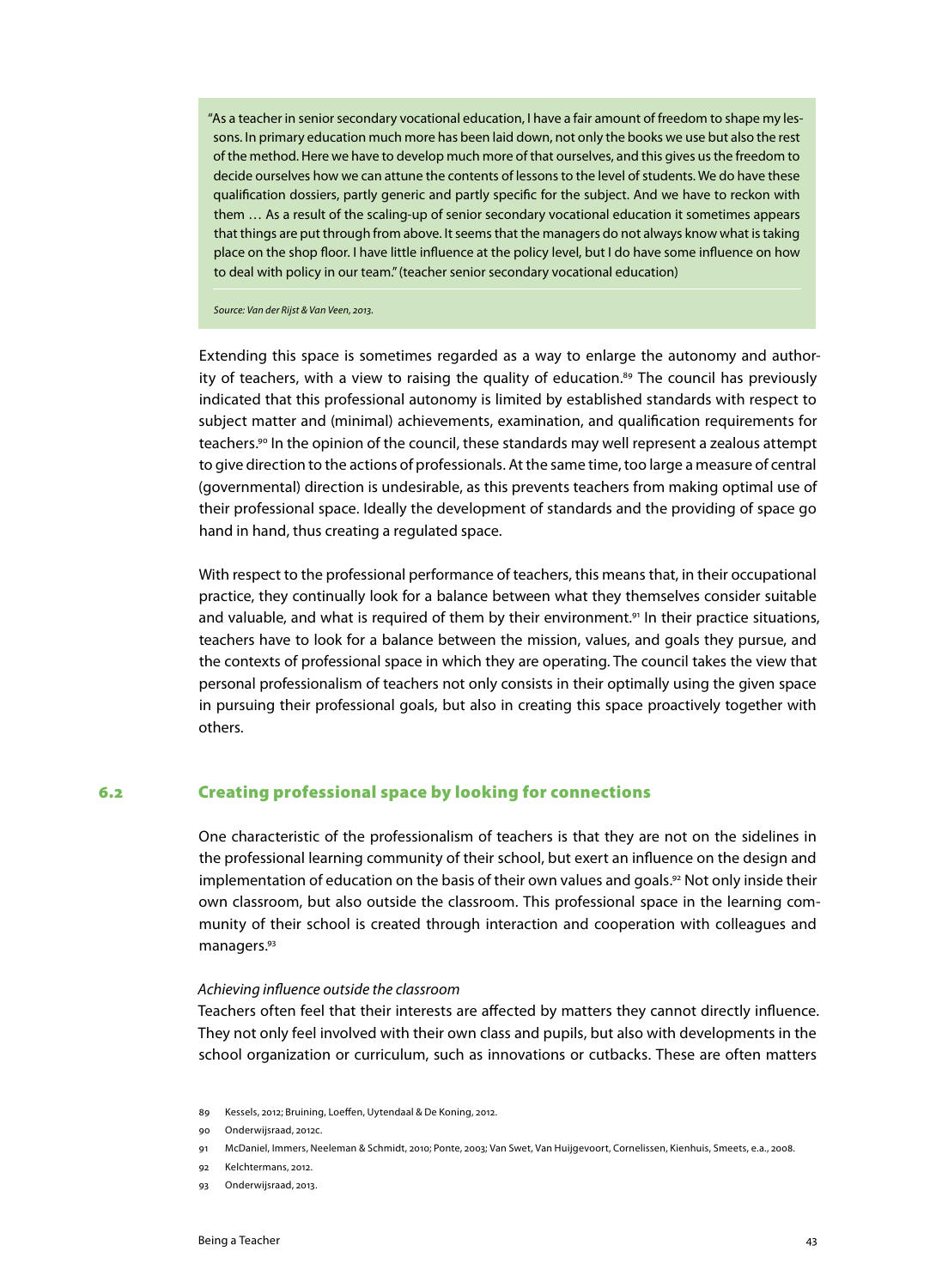> "As a teacher in senior secondary vocational education, I have a fair amount of freedom to shape my lessons. In primary education much more has been laid down, not only the books we use but also the rest of the method. Here we have to develop much more of that ourselves, and this gives us the freedom to decide ourselves how we can attune the contents of lessons to the level of students. We do have these qualification dossiers, partly generic and partly specific for the subject. And we have to reckon with them … As a result of the scaling-up of senior secondary vocational education it sometimes appears that things are put through from above. It seems that the managers do not always know what is taking place on the shop floor. I have little influence at the policy level, but I do have some influence on how to deal with policy in our team." (teacher senior secondary vocational education)
>
> *Source: Van der Rijst & Van Veen, 2013.*

Extending this space is sometimes regarded as a way to enlarge the autonomy and authority of teachers, with a view to raising the quality of education.[89] The council has previously indicated that this professional autonomy is limited by established standards with respect to subject matter and (minimal) achievements, examination, and qualification requirements for teachers.[90] In the opinion of the council, these standards may well represent a zealous attempt to give direction to the actions of professionals. At the same time, too large a measure of central (governmental) direction is undesirable, as this prevents teachers from making optimal use of their professional space. Ideally the development of standards and the providing of space go hand in hand, thus creating a regulated space.

With respect to the professional performance of teachers, this means that, in their occupational practice, they continually look for a balance between what they themselves consider suitable and valuable, and what is required of them by their environment.[91] In their practice situations, teachers have to look for a balance between the mission, values, and goals they pursue, and the contexts of professional space in which they are operating. The council takes the view that personal professionalism of teachers not only consists in their optimally using the given space in pursuing their professional goals, but also in creating this space proactively together with others.

## 6.2 Creating professional space by looking for connections

One characteristic of the professionalism of teachers is that they are not on the sidelines in the professional learning community of their school, but exert an influence on the design and implementation of education on the basis of their own values and goals.[92] Not only inside their own classroom, but also outside the classroom. This professional space in the learning community of their school is created through interaction and cooperation with colleagues and managers.[93]

*Achieving influence outside the classroom*

Teachers often feel that their interests are affected by matters they cannot directly influence. They not only feel involved with their own class and pupils, but also with developments in the school organization or curriculum, such as innovations or cutbacks. These are often matters

---

89 Kessels, 2012; Bruining, Loeffen, Uytendaal & De Koning, 2012.

90 Onderwijsraad, 2012c.

91 McDaniel, Immers, Neeleman & Schmidt, 2010; Ponte, 2003; Van Swet, Van Huijgevoort, Cornelissen, Kienhuis, Smeets, e.a., 2008.

92 Kelchtermans, 2012.

93 Onderwijsraad, 2013.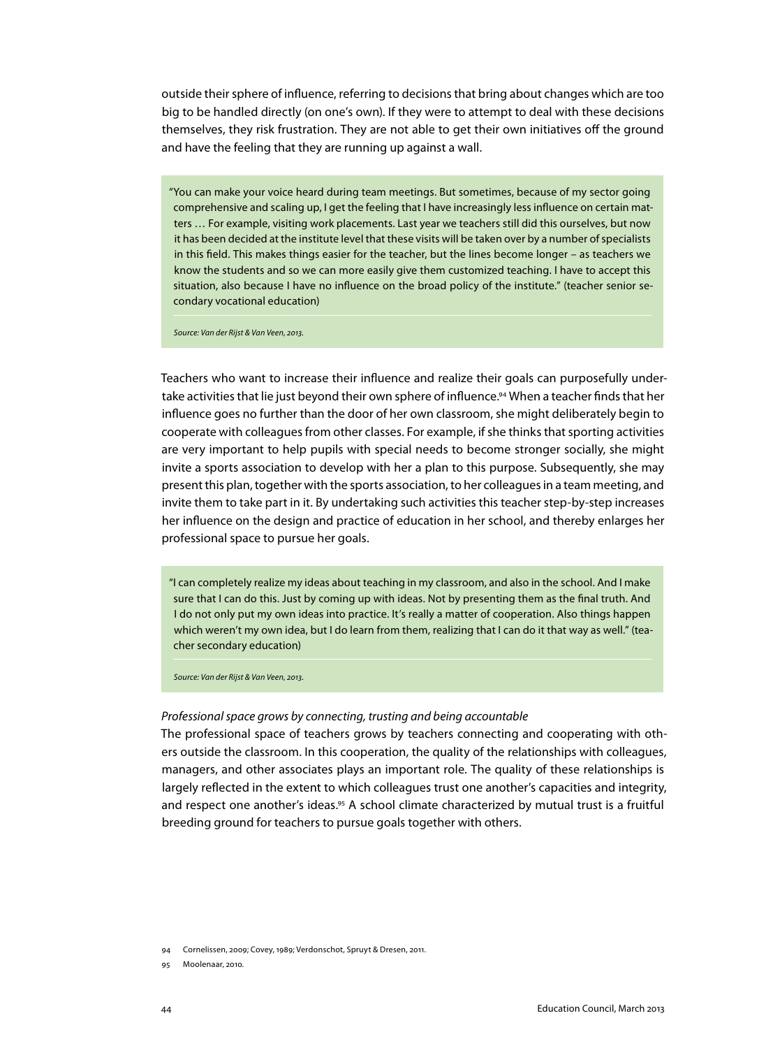outside their sphere of influence, referring to decisions that bring about changes which are too big to be handled directly (on one's own). If they were to attempt to deal with these decisions themselves, they risk frustration. They are not able to get their own initiatives off the ground and have the feeling that they are running up against a wall.

> "You can make your voice heard during team meetings. But sometimes, because of my sector going comprehensive and scaling up, I get the feeling that I have increasingly less influence on certain matters … For example, visiting work placements. Last year we teachers still did this ourselves, but now it has been decided at the institute level that these visits will be taken over by a number of specialists in this field. This makes things easier for the teacher, but the lines become longer – as teachers we know the students and so we can more easily give them customized teaching. I have to accept this situation, also because I have no influence on the broad policy of the institute." (teacher senior secondary vocational education)
>
> *Source: Van der Rijst & Van Veen, 2013.*

Teachers who want to increase their influence and realize their goals can purposefully undertake activities that lie just beyond their own sphere of influence.[94] When a teacher finds that her influence goes no further than the door of her own classroom, she might deliberately begin to cooperate with colleagues from other classes. For example, if she thinks that sporting activities are very important to help pupils with special needs to become stronger socially, she might invite a sports association to develop with her a plan to this purpose. Subsequently, she may present this plan, together with the sports association, to her colleagues in a team meeting, and invite them to take part in it. By undertaking such activities this teacher step-by-step increases her influence on the design and practice of education in her school, and thereby enlarges her professional space to pursue her goals.

> "I can completely realize my ideas about teaching in my classroom, and also in the school. And I make sure that I can do this. Just by coming up with ideas. Not by presenting them as the final truth. And I do not only put my own ideas into practice. It's really a matter of cooperation. Also things happen which weren't my own idea, but I do learn from them, realizing that I can do it that way as well." (teacher secondary education)
>
> *Source: Van der Rijst & Van Veen, 2013.*

*Professional space grows by connecting, trusting and being accountable*

The professional space of teachers grows by teachers connecting and cooperating with others outside the classroom. In this cooperation, the quality of the relationships with colleagues, managers, and other associates plays an important role. The quality of these relationships is largely reflected in the extent to which colleagues trust one another's capacities and integrity, and respect one another's ideas.[95] A school climate characterized by mutual trust is a fruitful breeding ground for teachers to pursue goals together with others.

94 Cornelissen, 2009; Covey, 1989; Verdonschot, Spruyt & Dresen, 2011.

95 Moolenaar, 2010.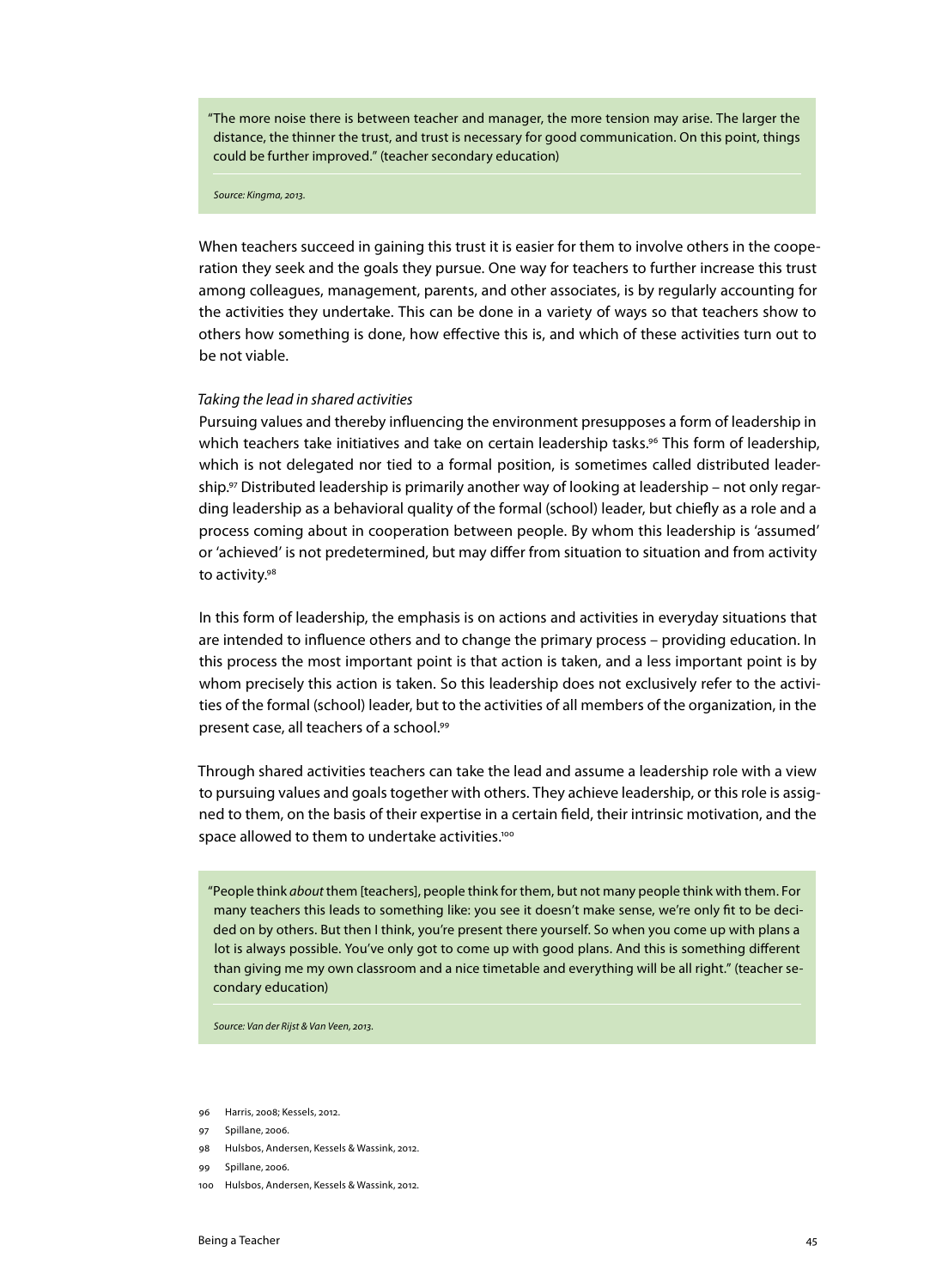> "The more noise there is between teacher and manager, the more tension may arise. The larger the distance, the thinner the trust, and trust is necessary for good communication. On this point, things could be further improved." (teacher secondary education)
>
> *Source: Kingma, 2013.*

When teachers succeed in gaining this trust it is easier for them to involve others in the cooperation they seek and the goals they pursue. One way for teachers to further increase this trust among colleagues, management, parents, and other associates, is by regularly accounting for the activities they undertake. This can be done in a variety of ways so that teachers show to others how something is done, how effective this is, and which of these activities turn out to be not viable.

*Taking the lead in shared activities*

Pursuing values and thereby influencing the environment presupposes a form of leadership in which teachers take initiatives and take on certain leadership tasks.[96] This form of leadership, which is not delegated nor tied to a formal position, is sometimes called distributed leadership.[97] Distributed leadership is primarily another way of looking at leadership – not only regarding leadership as a behavioral quality of the formal (school) leader, but chiefly as a role and a process coming about in cooperation between people. By whom this leadership is 'assumed' or 'achieved' is not predetermined, but may differ from situation to situation and from activity to activity.[98]

In this form of leadership, the emphasis is on actions and activities in everyday situations that are intended to influence others and to change the primary process – providing education. In this process the most important point is that action is taken, and a less important point is by whom precisely this action is taken. So this leadership does not exclusively refer to the activities of the formal (school) leader, but to the activities of all members of the organization, in the present case, all teachers of a school.[99]

Through shared activities teachers can take the lead and assume a leadership role with a view to pursuing values and goals together with others. They achieve leadership, or this role is assigned to them, on the basis of their expertise in a certain field, their intrinsic motivation, and the space allowed to them to undertake activities.[100]

> "People think *about* them [teachers], people think for them, but not many people think with them. For many teachers this leads to something like: you see it doesn't make sense, we're only fit to be decided on by others. But then I think, you're present there yourself. So when you come up with plans a lot is always possible. You've only got to come up with good plans. And this is something different than giving me my own classroom and a nice timetable and everything will be all right." (teacher secondary education)
>
> *Source: Van der Rijst & Van Veen, 2013.*

96 Harris, 2008; Kessels, 2012.

97 Spillane, 2006.

98 Hulsbos, Andersen, Kessels & Wassink, 2012.

99 Spillane, 2006.

100 Hulsbos, Andersen, Kessels & Wassink, 2012.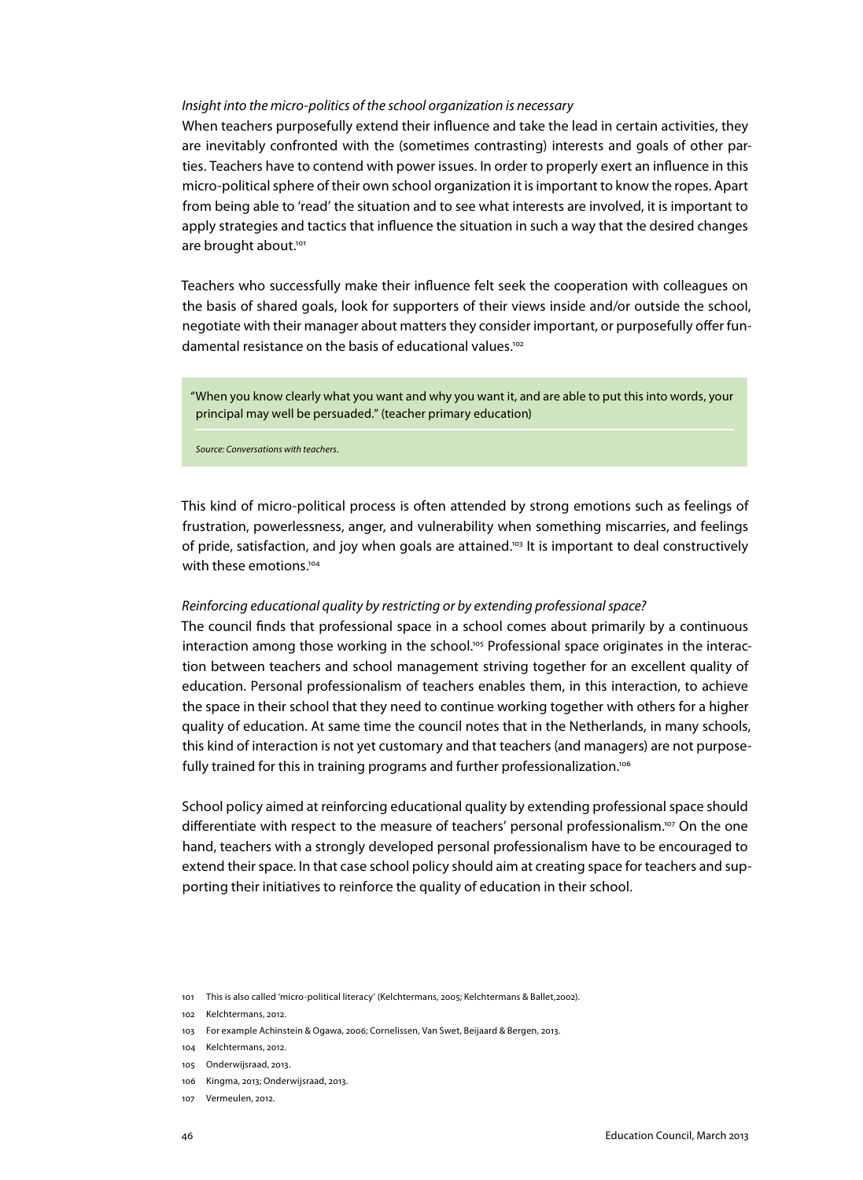*Insight into the micro-politics of the school organization is necessary*

When teachers purposefully extend their influence and take the lead in certain activities, they are inevitably confronted with the (sometimes contrasting) interests and goals of other parties. Teachers have to contend with power issues. In order to properly exert an influence in this micro-political sphere of their own school organization it is important to know the ropes. Apart from being able to 'read' the situation and to see what interests are involved, it is important to apply strategies and tactics that influence the situation in such a way that the desired changes are brought about.[101]

Teachers who successfully make their influence felt seek the cooperation with colleagues on the basis of shared goals, look for supporters of their views inside and/or outside the school, negotiate with their manager about matters they consider important, or purposefully offer fundamental resistance on the basis of educational values.[102]

> "When you know clearly what you want and why you want it, and are able to put this into words, your principal may well be persuaded." (teacher primary education)
>
> *Source: Conversations with teachers.*

This kind of micro-political process is often attended by strong emotions such as feelings of frustration, powerlessness, anger, and vulnerability when something miscarries, and feelings of pride, satisfaction, and joy when goals are attained.[103] It is important to deal constructively with these emotions.[104]

*Reinforcing educational quality by restricting or by extending professional space?*

The council finds that professional space in a school comes about primarily by a continuous interaction among those working in the school.[105] Professional space originates in the interaction between teachers and school management striving together for an excellent quality of education. Personal professionalism of teachers enables them, in this interaction, to achieve the space in their school that they need to continue working together with others for a higher quality of education. At same time the council notes that in the Netherlands, in many schools, this kind of interaction is not yet customary and that teachers (and managers) are not purposefully trained for this in training programs and further professionalization.[106]

School policy aimed at reinforcing educational quality by extending professional space should differentiate with respect to the measure of teachers' personal professionalism.[107] On the one hand, teachers with a strongly developed personal professionalism have to be encouraged to extend their space. In that case school policy should aim at creating space for teachers and supporting their initiatives to reinforce the quality of education in their school.

101 This is also called 'micro-political literacy' (Kelchtermans, 2005; Kelchtermans & Ballet,2002).

102 Kelchtermans, 2012.

103 For example Achinstein & Ogawa, 2006; Cornelissen, Van Swet, Beijaard & Bergen, 2013.

104 Kelchtermans, 2012.

105 Onderwijsraad, 2013.

106 Kingma, 2013; Onderwijsraad, 2013.

107 Vermeulen, 2012.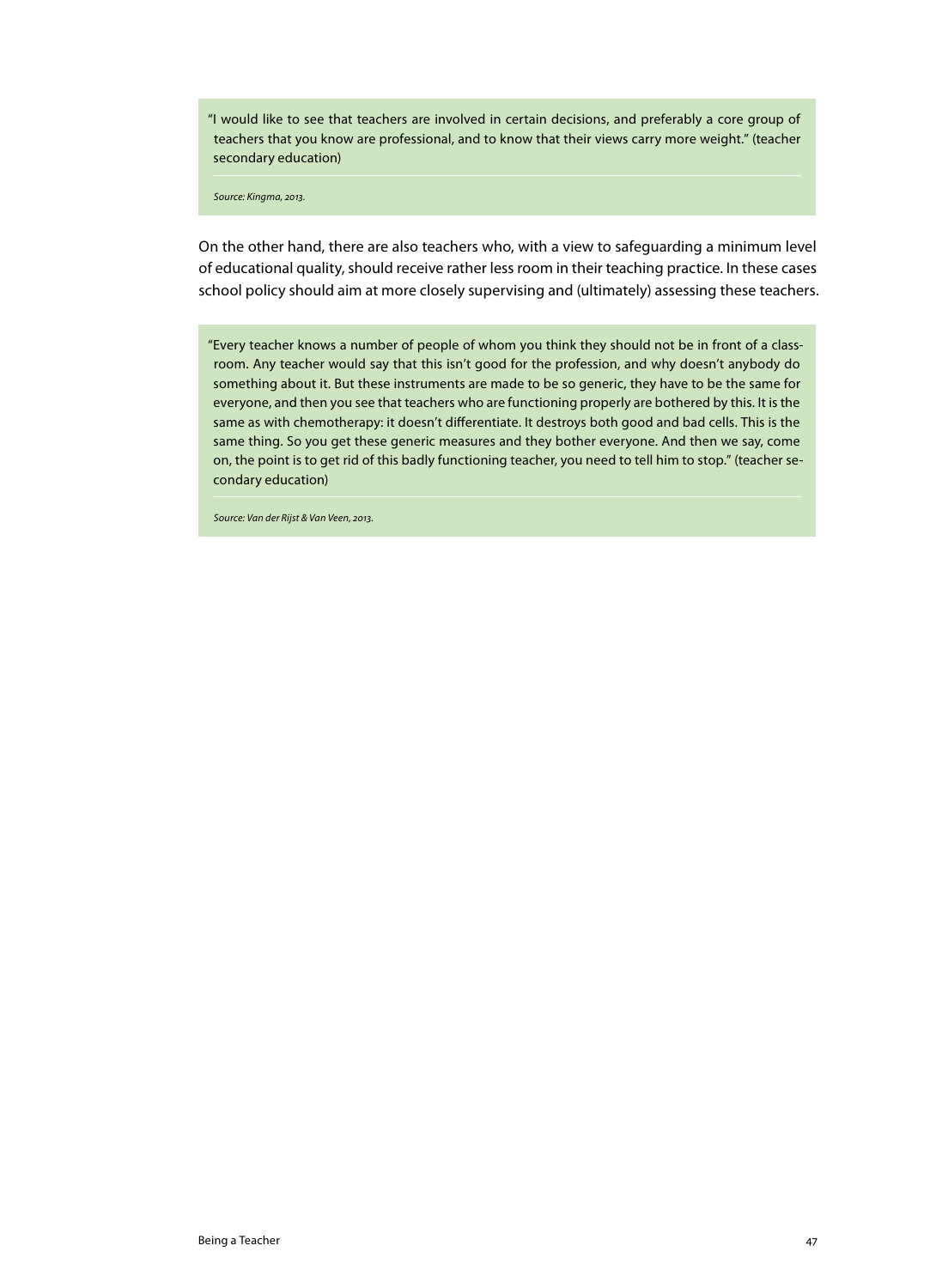> "I would like to see that teachers are involved in certain decisions, and preferably a core group of teachers that you know are professional, and to know that their views carry more weight." (teacher secondary education)
>
> *Source: Kingma, 2013.*

On the other hand, there are also teachers who, with a view to safeguarding a minimum level of educational quality, should receive rather less room in their teaching practice. In these cases school policy should aim at more closely supervising and (ultimately) assessing these teachers.

> "Every teacher knows a number of people of whom you think they should not be in front of a classroom. Any teacher would say that this isn't good for the profession, and why doesn't anybody do something about it. But these instruments are made to be so generic, they have to be the same for everyone, and then you see that teachers who are functioning properly are bothered by this. It is the same as with chemotherapy: it doesn't differentiate. It destroys both good and bad cells. This is the same thing. So you get these generic measures and they bother everyone. And then we say, come on, the point is to get rid of this badly functioning teacher, you need to tell him to stop." (teacher secondary education)
>
> *Source: Van der Rijst & Van Veen, 2013.*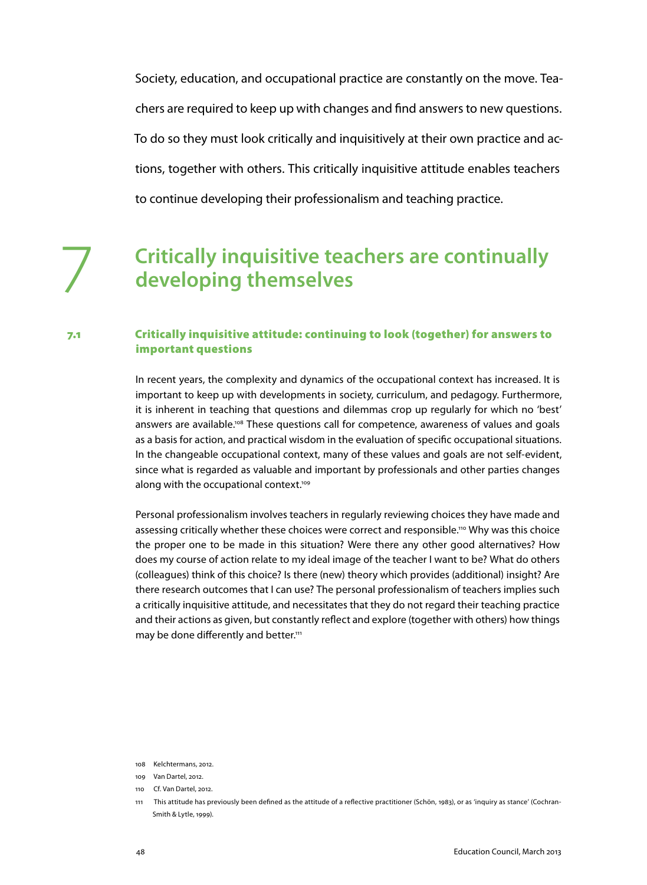Society, education, and occupational practice are constantly on the move. Teachers are required to keep up with changes and find answers to new questions. To do so they must look critically and inquisitively at their own practice and actions, together with others. This critically inquisitive attitude enables teachers to continue developing their professionalism and teaching practice.

# 7 Critically inquisitive teachers are continually developing themselves

## 7.1 Critically inquisitive attitude: continuing to look (together) for answers to important questions

In recent years, the complexity and dynamics of the occupational context has increased. It is important to keep up with developments in society, curriculum, and pedagogy. Furthermore, it is inherent in teaching that questions and dilemmas crop up regularly for which no 'best' answers are available.[108] These questions call for competence, awareness of values and goals as a basis for action, and practical wisdom in the evaluation of specific occupational situations. In the changeable occupational context, many of these values and goals are not self-evident, since what is regarded as valuable and important by professionals and other parties changes along with the occupational context.[109]

Personal professionalism involves teachers in regularly reviewing choices they have made and assessing critically whether these choices were correct and responsible.[110] Why was this choice the proper one to be made in this situation? Were there any other good alternatives? How does my course of action relate to my ideal image of the teacher I want to be? What do others (colleagues) think of this choice? Is there (new) theory which provides (additional) insight? Are there research outcomes that I can use? The personal professionalism of teachers implies such a critically inquisitive attitude, and necessitates that they do not regard their teaching practice and their actions as given, but constantly reflect and explore (together with others) how things may be done differently and better.[111]

108 Kelchtermans, 2012.

109 Van Dartel, 2012.

110 Cf. Van Dartel, 2012.

111 This attitude has previously been defined as the attitude of a reflective practitioner (Schön, 1983), or as 'inquiry as stance' (Cochran-Smith & Lytle, 1999).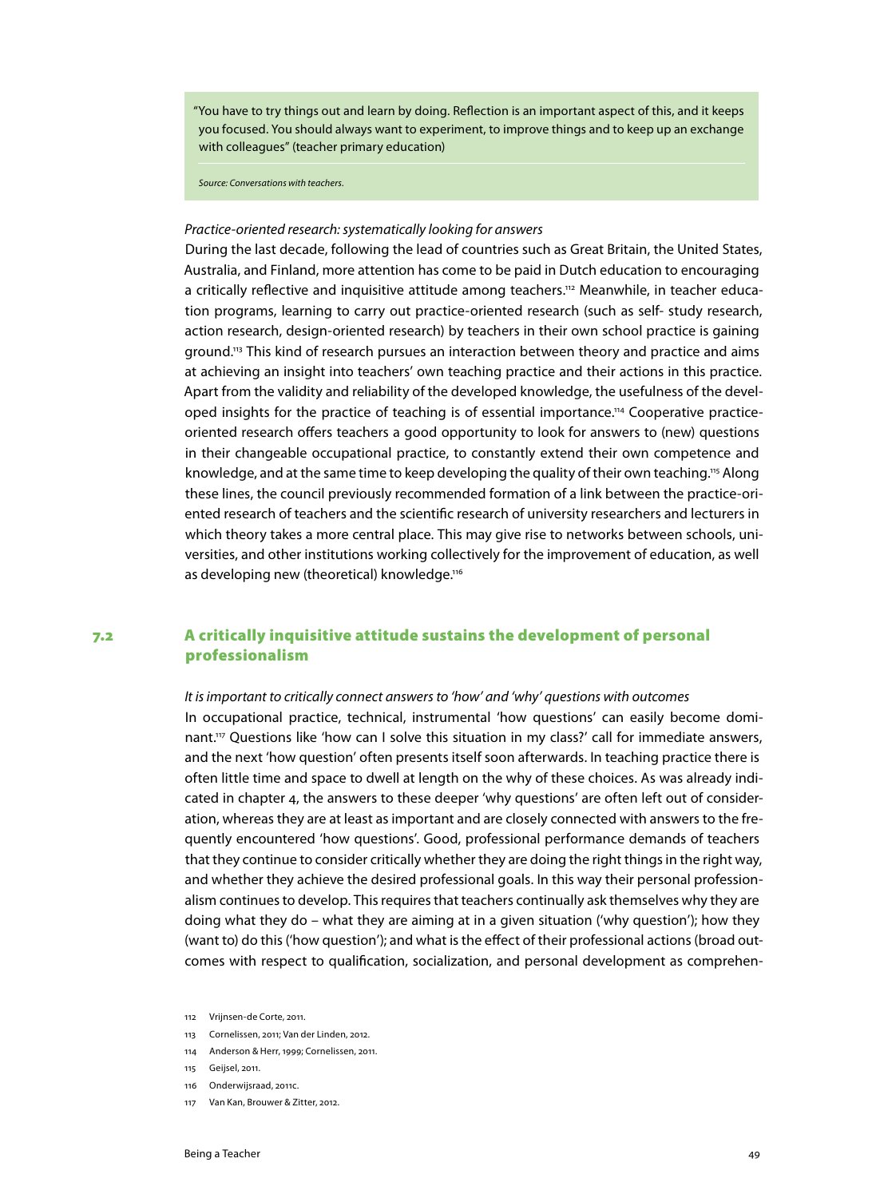"You have to try things out and learn by doing. Reflection is an important aspect of this, and it keeps you focused. You should always want to experiment, to improve things and to keep up an exchange with colleagues" (teacher primary education)

*Source: Conversations with teachers.*

*Practice-oriented research: systematically looking for answers*

During the last decade, following the lead of countries such as Great Britain, the United States, Australia, and Finland, more attention has come to be paid in Dutch education to encouraging a critically reflective and inquisitive attitude among teachers.[112] Meanwhile, in teacher education programs, learning to carry out practice-oriented research (such as self- study research, action research, design-oriented research) by teachers in their own school practice is gaining ground.[113] This kind of research pursues an interaction between theory and practice and aims at achieving an insight into teachers' own teaching practice and their actions in this practice. Apart from the validity and reliability of the developed knowledge, the usefulness of the developed insights for the practice of teaching is of essential importance.[114] Cooperative practice-oriented research offers teachers a good opportunity to look for answers to (new) questions in their changeable occupational practice, to constantly extend their own competence and knowledge, and at the same time to keep developing the quality of their own teaching.[115] Along these lines, the council previously recommended formation of a link between the practice-oriented research of teachers and the scientific research of university researchers and lecturers in which theory takes a more central place. This may give rise to networks between schools, universities, and other institutions working collectively for the improvement of education, as well as developing new (theoretical) knowledge.[116]

## 7.2 A critically inquisitive attitude sustains the development of personal professionalism

*It is important to critically connect answers to 'how' and 'why' questions with outcomes*

In occupational practice, technical, instrumental 'how questions' can easily become dominant.[117] Questions like 'how can I solve this situation in my class?' call for immediate answers, and the next 'how question' often presents itself soon afterwards. In teaching practice there is often little time and space to dwell at length on the why of these choices. As was already indicated in chapter 4, the answers to these deeper 'why questions' are often left out of consideration, whereas they are at least as important and are closely connected with answers to the frequently encountered 'how questions'. Good, professional performance demands of teachers that they continue to consider critically whether they are doing the right things in the right way, and whether they achieve the desired professional goals. In this way their personal professionalism continues to develop. This requires that teachers continually ask themselves why they are doing what they do – what they are aiming at in a given situation ('why question'); how they (want to) do this ('how question'); and what is the effect of their professional actions (broad outcomes with respect to qualification, socialization, and personal development as comprehen-

112 Vrijnsen-de Corte, 2011.

113 Cornelissen, 2011; Van der Linden, 2012.

114 Anderson & Herr, 1999; Cornelissen, 2011.

115 Geijsel, 2011.

116 Onderwijsraad, 2011c.

117 Van Kan, Brouwer & Zitter, 2012.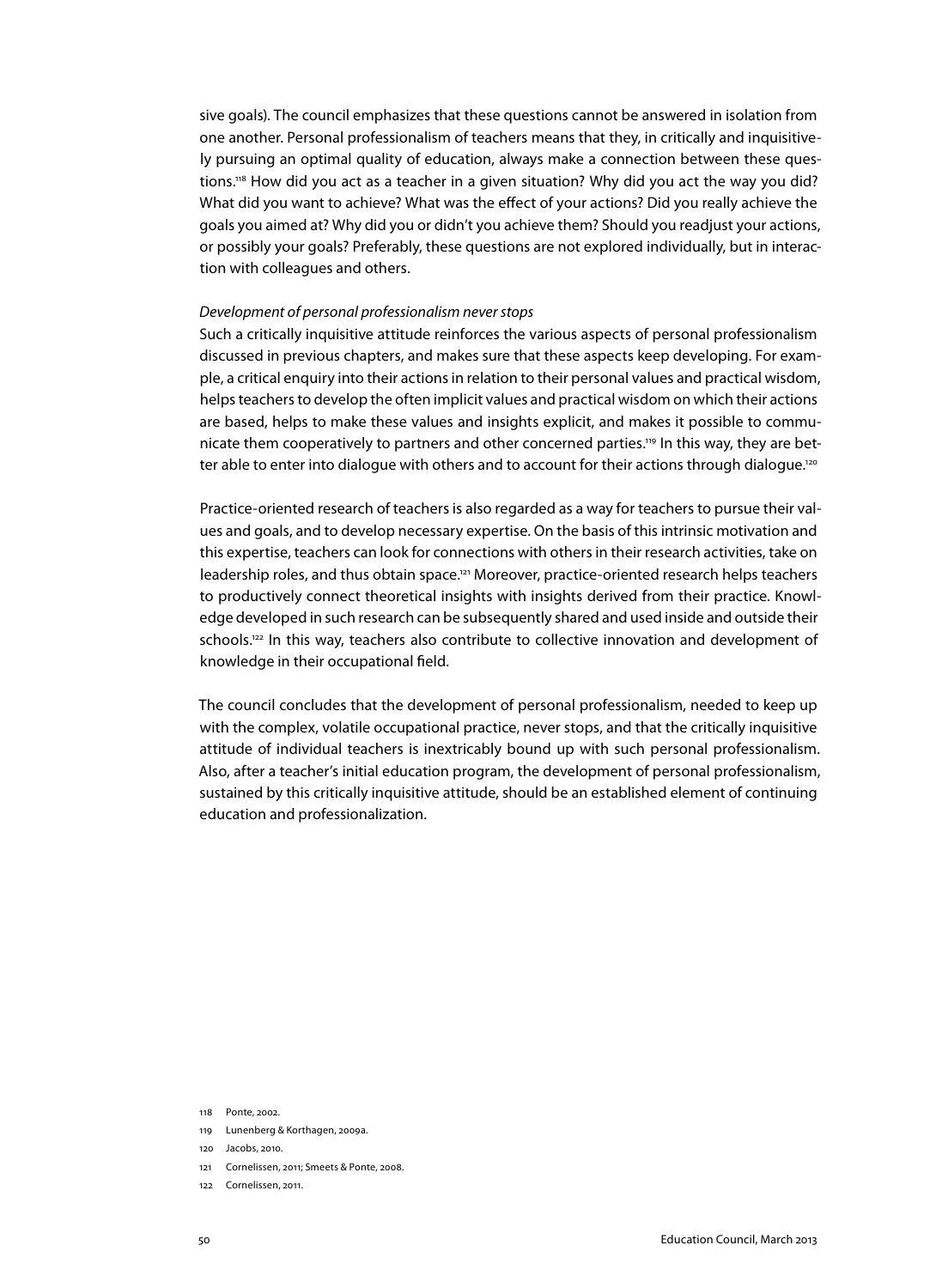sive goals). The council emphasizes that these questions cannot be answered in isolation from one another. Personal professionalism of teachers means that they, in critically and inquisitively pursuing an optimal quality of education, always make a connection between these questions.[118] How did you act as a teacher in a given situation? Why did you act the way you did? What did you want to achieve? What was the effect of your actions? Did you really achieve the goals you aimed at? Why did you or didn't you achieve them? Should you readjust your actions, or possibly your goals? Preferably, these questions are not explored individually, but in interaction with colleagues and others.

*Development of personal professionalism never stops*

Such a critically inquisitive attitude reinforces the various aspects of personal professionalism discussed in previous chapters, and makes sure that these aspects keep developing. For example, a critical enquiry into their actions in relation to their personal values and practical wisdom, helps teachers to develop the often implicit values and practical wisdom on which their actions are based, helps to make these values and insights explicit, and makes it possible to communicate them cooperatively to partners and other concerned parties.[119] In this way, they are better able to enter into dialogue with others and to account for their actions through dialogue.[120]

Practice-oriented research of teachers is also regarded as a way for teachers to pursue their values and goals, and to develop necessary expertise. On the basis of this intrinsic motivation and this expertise, teachers can look for connections with others in their research activities, take on leadership roles, and thus obtain space.[121] Moreover, practice-oriented research helps teachers to productively connect theoretical insights with insights derived from their practice. Knowledge developed in such research can be subsequently shared and used inside and outside their schools.[122] In this way, teachers also contribute to collective innovation and development of knowledge in their occupational field.

The council concludes that the development of personal professionalism, needed to keep up with the complex, volatile occupational practice, never stops, and that the critically inquisitive attitude of individual teachers is inextricably bound up with such personal professionalism. Also, after a teacher's initial education program, the development of personal professionalism, sustained by this critically inquisitive attitude, should be an established element of continuing education and professionalization.

118 Ponte, 2002.

119 Lunenberg & Korthagen, 2009a.

120 Jacobs, 2010.

121 Cornelissen, 2011; Smeets & Ponte, 2008.

122 Cornelissen, 2011.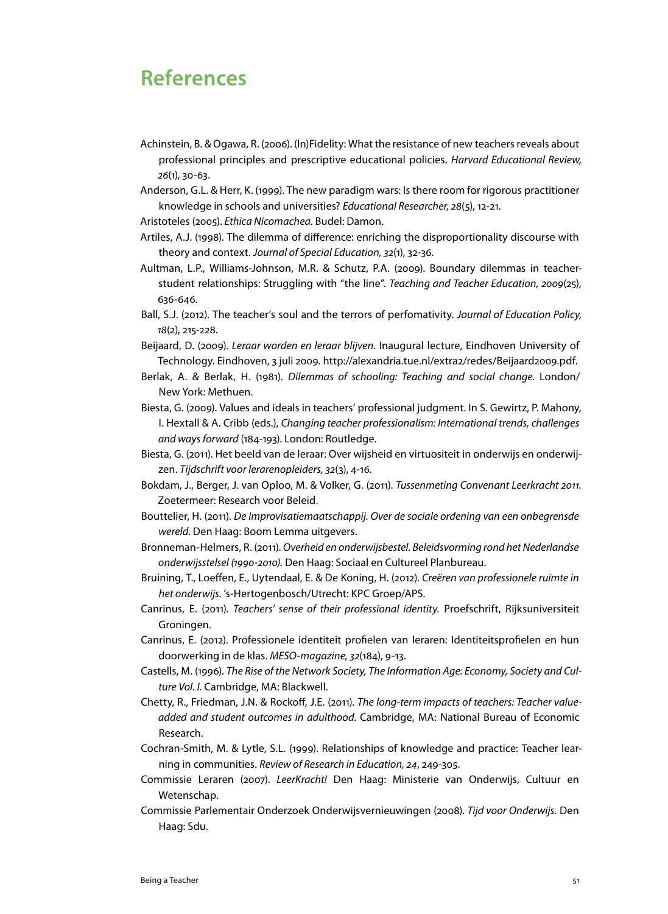# References

Achinstein, B. & Ogawa, R. (2006). (In)Fidelity: What the resistance of new teachers reveals about professional principles and prescriptive educational policies. *Harvard Educational Review, 26*(1), 30-63.

Anderson, G.L. & Herr, K. (1999). The new paradigm wars: Is there room for rigorous practitioner knowledge in schools and universities? *Educational Researcher, 28*(5), 12-21.

Aristoteles (2005). *Ethica Nicomachea.* Budel: Damon.

Artiles, A.J. (1998). The dilemma of difference: enriching the disproportionality discourse with theory and context. *Journal of Special Education, 32*(1), 32-36.

Aultman, L.P., Williams-Johnson, M.R. & Schutz, P.A. (2009). Boundary dilemmas in teacher-student relationships: Struggling with "the line". *Teaching and Teacher Education, 2009*(25), 636-646.

Ball, S.J. (2012). The teacher's soul and the terrors of perfomativity. *Journal of Education Policy, 18*(2), 215-228.

Beijaard, D. (2009). *Leraar worden en leraar blijven*. Inaugural lecture, Eindhoven University of Technology. Eindhoven, 3 juli 2009. http://alexandria.tue.nl/extra2/redes/Beijaard2009.pdf.

Berlak, A. & Berlak, H. (1981). *Dilemmas of schooling: Teaching and social change.* London/New York: Methuen.

Biesta, G. (2009). Values and ideals in teachers' professional judgment. In S. Gewirtz, P. Mahony, I. Hextall & A. Cribb (eds.), *Changing teacher professionalism: International trends, challenges and ways forward* (184-193). London: Routledge.

Biesta, G. (2011). Het beeld van de leraar: Over wijsheid en virtuositeit in onderwijs en onderwijzen. *Tijdschrift voor lerarenopleiders, 32*(3), 4-16.

Bokdam, J., Berger, J. van Oploo, M. & Volker, G. (2011). *Tussenmeting Convenant Leerkracht 2011.* Zoetermeer: Research voor Beleid.

Bouttelier, H. (2011). *De Improvisatiemaatschappij. Over de sociale ordening van een onbegrensde wereld.* Den Haag: Boom Lemma uitgevers.

Bronneman-Helmers, R. (2011). *Overheid en onderwijsbestel. Beleidsvorming rond het Nederlandse onderwijsstelsel (1990-2010).* Den Haag: Sociaal en Cultureel Planbureau.

Bruining, T., Loeffen, E., Uytendaal, E. & De Koning, H. (2012). *Creëren van professionele ruimte in het onderwijs.* 's-Hertogenbosch/Utrecht: KPC Groep/APS.

Canrinus, E. (2011). *Teachers' sense of their professional identity.* Proefschrift, Rijksuniversiteit Groningen.

Canrinus, E. (2012). Professionele identiteit profielen van leraren: Identiteitsprofielen en hun doorwerking in de klas. *MESO-magazine, 32*(184), 9-13.

Castells, M. (1996). *The Rise of the Network Society, The Information Age: Economy, Society and Culture Vol. I.* Cambridge, MA: Blackwell.

Chetty, R., Friedman, J.N. & Rockoff, J.E. (2011). *The long-term impacts of teachers: Teacher value-added and student outcomes in adulthood.* Cambridge, MA: National Bureau of Economic Research.

Cochran-Smith, M. & Lytle, S.L. (1999). Relationships of knowledge and practice: Teacher learning in communities. *Review of Research in Education, 24*, 249-305.

Commissie Leraren (2007). *LeerKracht!* Den Haag: Ministerie van Onderwijs, Cultuur en Wetenschap.

Commissie Parlementair Onderzoek Onderwijsvernieuwingen (2008). *Tijd voor Onderwijs.* Den Haag: Sdu.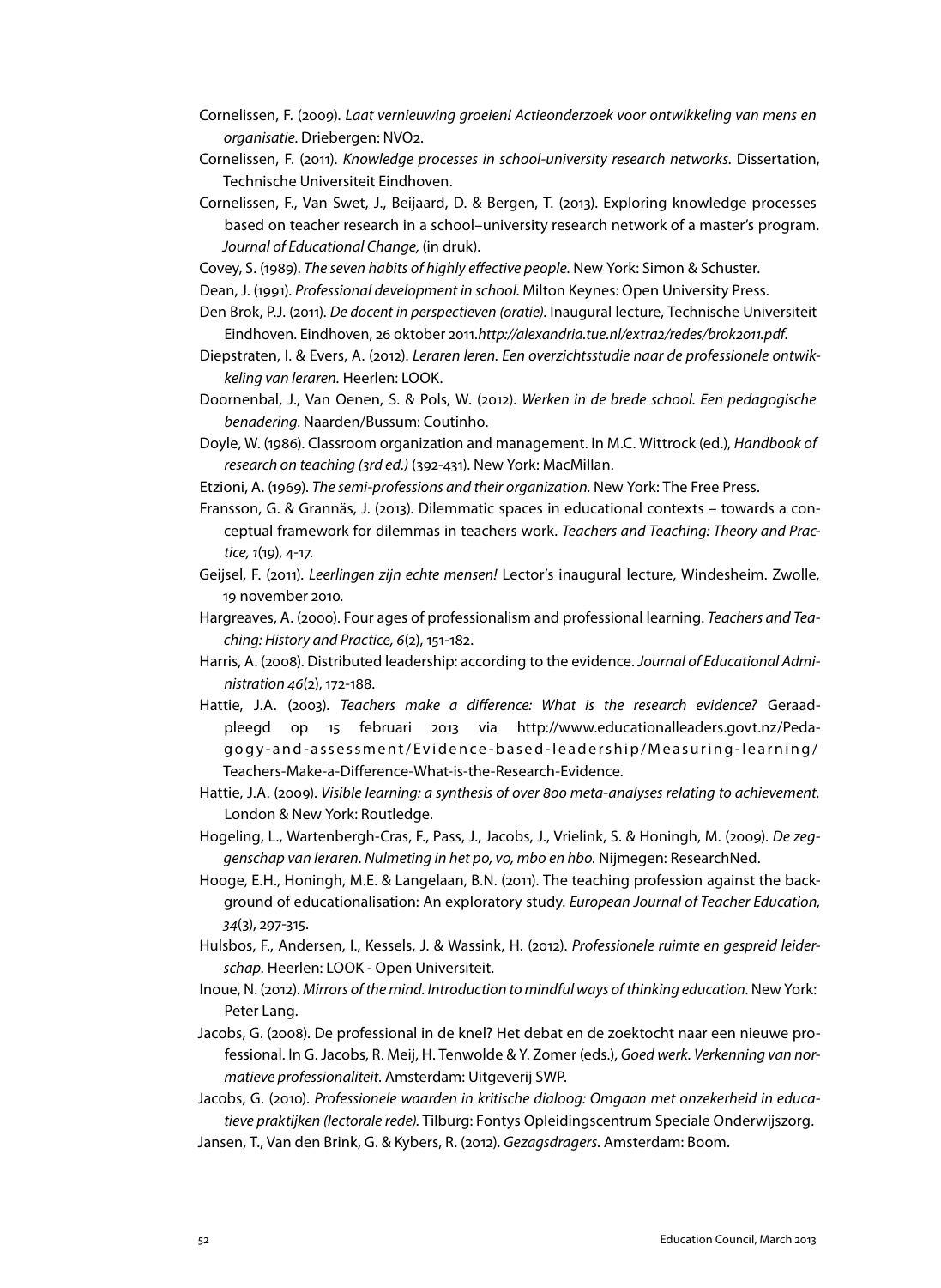Cornelissen, F. (2009). *Laat vernieuwing groeien! Actieonderzoek voor ontwikkeling van mens en organisatie.* Driebergen: NVO2.

Cornelissen, F. (2011). *Knowledge processes in school-university research networks.* Dissertation, Technische Universiteit Eindhoven.

Cornelissen, F., Van Swet, J., Beijaard, D. & Bergen, T. (2013). Exploring knowledge processes based on teacher research in a school–university research network of a master's program. *Journal of Educational Change,* (in druk).

Covey, S. (1989). *The seven habits of highly effective people.* New York: Simon & Schuster.

Dean, J. (1991). *Professional development in school.* Milton Keynes: Open University Press.

Den Brok, P.J. (2011). *De docent in perspectieven (oratie).* Inaugural lecture, Technische Universiteit Eindhoven. Eindhoven, 26 oktober 2011.*http://alexandria.tue.nl/extra2/redes/brok2011.pdf.*

Diepstraten, I. & Evers, A. (2012). *Leraren leren. Een overzichtsstudie naar de professionele ontwikkeling van leraren.* Heerlen: LOOK.

Doornenbal, J., Van Oenen, S. & Pols, W. (2012). *Werken in de brede school. Een pedagogische benadering.* Naarden/Bussum: Coutinho.

Doyle, W. (1986). Classroom organization and management. In M.C. Wittrock (ed.), *Handbook of research on teaching (3rd ed.)* (392-431). New York: MacMillan.

Etzioni, A. (1969). *The semi-professions and their organization.* New York: The Free Press.

Fransson, G. & Grannäs, J. (2013). Dilemmatic spaces in educational contexts – towards a conceptual framework for dilemmas in teachers work. *Teachers and Teaching: Theory and Practice, 1*(19), 4-17.

Geijsel, F. (2011). *Leerlingen zijn echte mensen!* Lector's inaugural lecture, Windesheim. Zwolle, 19 november 2010.

Hargreaves, A. (2000). Four ages of professionalism and professional learning. *Teachers and Teaching: History and Practice, 6*(2), 151-182.

Harris, A. (2008). Distributed leadership: according to the evidence. *Journal of Educational Administration 46*(2), 172-188.

Hattie, J.A. (2003). *Teachers make a difference: What is the research evidence?* Geraadpleegd op 15 februari 2013 via http://www.educationalleaders.govt.nz/Pedagogy-and-assessment/Evidence-based-leadership/Measuring-learning/Teachers-Make-a-Difference-What-is-the-Research-Evidence.

Hattie, J.A. (2009). *Visible learning: a synthesis of over 800 meta-analyses relating to achievement.* London & New York: Routledge.

Hogeling, L., Wartenbergh-Cras, F., Pass, J., Jacobs, J., Vrielink, S. & Honingh, M. (2009). *De zeggenschap van leraren. Nulmeting in het po, vo, mbo en hbo.* Nijmegen: ResearchNed.

Hooge, E.H., Honingh, M.E. & Langelaan, B.N. (2011). The teaching profession against the background of educationalisation: An exploratory study. *European Journal of Teacher Education, 34*(3), 297-315.

Hulsbos, F., Andersen, I., Kessels, J. & Wassink, H. (2012). *Professionele ruimte en gespreid leiderschap.* Heerlen: LOOK - Open Universiteit.

Inoue, N. (2012). *Mirrors of the mind. Introduction to mindful ways of thinking education.* New York: Peter Lang.

Jacobs, G. (2008). De professional in de knel? Het debat en de zoektocht naar een nieuwe professional. In G. Jacobs, R. Meij, H. Tenwolde & Y. Zomer (eds.), *Goed werk. Verkenning van normatieve professionaliteit*. Amsterdam: Uitgeverij SWP.

Jacobs, G. (2010). *Professionele waarden in kritische dialoog: Omgaan met onzekerheid in educatieve praktijken (lectorale rede).* Tilburg: Fontys Opleidingscentrum Speciale Onderwijszorg.

Jansen, T., Van den Brink, G. & Kybers, R. (2012). *Gezagsdragers.* Amsterdam: Boom.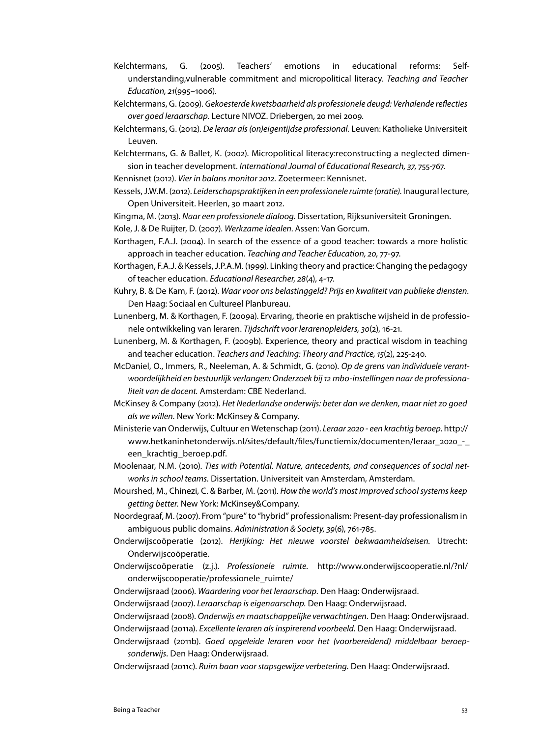Kelchtermans, G. (2005). Teachers' emotions in educational reforms: Self-understanding,vulnerable commitment and micropolitical literacy. *Teaching and Teacher Education, 21*(995–1006).

Kelchtermans, G. (2009). *Gekoesterde kwetsbaarheid als professionele deugd: Verhalende reflecties over goed leraarschap*. Lecture NIVOZ. Driebergen, 20 mei 2009.

Kelchtermans, G. (2012). *De leraar als (on)eigentijdse professional.* Leuven: Katholieke Universiteit Leuven.

Kelchtermans, G. & Ballet, K. (2002). Micropolitical literacy:reconstructing a neglected dimension in teacher development. *International Journal of Educational Research, 37*, 755-767.

Kennisnet (2012). *Vier in balans monitor 2012.* Zoetermeer: Kennisnet.

Kessels, J.W.M. (2012). *Leiderschapspraktijken in een professionele ruimte (oratie).* Inaugural lecture, Open Universiteit. Heerlen, 30 maart 2012.

Kingma, M. (2013). *Naar een professionele dialoog.* Dissertation, Rijksuniversiteit Groningen.

Kole, J. & De Ruijter, D. (2007). *Werkzame idealen.* Assen: Van Gorcum.

Korthagen, F.A.J. (2004). In search of the essence of a good teacher: towards a more holistic approach in teacher education. *Teaching and Teacher Education, 20*, 77-97.

Korthagen, F.A.J. & Kessels, J.P.A.M. (1999). Linking theory and practice: Changing the pedagogy of teacher education. *Educational Researcher, 28*(4), 4-17.

Kuhry, B. & De Kam, F. (2012). *Waar voor ons belastinggeld? Prijs en kwaliteit van publieke diensten.* Den Haag: Sociaal en Cultureel Planbureau.

Lunenberg, M. & Korthagen, F. (2009a). Ervaring, theorie en praktische wijsheid in de professionele ontwikkeling van leraren. *Tijdschrift voor lerarenopleiders, 30*(2), 16-21.

Lunenberg, M. & Korthagen, F. (2009b). Experience, theory and practical wisdom in teaching and teacher education. *Teachers and Teaching: Theory and Practice, 15*(2), 225-240.

McDaniel, O., Immers, R., Neeleman, A. & Schmidt, G. (2010). *Op de grens van individuele verantwoordelijkheid en bestuurlijk verlangen: Onderzoek bij 12 mbo-instellingen naar de professionaliteit van de docent.* Amsterdam: CBE Nederland.

McKinsey & Company (2012). *Het Nederlandse onderwijs: beter dan we denken, maar niet zo goed als we willen.* New York: McKinsey & Company.

Ministerie van Onderwijs, Cultuur en Wetenschap (2011). *Leraar 2020 - een krachtig beroep*. http://www.hetkaninhetonderwijs.nl/sites/default/files/functiemix/documenten/leraar_2020_-_een_krachtig_beroep.pdf.

Moolenaar, N.M. (2010). *Ties with Potential. Nature, antecedents, and consequences of social networks in school teams.* Dissertation. Universiteit van Amsterdam, Amsterdam.

Mourshed, M., Chinezi, C. & Barber, M. (2011). *How the world's most improved school systems keep getting better.* New York: McKinsey&Company.

Noordegraaf, M. (2007). From "pure" to "hybrid" professionalism: Present-day professionalism in ambiguous public domains. *Administration & Society, 39*(6), 761-785.

Onderwijscoöperatie (2012). *Herijking: Het nieuwe voorstel bekwaamheidseisen.* Utrecht: Onderwijscoöperatie.

Onderwijscoöperatie (z.j.). *Professionele ruimte.* http://www.onderwijscooperatie.nl/?nl/onderwijscooperatie/professionele_ruimte/

Onderwijsraad (2006). *Waardering voor het leraarschap.* Den Haag: Onderwijsraad.

Onderwijsraad (2007). *Leraarschap is eigenaarschap.* Den Haag: Onderwijsraad.

Onderwijsraad (2008). *Onderwijs en maatschappelijke verwachtingen.* Den Haag: Onderwijsraad.

Onderwijsraad (2011a). *Excellente leraren als inspirerend voorbeeld.* Den Haag: Onderwijsraad.

Onderwijsraad (2011b). *Goed opgeleide leraren voor het (voorbereidend) middelbaar beroepsonderwijs.* Den Haag: Onderwijsraad.

Onderwijsraad (2011c). *Ruim baan voor stapsgewijze verbetering.* Den Haag: Onderwijsraad.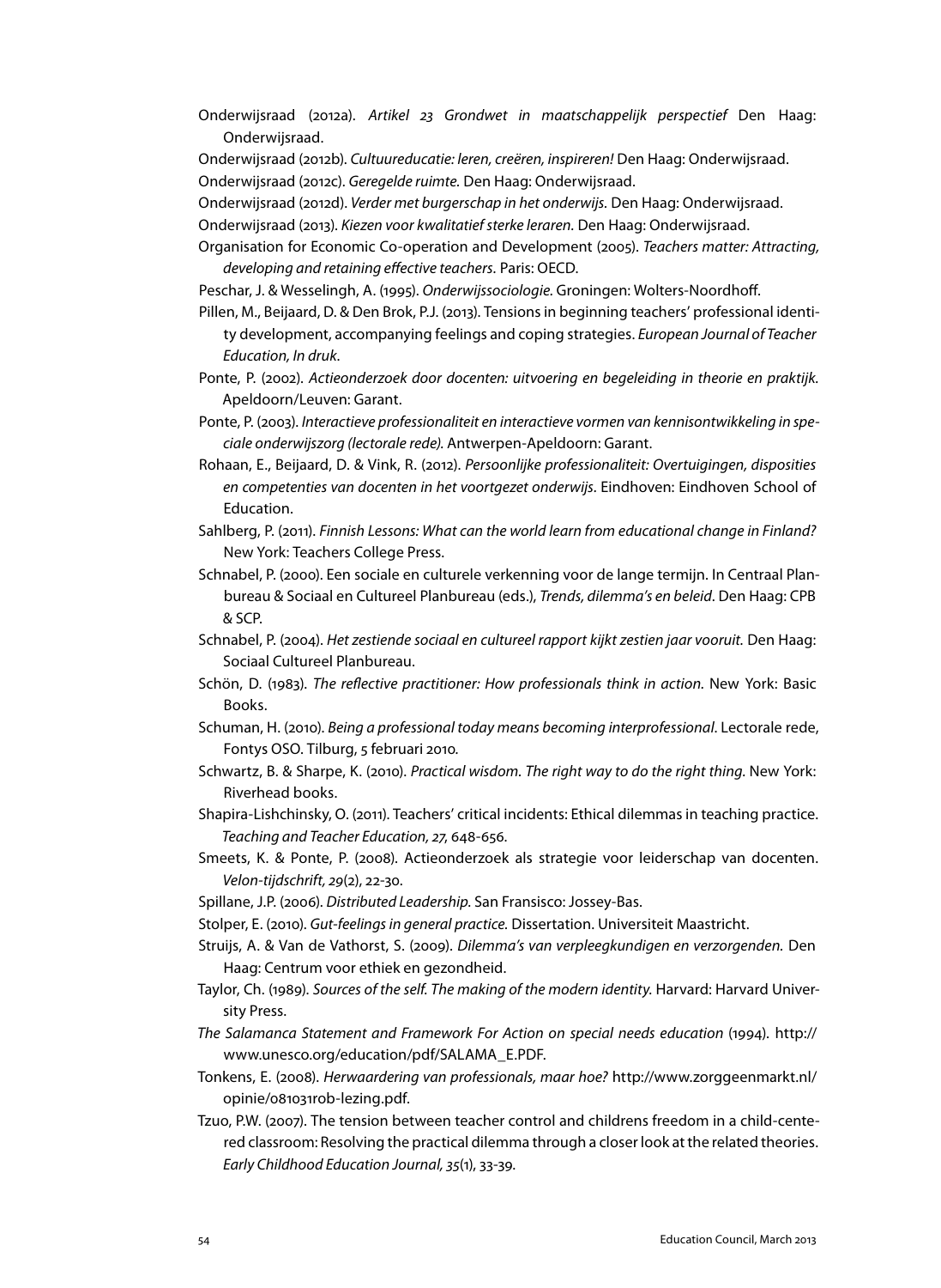Onderwijsraad (2012a). *Artikel 23 Grondwet in maatschappelijk perspectief* Den Haag: Onderwijsraad.

Onderwijsraad (2012b). *Cultuureducatie: leren, creëren, inspireren!* Den Haag: Onderwijsraad.

Onderwijsraad (2012c). *Geregelde ruimte.* Den Haag: Onderwijsraad.

Onderwijsraad (2012d). *Verder met burgerschap in het onderwijs.* Den Haag: Onderwijsraad.

Onderwijsraad (2013). *Kiezen voor kwalitatief sterke leraren.* Den Haag: Onderwijsraad.

Organisation for Economic Co-operation and Development (2005). *Teachers matter: Attracting, developing and retaining effective teachers.* Paris: OECD.

Peschar, J. & Wesselingh, A. (1995). *Onderwijssociologie.* Groningen: Wolters-Noordhoff.

Pillen, M., Beijaard, D. & Den Brok, P.J. (2013). Tensions in beginning teachers' professional identity development, accompanying feelings and coping strategies. *European Journal of Teacher Education, In druk*.

Ponte, P. (2002). *Actieonderzoek door docenten: uitvoering en begeleiding in theorie en praktijk.* Apeldoorn/Leuven: Garant.

Ponte, P. (2003). *Interactieve professionaliteit en interactieve vormen van kennisontwikkeling in speciale onderwijszorg (lectorale rede).* Antwerpen-Apeldoorn: Garant.

Rohaan, E., Beijaard, D. & Vink, R. (2012). *Persoonlijke professionaliteit: Overtuigingen, disposities en competenties van docenten in het voortgezet onderwijs.* Eindhoven: Eindhoven School of Education.

Sahlberg, P. (2011). *Finnish Lessons: What can the world learn from educational change in Finland?* New York: Teachers College Press.

Schnabel, P. (2000). Een sociale en culturele verkenning voor de lange termijn. In Centraal Planbureau & Sociaal en Cultureel Planbureau (eds.), *Trends, dilemma's en beleid*. Den Haag: CPB & SCP.

Schnabel, P. (2004). *Het zestiende sociaal en cultureel rapport kijkt zestien jaar vooruit.* Den Haag: Sociaal Cultureel Planbureau.

Schön, D. (1983). *The reflective practitioner: How professionals think in action.* New York: Basic Books.

Schuman, H. (2010). *Being a professional today means becoming interprofessional*. Lectorale rede, Fontys OSO. Tilburg, 5 februari 2010.

Schwartz, B. & Sharpe, K. (2010). *Practical wisdom. The right way to do the right thing.* New York: Riverhead books.

Shapira-Lishchinsky, O. (2011). Teachers' critical incidents: Ethical dilemmas in teaching practice. *Teaching and Teacher Education, 27*, 648-656.

Smeets, K. & Ponte, P. (2008). Actieonderzoek als strategie voor leiderschap van docenten. *Velon-tijdschrift, 29*(2), 22-30.

Spillane, J.P. (2006). *Distributed Leadership.* San Fransisco: Jossey-Bas.

Stolper, E. (2010). *Gut-feelings in general practice.* Dissertation. Universiteit Maastricht.

Struijs, A. & Van de Vathorst, S. (2009). *Dilemma's van verpleegkundigen en verzorgenden.* Den Haag: Centrum voor ethiek en gezondheid.

Taylor, Ch. (1989). *Sources of the self. The making of the modern identity.* Harvard: Harvard University Press.

*The Salamanca Statement and Framework For Action on special needs education* (1994). http://www.unesco.org/education/pdf/SALAMA_E.PDF.

Tonkens, E. (2008). *Herwaardering van professionals, maar hoe?* http://www.zorggeenmarkt.nl/opinie/081031rob-lezing.pdf.

Tzuo, P.W. (2007). The tension between teacher control and childrens freedom in a child-centered classroom: Resolving the practical dilemma through a closer look at the related theories. *Early Childhood Education Journal, 35*(1), 33-39.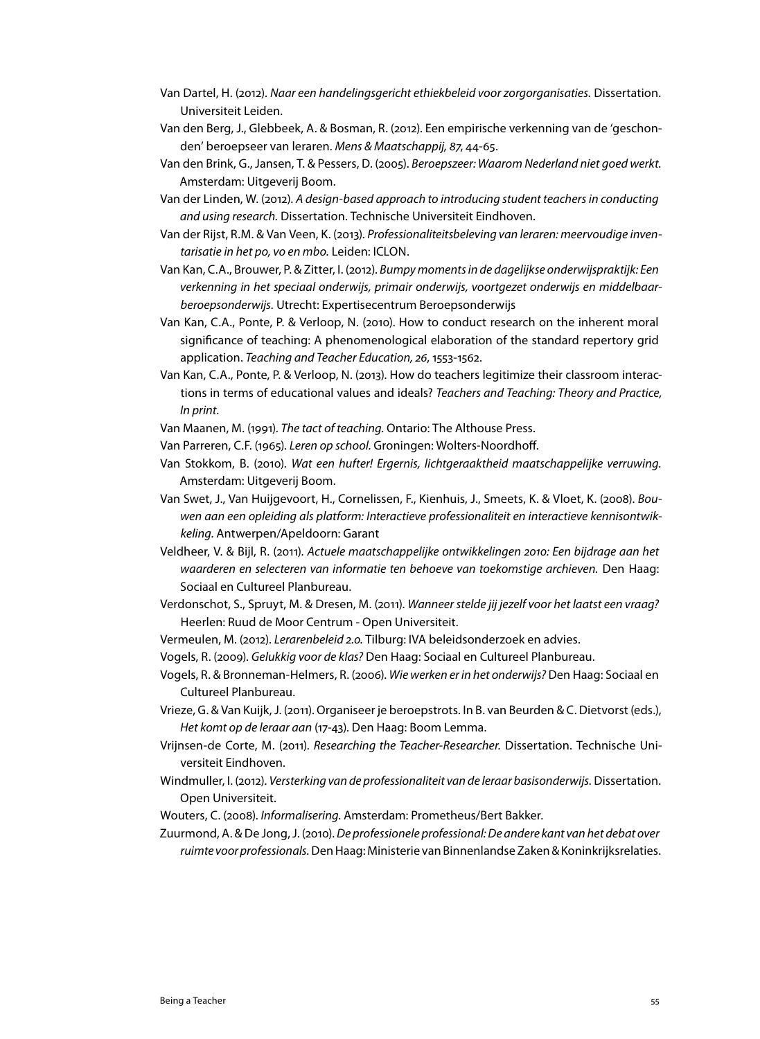Van Dartel, H. (2012). *Naar een handelingsgericht ethiekbeleid voor zorgorganisaties.* Dissertation. Universiteit Leiden.

Van den Berg, J., Glebbeek, A. & Bosman, R. (2012). Een empirische verkenning van de 'geschonden' beroepseer van leraren. *Mens & Maatschappij, 87*, 44-65.

Van den Brink, G., Jansen, T. & Pessers, D. (2005). *Beroepszeer: Waarom Nederland niet goed werkt.* Amsterdam: Uitgeverij Boom.

Van der Linden, W. (2012). *A design-based approach to introducing student teachers in conducting and using research.* Dissertation. Technische Universiteit Eindhoven.

Van der Rijst, R.M. & Van Veen, K. (2013). *Professionaliteitsbeleving van leraren: meervoudige inventarisatie in het po, vo en mbo.* Leiden: ICLON.

Van Kan, C.A., Brouwer, P. & Zitter, I. (2012). *Bumpy moments in de dagelijkse onderwijspraktijk: Een verkenning in het speciaal onderwijs, primair onderwijs, voortgezet onderwijs en middelbaarberoepsonderwijs.* Utrecht: Expertisecentrum Beroepsonderwijs

Van Kan, C.A., Ponte, P. & Verloop, N. (2010). How to conduct research on the inherent moral significance of teaching: A phenomenological elaboration of the standard repertory grid application. *Teaching and Teacher Education, 26*, 1553-1562.

Van Kan, C.A., Ponte, P. & Verloop, N. (2013). How do teachers legitimize their classroom interactions in terms of educational values and ideals? *Teachers and Teaching: Theory and Practice, In print.*

Van Maanen, M. (1991). *The tact of teaching.* Ontario: The Althouse Press.

Van Parreren, C.F. (1965). *Leren op school.* Groningen: Wolters-Noordhoff.

Van Stokkom, B. (2010). *Wat een hufter! Ergernis, lichtgeraaktheid maatschappelijke verruwing.* Amsterdam: Uitgeverij Boom.

Van Swet, J., Van Huijgevoort, H., Cornelissen, F., Kienhuis, J., Smeets, K. & Vloet, K. (2008). *Bouwen aan een opleiding als platform: Interactieve professionaliteit en interactieve kennisontwikkeling.* Antwerpen/Apeldoorn: Garant

Veldheer, V. & Bijl, R. (2011). *Actuele maatschappelijke ontwikkelingen 2010: Een bijdrage aan het waarderen en selecteren van informatie ten behoeve van toekomstige archieven.* Den Haag: Sociaal en Cultureel Planbureau.

Verdonschot, S., Spruyt, M. & Dresen, M. (2011). *Wanneer stelde jij jezelf voor het laatst een vraag?* Heerlen: Ruud de Moor Centrum - Open Universiteit.

Vermeulen, M. (2012). *Lerarenbeleid 2.0.* Tilburg: IVA beleidsonderzoek en advies.

Vogels, R. (2009). *Gelukkig voor de klas?* Den Haag: Sociaal en Cultureel Planbureau.

Vogels, R. & Bronneman-Helmers, R. (2006). *Wie werken er in het onderwijs?* Den Haag: Sociaal en Cultureel Planbureau.

Vrieze, G. & Van Kuijk, J. (2011). Organiseer je beroepstrots. In B. van Beurden & C. Dietvorst (eds.), *Het komt op de leraar aan* (17-43). Den Haag: Boom Lemma.

Vrijnsen-de Corte, M. (2011). *Researching the Teacher-Researcher.* Dissertation. Technische Universiteit Eindhoven.

Windmuller, I. (2012). *Versterking van de professionaliteit van de leraar basisonderwijs.* Dissertation. Open Universiteit.

Wouters, C. (2008). *Informalisering.* Amsterdam: Prometheus/Bert Bakker.

Zuurmond, A. & De Jong, J. (2010). *De professionele professional: De andere kant van het debat over ruimte voor professionals.* Den Haag: Ministerie van Binnenlandse Zaken & Koninkrijksrelaties.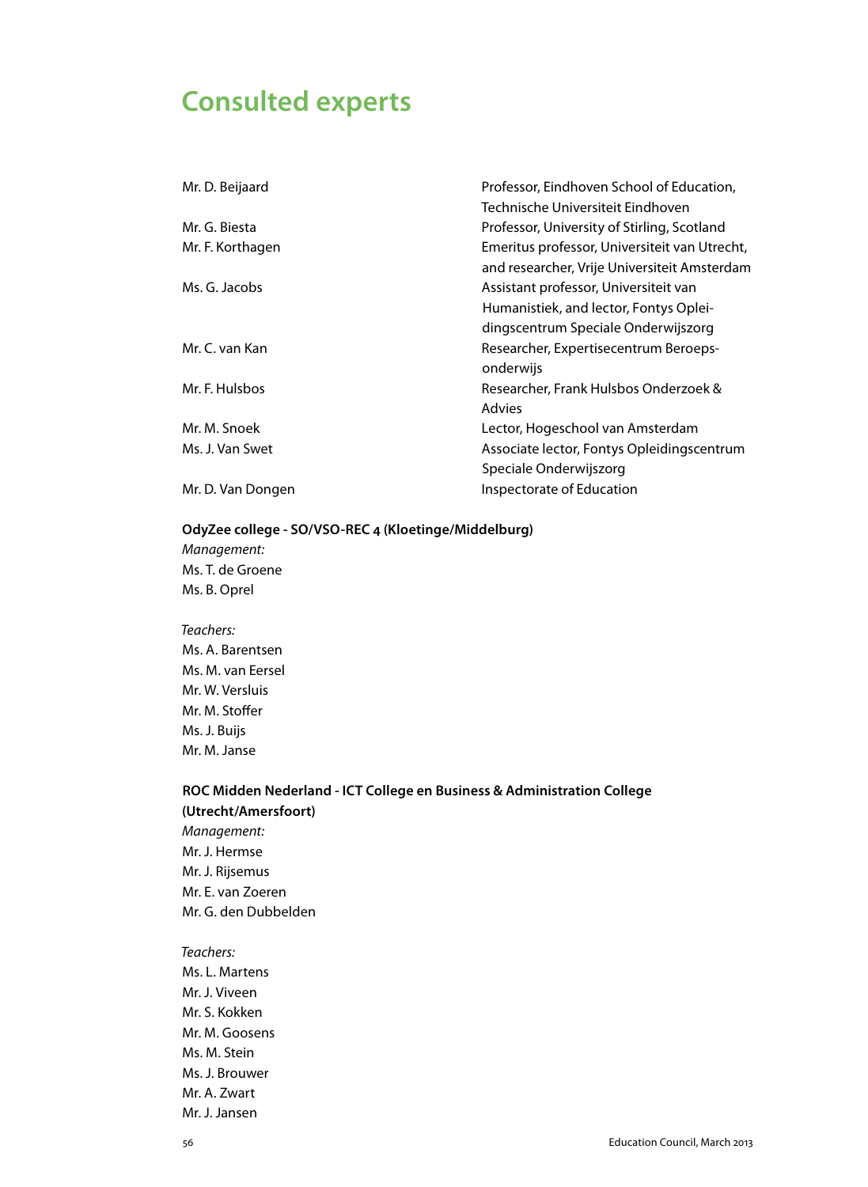# Consulted experts

| | |
|---|---|
| Mr. D. Beijaard | Professor, Eindhoven School of Education, Technische Universiteit Eindhoven |
| Mr. G. Biesta | Professor, University of Stirling, Scotland |
| Mr. F. Korthagen | Emeritus professor, Universiteit van Utrecht, and researcher, Vrije Universiteit Amsterdam |
| Ms. G. Jacobs | Assistant professor, Universiteit van Humanistiek, and lector, Fontys Opleidingscentrum Speciale Onderwijszorg |
| Mr. C. van Kan | Researcher, Expertisecentrum Beroepsonderwijs |
| Mr. F. Hulsbos | Researcher, Frank Hulsbos Onderzoek & Advies |
| Mr. M. Snoek | Lector, Hogeschool van Amsterdam |
| Ms. J. Van Swet | Associate lector, Fontys Opleidingscentrum Speciale Onderwijszorg |
| Mr. D. Van Dongen | Inspectorate of Education |

**OdyZee college - SO/VSO-REC 4 (Kloetinge/Middelburg)**

*Management:*
Ms. T. de Groene
Ms. B. Oprel

*Teachers:*
Ms. A. Barentsen
Ms. M. van Eersel
Mr. W. Versluis
Mr. M. Stoffer
Ms. J. Buijs
Mr. M. Janse

**ROC Midden Nederland - ICT College en Business & Administration College (Utrecht/Amersfoort)**

*Management:*
Mr. J. Hermse
Mr. J. Rijsemus
Mr. E. van Zoeren
Mr. G. den Dubbelden

*Teachers:*
Ms. L. Martens
Mr. J. Viveen
Mr. S. Kokken
Mr. M. Goosens
Ms. M. Stein
Ms. J. Brouwer
Mr. A. Zwart
Mr. J. Jansen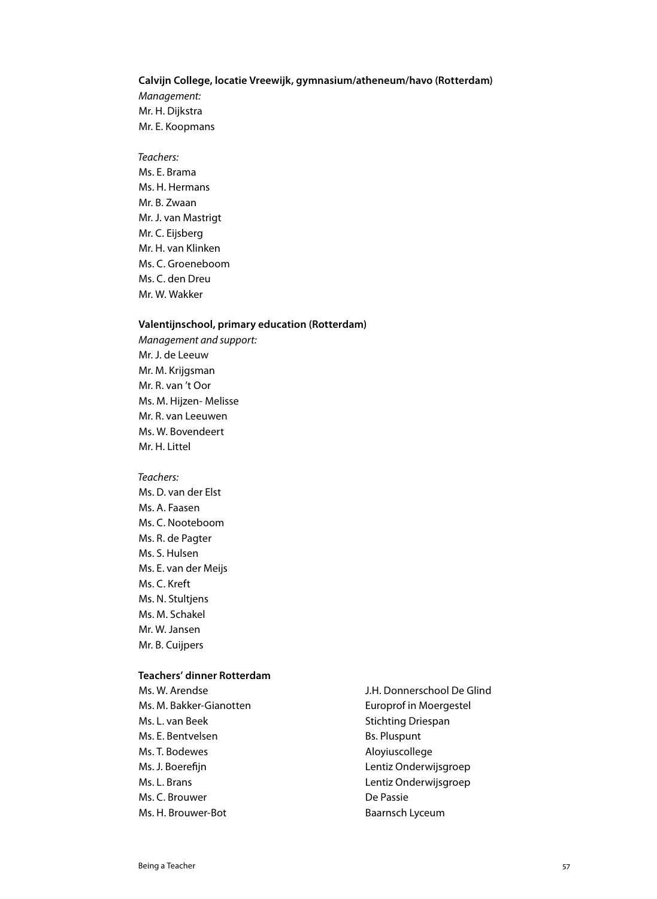**Calvijn College, locatie Vreewijk, gymnasium/atheneum/havo (Rotterdam)**

*Management:*
Mr. H. Dijkstra
Mr. E. Koopmans

*Teachers:*
Ms. E. Brama
Ms. H. Hermans
Mr. B. Zwaan
Mr. J. van Mastrigt
Mr. C. Eijsberg
Mr. H. van Klinken
Ms. C. Groeneboom
Ms. C. den Dreu
Mr. W. Wakker

**Valentijnschool, primary education (Rotterdam)**

*Management and support:*
Mr. J. de Leeuw
Mr. M. Krijgsman
Mr. R. van 't Oor
Ms. M. Hijzen- Melisse
Mr. R. van Leeuwen
Ms. W. Bovendeert
Mr. H. Littel

*Teachers:*
Ms. D. van der Elst
Ms. A. Faasen
Ms. C. Nooteboom
Ms. R. de Pagter
Ms. S. Hulsen
Ms. E. van der Meijs
Ms. C. Kreft
Ms. N. Stultjens
Ms. M. Schakel
Mr. W. Jansen
Mr. B. Cuijpers

**Teachers' dinner Rotterdam**

| | |
|---|---|
| Ms. W. Arendse | J.H. Donnerschool De Glind |
| Ms. M. Bakker-Gianotten | Europrof in Moergestel |
| Ms. L. van Beek | Stichting Driespan |
| Ms. E. Bentvelsen | Bs. Pluspunt |
| Ms. T. Bodewes | Aloyiuscollege |
| Ms. J. Boerefijn | Lentiz Onderwijsgroep |
| Ms. L. Brans | Lentiz Onderwijsgroep |
| Ms. C. Brouwer | De Passie |
| Ms. H. Brouwer-Bot | Baarnsch Lyceum |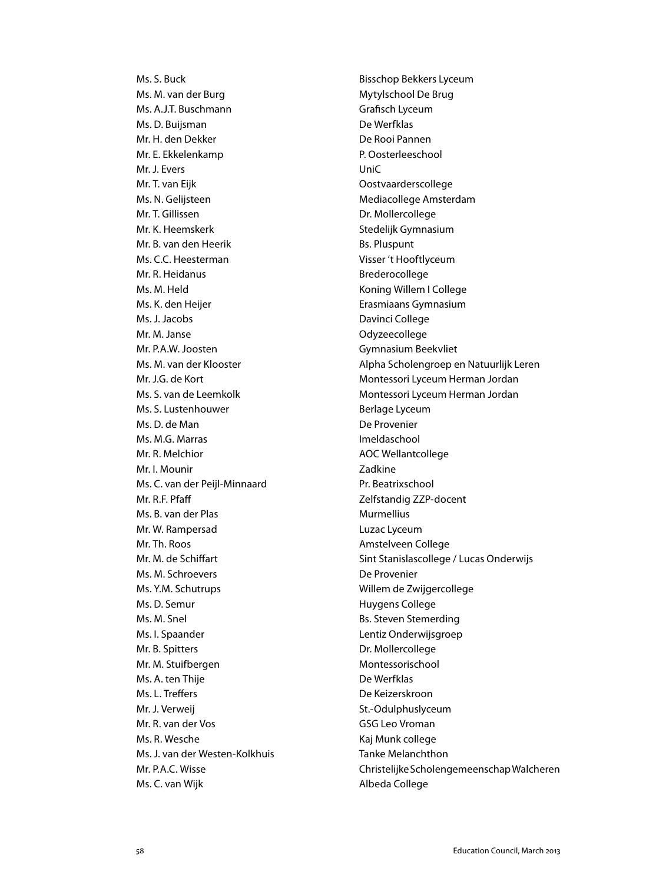| | |
|---|---|
| Ms. S. Buck | Bisschop Bekkers Lyceum |
| Ms. M. van der Burg | Mytylschool De Brug |
| Ms. A.J.T. Buschmann | Grafisch Lyceum |
| Ms. D. Buijsman | De Werfklas |
| Mr. H. den Dekker | De Rooi Pannen |
| Mr. E. Ekkelenkamp | P. Oosterleeschool |
| Mr. J. Evers | UniC |
| Mr. T. van Eijk | Oostvaarderscollege |
| Ms. N. Gelijsteen | Mediacollege Amsterdam |
| Mr. T. Gillissen | Dr. Mollercollege |
| Mr. K. Heemskerk | Stedelijk Gymnasium |
| Mr. B. van den Heerik | Bs. Pluspunt |
| Ms. C.C. Heesterman | Visser 't Hooftlyceum |
| Mr. R. Heidanus | Brederocollege |
| Ms. M. Held | Koning Willem I College |
| Ms. K. den Heijer | Erasmiaans Gymnasium |
| Ms. J. Jacobs | Davinci College |
| Mr. M. Janse | Odyzeecollege |
| Mr. P.A.W. Joosten | Gymnasium Beekvliet |
| Ms. M. van der Klooster | Alpha Scholengroep en Natuurlijk Leren |
| Mr. J.G. de Kort | Montessori Lyceum Herman Jordan |
| Ms. S. van de Leemkolk | Montessori Lyceum Herman Jordan |
| Ms. S. Lustenhouwer | Berlage Lyceum |
| Ms. D. de Man | De Provenier |
| Ms. M.G. Marras | Imeldaschool |
| Mr. R. Melchior | AOC Wellantcollege |
| Mr. I. Mounir | Zadkine |
| Ms. C. van der Peijl-Minnaard | Pr. Beatrixschool |
| Mr. R.F. Pfaff | Zelfstandig ZZP-docent |
| Ms. B. van der Plas | Murmellius |
| Mr. W. Rampersad | Luzac Lyceum |
| Mr. Th. Roos | Amstelveen College |
| Mr. M. de Schiffart | Sint Stanislascollege / Lucas Onderwijs |
| Ms. M. Schroevers | De Provenier |
| Ms. Y.M. Schutrups | Willem de Zwijgercollege |
| Ms. D. Semur | Huygens College |
| Ms. M. Snel | Bs. Steven Stemerding |
| Ms. I. Spaander | Lentiz Onderwijsgroep |
| Mr. B. Spitters | Dr. Mollercollege |
| Mr. M. Stuifbergen | Montessorischool |
| Ms. A. ten Thije | De Werfklas |
| Ms. L. Treffers | De Keizerskroon |
| Mr. J. Verweij | St.-Odulphuslyceum |
| Mr. R. van der Vos | GSG Leo Vroman |
| Ms. R. Wesche | Kaj Munk college |
| Ms. J. van der Westen-Kolkhuis | Tanke Melanchthon |
| Mr. P.A.C. Wisse | Christelijke Scholengemeenschap Walcheren |
| Ms. C. van Wijk | Albeda College |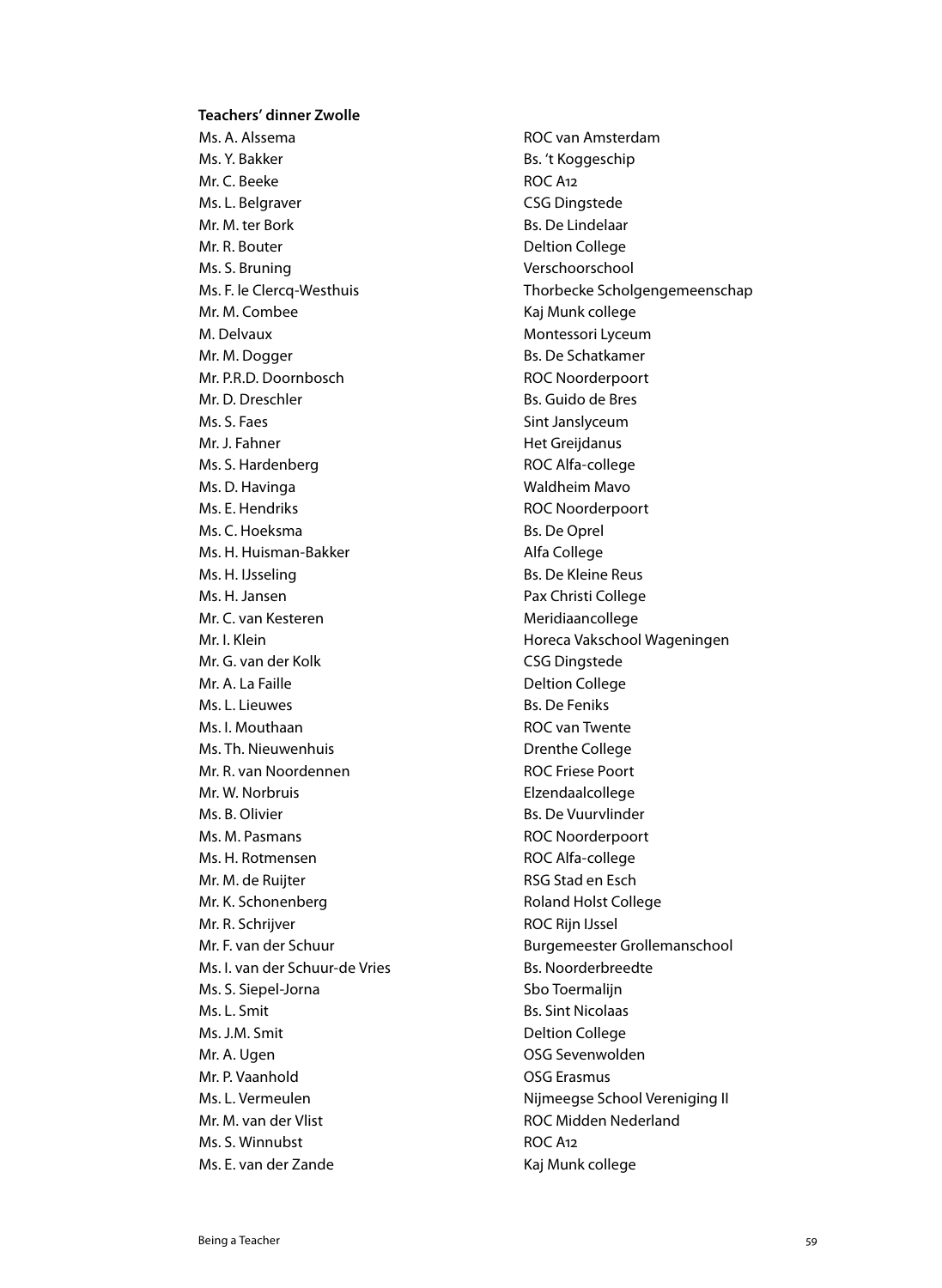**Teachers' dinner Zwolle**

| | |
|---|---|
| Ms. A. Alssema | ROC van Amsterdam |
| Ms. Y. Bakker | Bs. 't Koggeschip |
| Mr. C. Beeke | ROC A12 |
| Ms. L. Belgraver | CSG Dingstede |
| Mr. M. ter Bork | Bs. De Lindelaar |
| Mr. R. Bouter | Deltion College |
| Ms. S. Bruning | Verschoorschool |
| Ms. F. le Clercq-Westhuis | Thorbecke Scholgengemeenschap |
| Mr. M. Combee | Kaj Munk college |
| M. Delvaux | Montessori Lyceum |
| Mr. M. Dogger | Bs. De Schatkamer |
| Mr. P.R.D. Doornbosch | ROC Noorderpoort |
| Mr. D. Dreschler | Bs. Guido de Bres |
| Ms. S. Faes | Sint Janslyceum |
| Mr. J. Fahner | Het Greijdanus |
| Ms. S. Hardenberg | ROC Alfa-college |
| Ms. D. Havinga | Waldheim Mavo |
| Ms. E. Hendriks | ROC Noorderpoort |
| Ms. C. Hoeksma | Bs. De Oprel |
| Ms. H. Huisman-Bakker | Alfa College |
| Ms. H. IJsseling | Bs. De Kleine Reus |
| Ms. H. Jansen | Pax Christi College |
| Mr. C. van Kesteren | Meridiaancollege |
| Mr. I. Klein | Horeca Vakschool Wageningen |
| Mr. G. van der Kolk | CSG Dingstede |
| Mr. A. La Faille | Deltion College |
| Ms. L. Lieuwes | Bs. De Feniks |
| Ms. I. Mouthaan | ROC van Twente |
| Ms. Th. Nieuwenhuis | Drenthe College |
| Mr. R. van Noordennen | ROC Friese Poort |
| Mr. W. Norbruis | Elzendaalcollege |
| Ms. B. Olivier | Bs. De Vuurvlinder |
| Ms. M. Pasmans | ROC Noorderpoort |
| Ms. H. Rotmensen | ROC Alfa-college |
| Mr. M. de Ruijter | RSG Stad en Esch |
| Mr. K. Schonenberg | Roland Holst College |
| Mr. R. Schrijver | ROC Rijn IJssel |
| Mr. F. van der Schuur | Burgemeester Grollemanschool |
| Ms. I. van der Schuur-de Vries | Bs. Noorderbreedte |
| Ms. S. Siepel-Jorna | Sbo Toermalijn |
| Ms. L. Smit | Bs. Sint Nicolaas |
| Ms. J.M. Smit | Deltion College |
| Mr. A. Ugen | OSG Sevenwolden |
| Mr. P. Vaanhold | OSG Erasmus |
| Ms. L. Vermeulen | Nijmeegse School Vereniging II |
| Mr. M. van der Vlist | ROC Midden Nederland |
| Ms. S. Winnubst | ROC A12 |
| Ms. E. van der Zande | Kaj Munk college |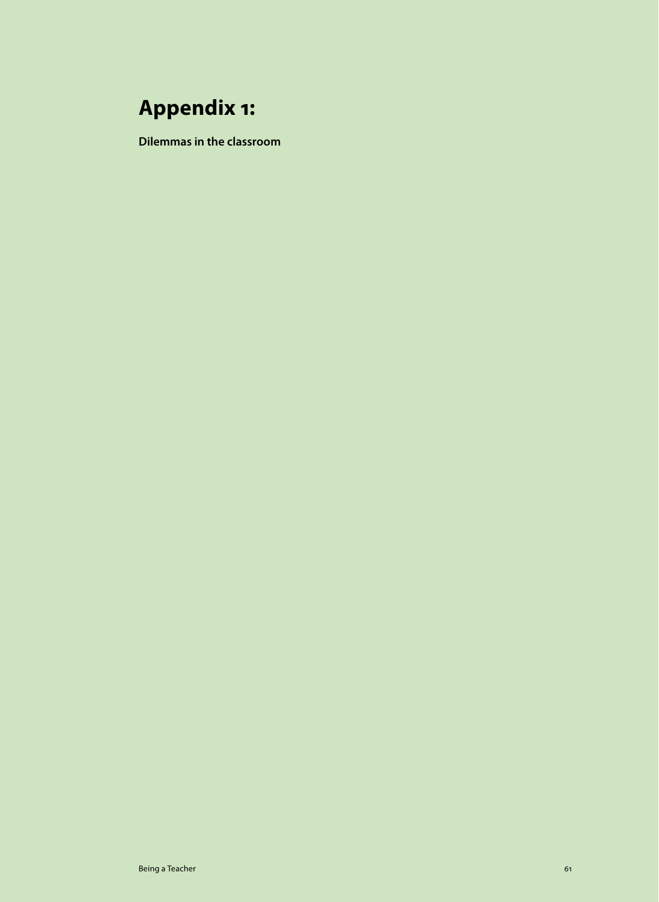# Appendix 1:

**Dilemmas in the classroom**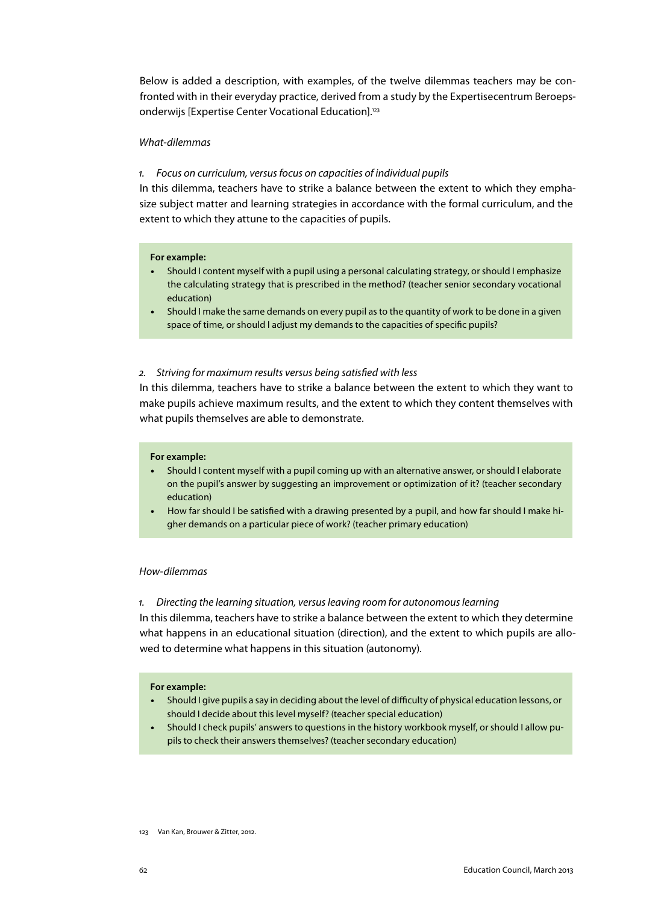Below is added a description, with examples, of the twelve dilemmas teachers may be confronted with in their everyday practice, derived from a study by the Expertisecentrum Beroepsonderwijs [Expertise Center Vocational Education].[123]

*What-dilemmas*

*1. Focus on curriculum, versus focus on capacities of individual pupils*

In this dilemma, teachers have to strike a balance between the extent to which they emphasize subject matter and learning strategies in accordance with the formal curriculum, and the extent to which they attune to the capacities of pupils.

**For example:**

- Should I content myself with a pupil using a personal calculating strategy, or should I emphasize the calculating strategy that is prescribed in the method? (teacher senior secondary vocational education)
- Should I make the same demands on every pupil as to the quantity of work to be done in a given space of time, or should I adjust my demands to the capacities of specific pupils?

*2. Striving for maximum results versus being satisfied with less*

In this dilemma, teachers have to strike a balance between the extent to which they want to make pupils achieve maximum results, and the extent to which they content themselves with what pupils themselves are able to demonstrate.

**For example:**

- Should I content myself with a pupil coming up with an alternative answer, or should I elaborate on the pupil's answer by suggesting an improvement or optimization of it? (teacher secondary education)
- How far should I be satisfied with a drawing presented by a pupil, and how far should I make higher demands on a particular piece of work? (teacher primary education)

*How-dilemmas*

*1. Directing the learning situation, versus leaving room for autonomous learning*

In this dilemma, teachers have to strike a balance between the extent to which they determine what happens in an educational situation (direction), and the extent to which pupils are allowed to determine what happens in this situation (autonomy).

**For example:**

- Should I give pupils a say in deciding about the level of difficulty of physical education lessons, or should I decide about this level myself? (teacher special education)
- Should I check pupils' answers to questions in the history workbook myself, or should I allow pupils to check their answers themselves? (teacher secondary education)

123 Van Kan, Brouwer & Zitter, 2012.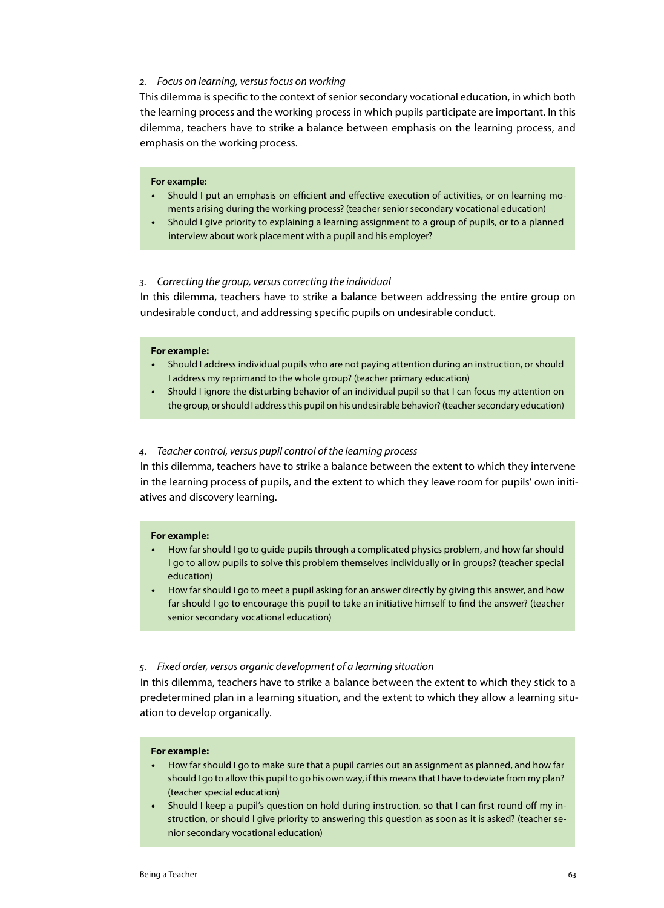*2. Focus on learning, versus focus on working*

This dilemma is specific to the context of senior secondary vocational education, in which both the learning process and the working process in which pupils participate are important. In this dilemma, teachers have to strike a balance between emphasis on the learning process, and emphasis on the working process.

**For example:**

- Should I put an emphasis on efficient and effective execution of activities, or on learning moments arising during the working process? (teacher senior secondary vocational education)
- Should I give priority to explaining a learning assignment to a group of pupils, or to a planned interview about work placement with a pupil and his employer?

*3. Correcting the group, versus correcting the individual*

In this dilemma, teachers have to strike a balance between addressing the entire group on undesirable conduct, and addressing specific pupils on undesirable conduct.

**For example:**

- Should I address individual pupils who are not paying attention during an instruction, or should I address my reprimand to the whole group? (teacher primary education)
- Should I ignore the disturbing behavior of an individual pupil so that I can focus my attention on the group, or should I address this pupil on his undesirable behavior? (teacher secondary education)

*4. Teacher control, versus pupil control of the learning process*

In this dilemma, teachers have to strike a balance between the extent to which they intervene in the learning process of pupils, and the extent to which they leave room for pupils' own initiatives and discovery learning.

**For example:**

- How far should I go to guide pupils through a complicated physics problem, and how far should I go to allow pupils to solve this problem themselves individually or in groups? (teacher special education)
- How far should I go to meet a pupil asking for an answer directly by giving this answer, and how far should I go to encourage this pupil to take an initiative himself to find the answer? (teacher senior secondary vocational education)

*5. Fixed order, versus organic development of a learning situation*

In this dilemma, teachers have to strike a balance between the extent to which they stick to a predetermined plan in a learning situation, and the extent to which they allow a learning situation to develop organically.

**For example:**

- How far should I go to make sure that a pupil carries out an assignment as planned, and how far should I go to allow this pupil to go his own way, if this means that I have to deviate from my plan? (teacher special education)
- Should I keep a pupil's question on hold during instruction, so that I can first round off my instruction, or should I give priority to answering this question as soon as it is asked? (teacher senior secondary vocational education)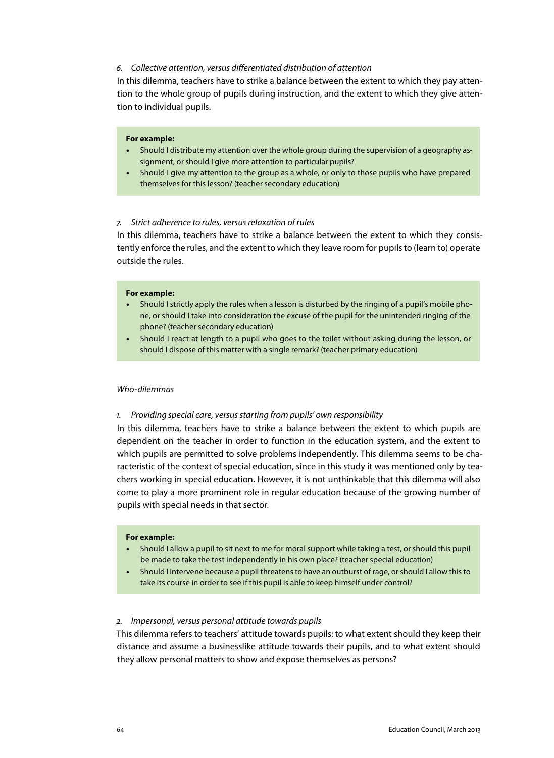*6. Collective attention, versus differentiated distribution of attention*

In this dilemma, teachers have to strike a balance between the extent to which they pay attention to the whole group of pupils during instruction, and the extent to which they give attention to individual pupils.

**For example:**

- Should I distribute my attention over the whole group during the supervision of a geography assignment, or should I give more attention to particular pupils?
- Should I give my attention to the group as a whole, or only to those pupils who have prepared themselves for this lesson? (teacher secondary education)

*7. Strict adherence to rules, versus relaxation of rules*

In this dilemma, teachers have to strike a balance between the extent to which they consistently enforce the rules, and the extent to which they leave room for pupils to (learn to) operate outside the rules.

**For example:**

- Should I strictly apply the rules when a lesson is disturbed by the ringing of a pupil's mobile phone, or should I take into consideration the excuse of the pupil for the unintended ringing of the phone? (teacher secondary education)
- Should I react at length to a pupil who goes to the toilet without asking during the lesson, or should I dispose of this matter with a single remark? (teacher primary education)

*Who-dilemmas*

*1. Providing special care, versus starting from pupils' own responsibility*

In this dilemma, teachers have to strike a balance between the extent to which pupils are dependent on the teacher in order to function in the education system, and the extent to which pupils are permitted to solve problems independently. This dilemma seems to be characteristic of the context of special education, since in this study it was mentioned only by teachers working in special education. However, it is not unthinkable that this dilemma will also come to play a more prominent role in regular education because of the growing number of pupils with special needs in that sector.

**For example:**

- Should I allow a pupil to sit next to me for moral support while taking a test, or should this pupil be made to take the test independently in his own place? (teacher special education)
- Should I intervene because a pupil threatens to have an outburst of rage, or should I allow this to take its course in order to see if this pupil is able to keep himself under control?

*2. Impersonal, versus personal attitude towards pupils*

This dilemma refers to teachers' attitude towards pupils: to what extent should they keep their distance and assume a businesslike attitude towards their pupils, and to what extent should they allow personal matters to show and expose themselves as persons?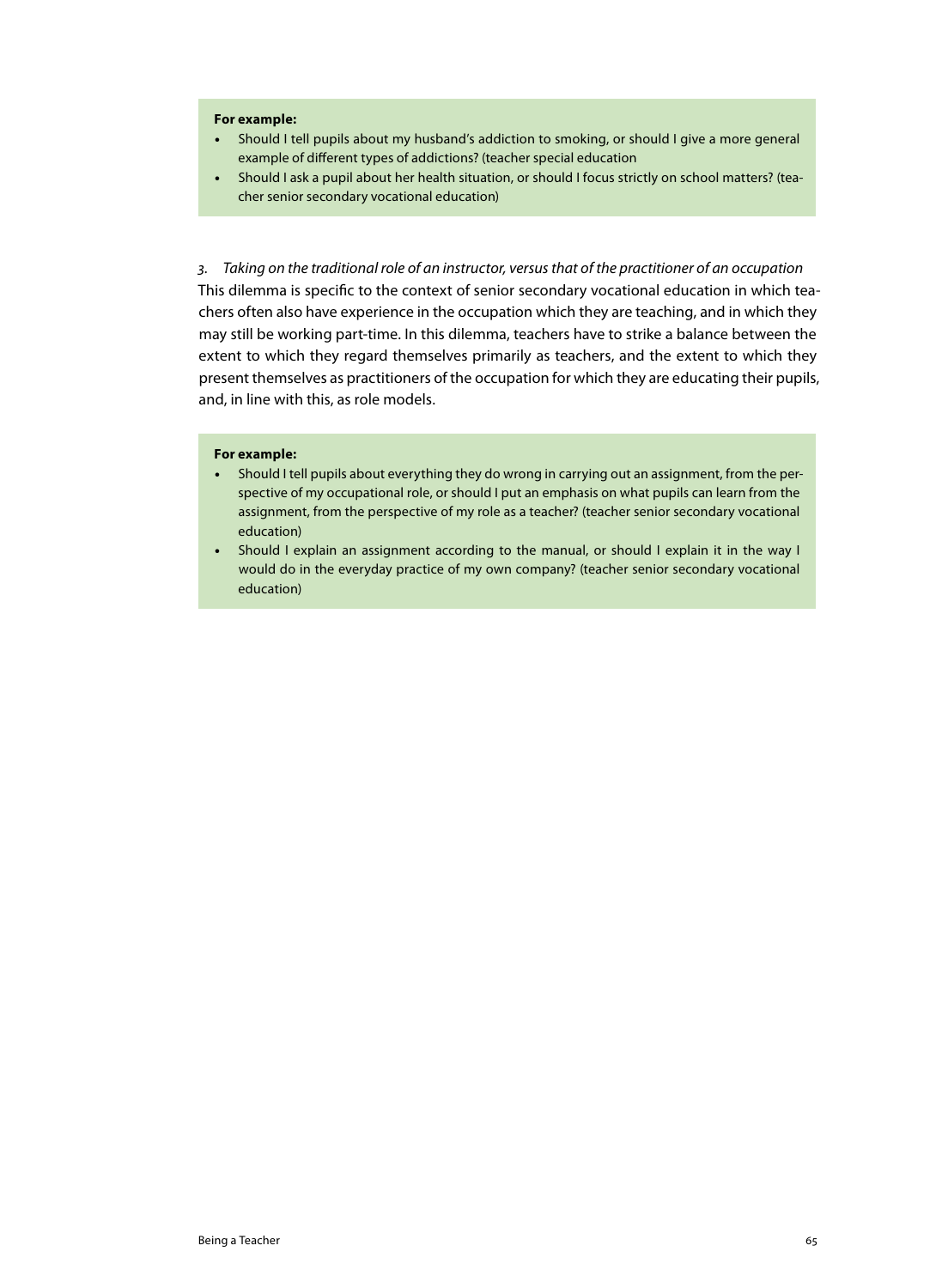**For example:**

- Should I tell pupils about my husband's addiction to smoking, or should I give a more general example of different types of addictions? (teacher special education
- Should I ask a pupil about her health situation, or should I focus strictly on school matters? (teacher senior secondary vocational education)

*3. Taking on the traditional role of an instructor, versus that of the practitioner of an occupation*

This dilemma is specific to the context of senior secondary vocational education in which teachers often also have experience in the occupation which they are teaching, and in which they may still be working part-time. In this dilemma, teachers have to strike a balance between the extent to which they regard themselves primarily as teachers, and the extent to which they present themselves as practitioners of the occupation for which they are educating their pupils, and, in line with this, as role models.

**For example:**

- Should I tell pupils about everything they do wrong in carrying out an assignment, from the perspective of my occupational role, or should I put an emphasis on what pupils can learn from the assignment, from the perspective of my role as a teacher? (teacher senior secondary vocational education)
- Should I explain an assignment according to the manual, or should I explain it in the way I would do in the everyday practice of my own company? (teacher senior secondary vocational education)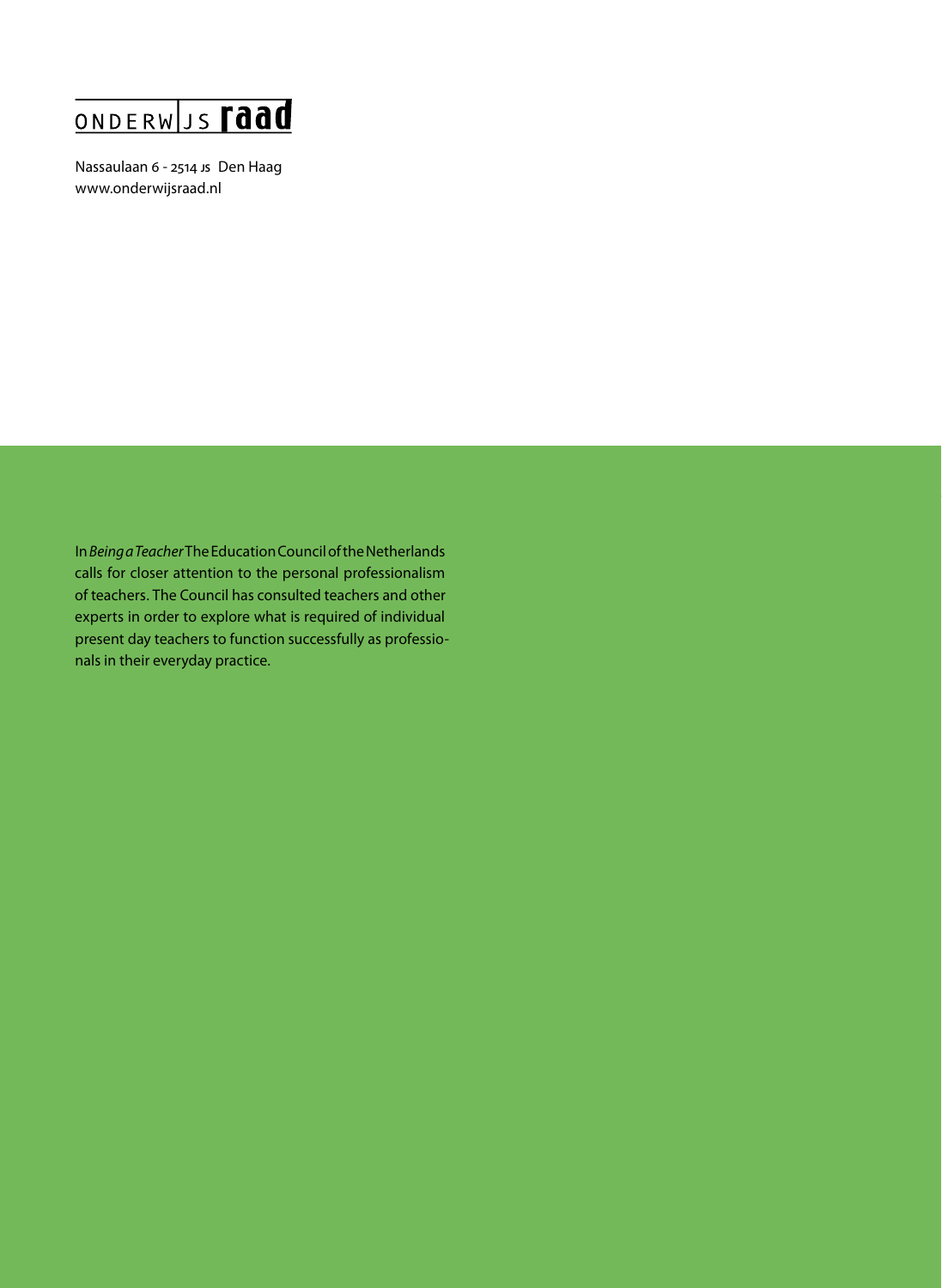ONDERWIJS raad

Nassaulaan 6 - 2514 JS Den Haag
www.onderwijsraad.nl

In *Being a Teacher* The Education Council of the Netherlands calls for closer attention to the personal professionalism of teachers. The Council has consulted teachers and other experts in order to explore what is required of individual present day teachers to function successfully as professionals in their everyday practice.